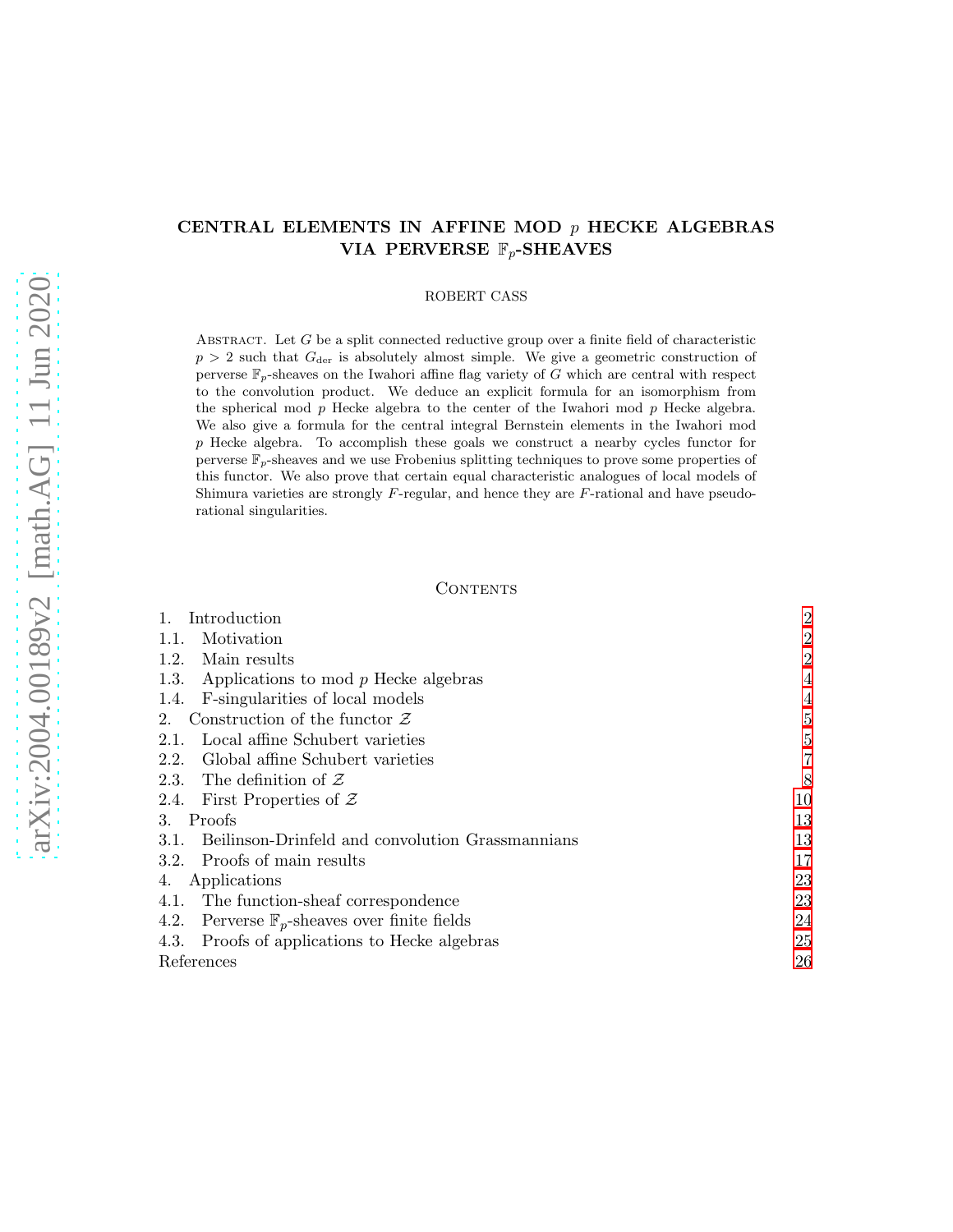# CENTRAL ELEMENTS IN AFFINE MOD $p$ HECKE ALGEBRAS VIA PERVERSE $\mathbb{F}_p$-SHEAVES

ROBERT CASS

Abstract. Let $G$ be a split connected reductive group over a finite field of characteristic $p > 2$ such that $G_{\text{der}}$ is absolutely almost simple. We give a geometric construction of perverse $\mathbb{F}_p$-sheaves on the Iwahori affine flag variety of $G$ which are central with respect to the convolution product. We deduce an explicit formula for an isomorphism from the spherical mod $p$ Hecke algebra to the center of the Iwahori mod $p$ Hecke algebra. We also give a formula for the central integral Bernstein elements in the Iwahori mod $p$ Hecke algebra. To accomplish these goals we construct a nearby cycles functor for perverse $\mathbb{F}_p$-sheaves and we use Frobenius splitting techniques to prove some properties of this functor. We also prove that certain equal characteristic analogues of local models of Shimura varieties are strongly $F$-regular, and hence they are $F$-rational and have pseudo-rational singularities.

## Contents

1. Introduction — 2
1.1. Motivation — 2
1.2. Main results — 2
1.3. Applications to mod $p$ Hecke algebras — 4
1.4. F-singularities of local models — 4
2. Construction of the functor $\mathcal{Z}$ — 5
2.1. Local affine Schubert varieties — 5
2.2. Global affine Schubert varieties — 7
2.3. The definition of $\mathcal{Z}$ — 8
2.4. First Properties of $\mathcal{Z}$ — 10
3. Proofs — 13
3.1. Beilinson-Drinfeld and convolution Grassmannians — 13
3.2. Proofs of main results — 17
4. Applications — 23
4.1. The function-sheaf correspondence — 23
4.2. Perverse $\mathbb{F}_p$-sheaves over finite fields — 24
4.3. Proofs of applications to Hecke algebras — 25
References — 26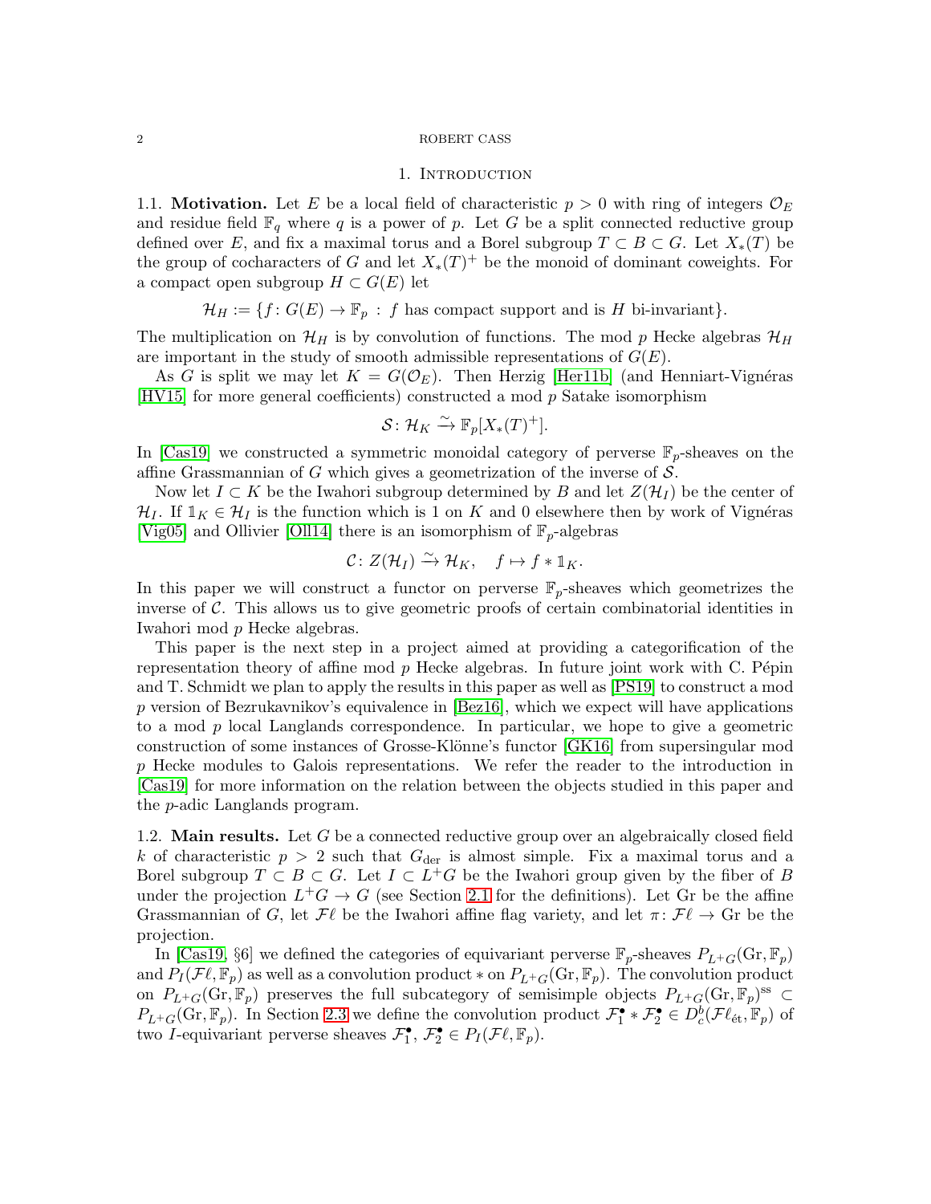## 1. Introduction

**1.1. Motivation.** Let $E$ be a local field of characteristic $p > 0$ with ring of integers $\mathcal{O}_E$ and residue field $\mathbb{F}_q$ where $q$ is a power of $p$. Let $G$ be a split connected reductive group defined over $E$, and fix a maximal torus and a Borel subgroup $T \subset B \subset G$. Let $X_*(T)$ be the group of cocharacters of $G$ and let $X_*(T)^+$ be the monoid of dominant coweights. For a compact open subgroup $H \subset G(E)$ let

$$\mathcal{H}_H := \{f : G(E) \to \mathbb{F}_p \,:\, f \text{ has compact support and is } H \text{ bi-invariant}\}.$$

The multiplication on $\mathcal{H}_H$ is by convolution of functions. The mod $p$ Hecke algebras $\mathcal{H}_H$ are important in the study of smooth admissible representations of $G(E)$.

As $G$ is split we may let $K = G(\mathcal{O}_E)$. Then Herzig [Her11b] (and Henniart-Vignéras [HV15] for more general coefficients) constructed a mod $p$ Satake isomorphism

$$\mathcal{S} : \mathcal{H}_K \xrightarrow{\sim} \mathbb{F}_p[X_*(T)^+].$$

In [Cas19] we constructed a symmetric monoidal category of perverse $\mathbb{F}_p$-sheaves on the affine Grassmannian of $G$ which gives a geometrization of the inverse of $\mathcal{S}$.

Now let $I \subset K$ be the Iwahori subgroup determined by $B$ and let $Z(\mathcal{H}_I)$ be the center of $\mathcal{H}_I$. If $\mathbb{1}_K \in \mathcal{H}_I$ is the function which is 1 on $K$ and 0 elsewhere then by work of Vignéras [Vig05] and Ollivier [Oll14] there is an isomorphism of $\mathbb{F}_p$-algebras

$$\mathcal{C} : Z(\mathcal{H}_I) \xrightarrow{\sim} \mathcal{H}_K, \quad f \mapsto f * \mathbb{1}_K.$$

In this paper we will construct a functor on perverse $\mathbb{F}_p$-sheaves which geometrizes the inverse of $\mathcal{C}$. This allows us to give geometric proofs of certain combinatorial identities in Iwahori mod $p$ Hecke algebras.

This paper is the next step in a project aimed at providing a categorification of the representation theory of affine mod $p$ Hecke algebras. In future joint work with C. Pépin and T. Schmidt we plan to apply the results in this paper as well as [PS19] to construct a mod $p$ version of Bezrukavnikov's equivalence in [Bez16], which we expect will have applications to a mod $p$ local Langlands correspondence. In particular, we hope to give a geometric construction of some instances of Grosse-Klönne's functor [GK16] from supersingular mod $p$ Hecke modules to Galois representations. We refer the reader to the introduction in [Cas19] for more information on the relation between the objects studied in this paper and the $p$-adic Langlands program.

**1.2. Main results.** Let $G$ be a connected reductive group over an algebraically closed field $k$ of characteristic $p > 2$ such that $G_{\text{der}}$ is almost simple. Fix a maximal torus and a Borel subgroup $T \subset B \subset G$. Let $I \subset L^+G$ be the Iwahori group given by the fiber of $B$ under the projection $L^+G \to G$ (see Section 2.1 for the definitions). Let Gr be the affine Grassmannian of $G$, let $\mathcal{F}\ell$ be the Iwahori affine flag variety, and let $\pi : \mathcal{F}\ell \to \text{Gr}$ be the projection.

In [Cas19, §6] we defined the categories of equivariant perverse $\mathbb{F}_p$-sheaves $P_{L^+G}(\text{Gr}, \mathbb{F}_p)$ and $P_I(\mathcal{F}\ell, \mathbb{F}_p)$ as well as a convolution product $*$ on $P_{L^+G}(\text{Gr}, \mathbb{F}_p)$. The convolution product on $P_{L^+G}(\text{Gr}, \mathbb{F}_p)$ preserves the full subcategory of semisimple objects $P_{L^+G}(\text{Gr}, \mathbb{F}_p)^{\text{ss}} \subset P_{L^+G}(\text{Gr}, \mathbb{F}_p)$. In Section 2.3 we define the convolution product $\mathcal{F}_1^\bullet * \mathcal{F}_2^\bullet \in D_c^b(\mathcal{F}\ell_{\text{ét}}, \mathbb{F}_p)$ of two $I$-equivariant perverse sheaves $\mathcal{F}_1^\bullet, \mathcal{F}_2^\bullet \in P_I(\mathcal{F}\ell, \mathbb{F}_p)$.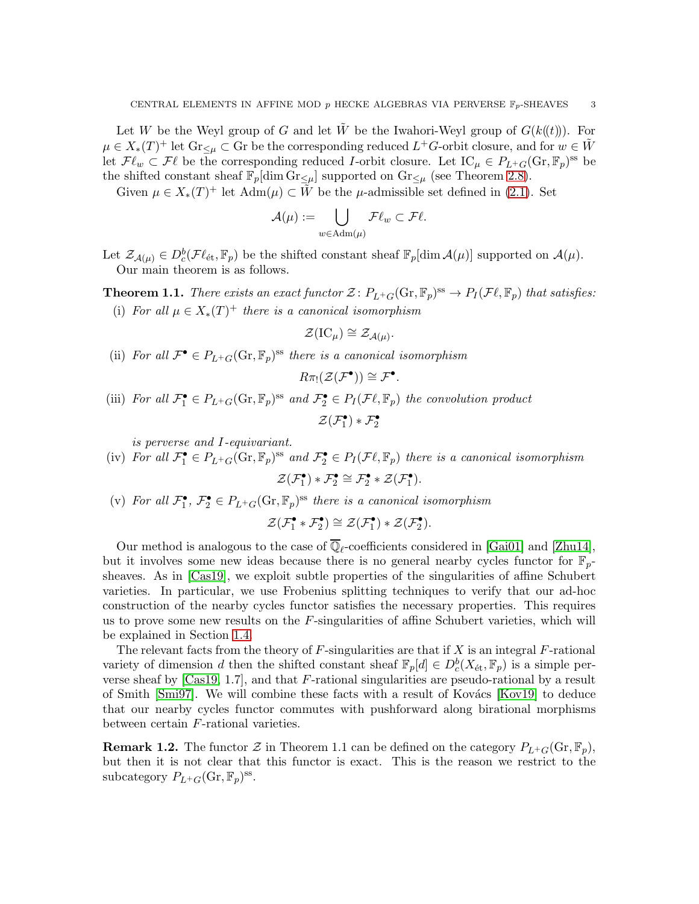Let $W$ be the Weyl group of $G$ and let $\tilde{W}$ be the Iwahori-Weyl group of $G(k((t)))$. For $\mu \in X_*(T)^+$ let $\mathrm{Gr}_{\leq \mu} \subset \mathrm{Gr}$ be the corresponding reduced $L^+G$-orbit closure, and for $w \in \tilde{W}$ let $\mathcal{F}\ell_w \subset \mathcal{F}\ell$ be the corresponding reduced $I$-orbit closure. Let $\mathrm{IC}_\mu \in P_{L^+G}(\mathrm{Gr}, \mathbb{F}_p)^{\mathrm{ss}}$ be the shifted constant sheaf $\mathbb{F}_p[\dim \mathrm{Gr}_{\leq \mu}]$ supported on $\mathrm{Gr}_{\leq \mu}$ (see Theorem 2.8).

Given $\mu \in X_*(T)^+$ let $\mathrm{Adm}(\mu) \subset \tilde{W}$ be the $\mu$-admissible set defined in (2.1). Set

$$\mathcal{A}(\mu) := \bigcup_{w \in \mathrm{Adm}(\mu)} \mathcal{F}\ell_w \subset \mathcal{F}\ell.$$

Let $\mathcal{Z}_{\mathcal{A}(\mu)} \in D_c^b(\mathcal{F}\ell_{\text{ét}}, \mathbb{F}_p)$ be the shifted constant sheaf $\mathbb{F}_p[\dim \mathcal{A}(\mu)]$ supported on $\mathcal{A}(\mu)$.

Our main theorem is as follows.

**Theorem 1.1.** *There exists an exact functor $\mathcal{Z} \colon P_{L^+G}(\mathrm{Gr}, \mathbb{F}_p)^{\mathrm{ss}} \to P_I(\mathcal{F}\ell, \mathbb{F}_p)$ that satisfies:*

(i) *For all $\mu \in X_*(T)^+$ there is a canonical isomorphism*

$$\mathcal{Z}(\mathrm{IC}_\mu) \cong \mathcal{Z}_{\mathcal{A}(\mu)}.$$

(ii) *For all $\mathcal{F}^\bullet \in P_{L^+G}(\mathrm{Gr}, \mathbb{F}_p)^{\mathrm{ss}}$ there is a canonical isomorphism*

$$R\pi_!(\mathcal{Z}(\mathcal{F}^\bullet)) \cong \mathcal{F}^\bullet.$$

(iii) *For all $\mathcal{F}_1^\bullet \in P_{L^+G}(\mathrm{Gr}, \mathbb{F}_p)^{\mathrm{ss}}$ and $\mathcal{F}_2^\bullet \in P_I(\mathcal{F}\ell, \mathbb{F}_p)$ the convolution product*

$$\mathcal{Z}(\mathcal{F}_1^\bullet) * \mathcal{F}_2^\bullet$$

*is perverse and $I$-equivariant.*

(iv) *For all $\mathcal{F}_1^\bullet \in P_{L^+G}(\mathrm{Gr}, \mathbb{F}_p)^{\mathrm{ss}}$ and $\mathcal{F}_2^\bullet \in P_I(\mathcal{F}\ell, \mathbb{F}_p)$ there is a canonical isomorphism*

$$\mathcal{Z}(\mathcal{F}_1^\bullet) * \mathcal{F}_2^\bullet \cong \mathcal{F}_2^\bullet * \mathcal{Z}(\mathcal{F}_1^\bullet).$$

(v) *For all $\mathcal{F}_1^\bullet$, $\mathcal{F}_2^\bullet \in P_{L^+G}(\mathrm{Gr}, \mathbb{F}_p)^{\mathrm{ss}}$ there is a canonical isomorphism*

$$\mathcal{Z}(\mathcal{F}_1^\bullet * \mathcal{F}_2^\bullet) \cong \mathcal{Z}(\mathcal{F}_1^\bullet) * \mathcal{Z}(\mathcal{F}_2^\bullet).$$

Our method is analogous to the case of $\overline{\mathbb{Q}}_\ell$-coefficients considered in [Gai01] and [Zhu14], but it involves some new ideas because there is no general nearby cycles functor for $\mathbb{F}_p$-sheaves. As in [Cas19], we exploit subtle properties of the singularities of affine Schubert varieties. In particular, we use Frobenius splitting techniques to verify that our ad-hoc construction of the nearby cycles functor satisfies the necessary properties. This requires us to prove some new results on the $F$-singularities of affine Schubert varieties, which will be explained in Section 1.4.

The relevant facts from the theory of $F$-singularities are that if $X$ is an integral $F$-rational variety of dimension $d$ then the shifted constant sheaf $\mathbb{F}_p[d] \in D_c^b(X_{\text{ét}}, \mathbb{F}_p)$ is a simple perverse sheaf by [Cas19, 1.7], and that $F$-rational singularities are pseudo-rational by a result of Smith [Smi97]. We will combine these facts with a result of Kovács [Kov19] to deduce that our nearby cycles functor commutes with pushforward along birational morphisms between certain $F$-rational varieties.

**Remark 1.2.** The functor $\mathcal{Z}$ in Theorem 1.1 can be defined on the category $P_{L^+G}(\mathrm{Gr}, \mathbb{F}_p)$, but then it is not clear that this functor is exact. This is the reason we restrict to the subcategory $P_{L^+G}(\mathrm{Gr}, \mathbb{F}_p)^{\mathrm{ss}}$.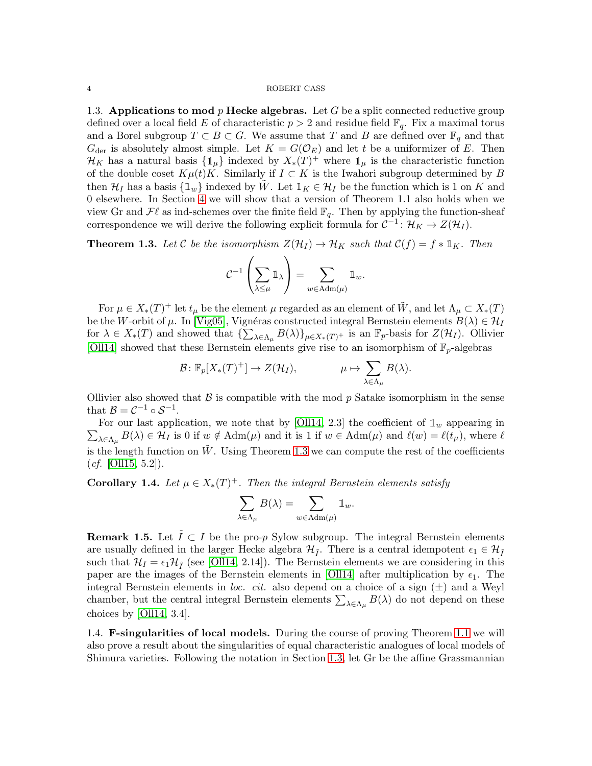### 1.3. Applications to mod $p$ Hecke algebras.

Let $G$ be a split connected reductive group defined over a local field $E$ of characteristic $p > 2$ and residue field $\mathbb{F}_q$. Fix a maximal torus and a Borel subgroup $T \subset B \subset G$. We assume that $T$ and $B$ are defined over $\mathbb{F}_q$ and that $G_{\mathrm{der}}$ is absolutely almost simple. Let $K = G(\mathcal{O}_E)$ and let $t$ be a uniformizer of $E$. Then $\mathcal{H}_K$ has a natural basis $\{\mathbb{1}_\mu\}$ indexed by $X_*(T)^+$ where $\mathbb{1}_\mu$ is the characteristic function of the double coset $K\mu(t)K$. Similarly if $I \subset K$ is the Iwahori subgroup determined by $B$ then $\mathcal{H}_I$ has a basis $\{\mathbb{1}_w\}$ indexed by $\tilde{W}$. Let $\mathbb{1}_K \in \mathcal{H}_I$ be the function which is 1 on $K$ and 0 elsewhere. In Section 4 we will show that a version of Theorem 1.1 also holds when we view Gr and $\mathcal{F}\ell$ as ind-schemes over the finite field $\mathbb{F}_q$. Then by applying the function-sheaf correspondence we will derive the following explicit formula for $\mathcal{C}^{-1} \colon \mathcal{H}_K \to Z(\mathcal{H}_I)$.

**Theorem 1.3.** *Let $\mathcal{C}$ be the isomorphism $Z(\mathcal{H}_I) \to \mathcal{H}_K$ such that $\mathcal{C}(f) = f * \mathbb{1}_K$. Then*

$$\mathcal{C}^{-1}\left(\sum_{\lambda \leq \mu} \mathbb{1}_\lambda\right) = \sum_{w \in \mathrm{Adm}(\mu)} \mathbb{1}_w.$$

For $\mu \in X_*(T)^+$ let $t_\mu$ be the element $\mu$ regarded as an element of $\tilde{W}$, and let $\Lambda_\mu \subset X_*(T)$ be the $W$-orbit of $\mu$. In [Vig05], Vignéras constructed integral Bernstein elements $B(\lambda) \in \mathcal{H}_I$ for $\lambda \in X_*(T)$ and showed that $\{\sum_{\lambda \in \Lambda_\mu} B(\lambda)\}_{\mu \in X_*(T)^+}$ is an $\mathbb{F}_p$-basis for $Z(\mathcal{H}_I)$. Ollivier [Oll14] showed that these Bernstein elements give rise to an isomorphism of $\mathbb{F}_p$-algebras

$$\mathcal{B} \colon \mathbb{F}_p[X_*(T)^+] \to Z(\mathcal{H}_I), \qquad \mu \mapsto \sum_{\lambda \in \Lambda_\mu} B(\lambda).$$

Ollivier also showed that $\mathcal{B}$ is compatible with the mod $p$ Satake isomorphism in the sense that $\mathcal{B} = \mathcal{C}^{-1} \circ \mathcal{S}^{-1}$.

For our last application, we note that by [Oll14, 2.3] the coefficient of $\mathbb{1}_w$ appearing in $\sum_{\lambda \in \Lambda_\mu} B(\lambda) \in \mathcal{H}_I$ is 0 if $w \notin \mathrm{Adm}(\mu)$ and it is 1 if $w \in \mathrm{Adm}(\mu)$ and $\ell(w) = \ell(t_\mu)$, where $\ell$ is the length function on $\tilde{W}$. Using Theorem 1.3 we can compute the rest of the coefficients (*cf.* [Oll15, 5.2]).

**Corollary 1.4.** *Let $\mu \in X_*(T)^+$. Then the integral Bernstein elements satisfy*

$$\sum_{\lambda \in \Lambda_\mu} B(\lambda) = \sum_{w \in \mathrm{Adm}(\mu)} \mathbb{1}_w.$$

**Remark 1.5.** Let $\tilde{I} \subset I$ be the pro-$p$ Sylow subgroup. The integral Bernstein elements are usually defined in the larger Hecke algebra $\mathcal{H}_{\tilde{I}}$. There is a central idempotent $\epsilon_1 \in \mathcal{H}_{\tilde{I}}$ such that $\mathcal{H}_I = \epsilon_1 \mathcal{H}_{\tilde{I}}$ (see [Oll14, 2.14]). The Bernstein elements we are considering in this paper are the images of the Bernstein elements in [Oll14] after multiplication by $\epsilon_1$. The integral Bernstein elements in *loc. cit.* also depend on a choice of a sign ($\pm$) and a Weyl chamber, but the central integral Bernstein elements $\sum_{\lambda \in \Lambda_\mu} B(\lambda)$ do not depend on these choices by [Oll14, 3.4].

### 1.4. F-singularities of local models.

During the course of proving Theorem 1.1 we will also prove a result about the singularities of equal characteristic analogues of local models of Shimura varieties. Following the notation in Section 1.3, let Gr be the affine Grassmannian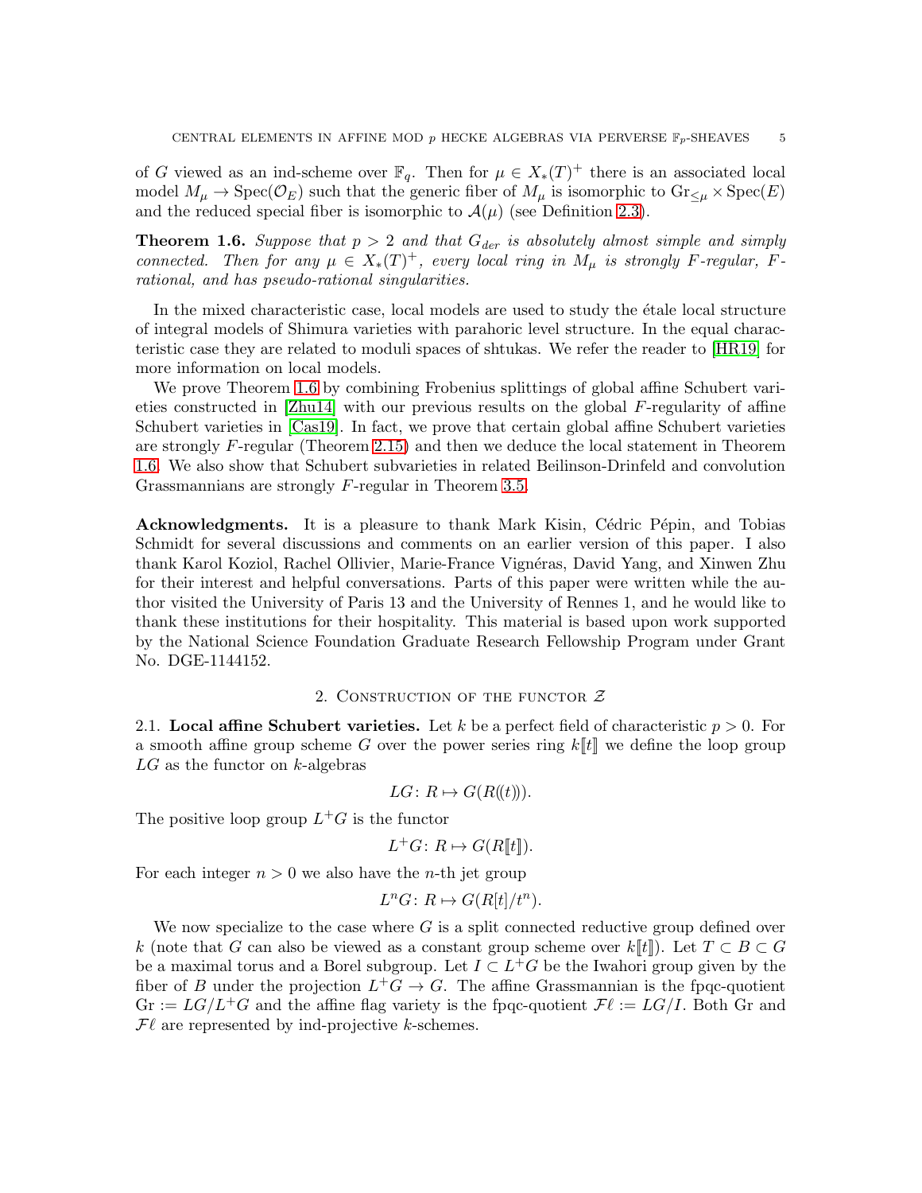of $G$ viewed as an ind-scheme over $\mathbb{F}_q$. Then for $\mu \in X_*(T)^+$ there is an associated local model $M_\mu \to \operatorname{Spec}(\mathcal{O}_E)$ such that the generic fiber of $M_\mu$ is isomorphic to $\operatorname{Gr}_{\leq \mu} \times \operatorname{Spec}(E)$ and the reduced special fiber is isomorphic to $\mathcal{A}(\mu)$ (see Definition 2.3).

**Theorem 1.6.** *Suppose that $p > 2$ and that $G_{der}$ is absolutely almost simple and simply connected. Then for any $\mu \in X_*(T)^+$, every local ring in $M_\mu$ is strongly $F$-regular, $F$-rational, and has pseudo-rational singularities.*

In the mixed characteristic case, local models are used to study the étale local structure of integral models of Shimura varieties with parahoric level structure. In the equal characteristic case they are related to moduli spaces of shtukas. We refer the reader to [HR19] for more information on local models.

We prove Theorem 1.6 by combining Frobenius splittings of global affine Schubert varieties constructed in [Zhu14] with our previous results on the global $F$-regularity of affine Schubert varieties in [Cas19]. In fact, we prove that certain global affine Schubert varieties are strongly $F$-regular (Theorem 2.15) and then we deduce the local statement in Theorem 1.6. We also show that Schubert subvarieties in related Beilinson-Drinfeld and convolution Grassmannians are strongly $F$-regular in Theorem 3.5.

**Acknowledgments.** It is a pleasure to thank Mark Kisin, Cédric Pépin, and Tobias Schmidt for several discussions and comments on an earlier version of this paper. I also thank Karol Koziol, Rachel Ollivier, Marie-France Vignéras, David Yang, and Xinwen Zhu for their interest and helpful conversations. Parts of this paper were written while the author visited the University of Paris 13 and the University of Rennes 1, and he would like to thank these institutions for their hospitality. This material is based upon work supported by the National Science Foundation Graduate Research Fellowship Program under Grant No. DGE-1144152.

## 2. Construction of the functor $\mathcal{Z}$

**2.1. Local affine Schubert varieties.** Let $k$ be a perfect field of characteristic $p > 0$. For a smooth affine group scheme $G$ over the power series ring $k[\![t]\!]$ we define the loop group $LG$ as the functor on $k$-algebras

$$LG\colon R \mapsto G(R(\!(t)\!)).$$

The positive loop group $L^+G$ is the functor

$$L^+G\colon R \mapsto G(R[\![t]\!]).$$

For each integer $n > 0$ we also have the $n$-th jet group

$$L^nG\colon R \mapsto G(R[t]/t^n).$$

We now specialize to the case where $G$ is a split connected reductive group defined over $k$ (note that $G$ can also be viewed as a constant group scheme over $k[\![t]\!]$). Let $T \subset B \subset G$ be a maximal torus and a Borel subgroup. Let $I \subset L^+G$ be the Iwahori group given by the fiber of $B$ under the projection $L^+G \to G$. The affine Grassmannian is the fpqc-quotient $\operatorname{Gr} := LG/L^+G$ and the affine flag variety is the fpqc-quotient $\mathcal{F}\ell := LG/I$. Both $\operatorname{Gr}$ and $\mathcal{F}\ell$ are represented by ind-projective $k$-schemes.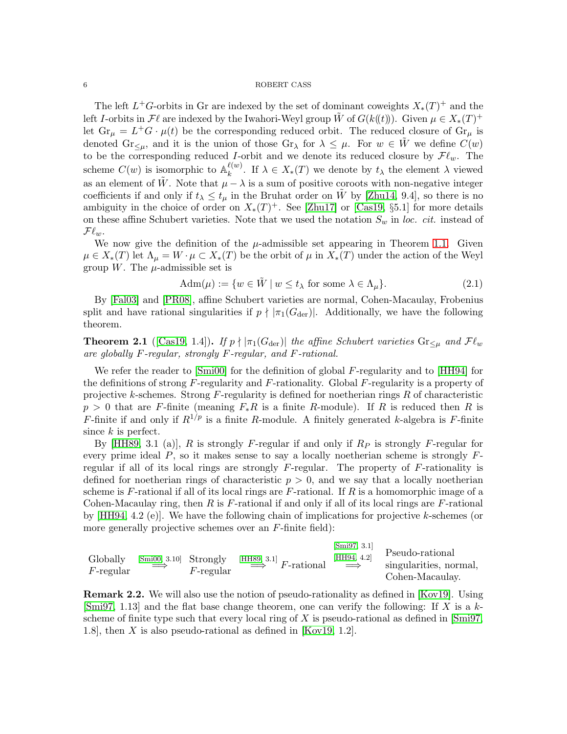The left $L^+G$-orbits in Gr are indexed by the set of dominant coweights $X_*(T)^+$ and the left $I$-orbits in $\mathcal{F}\ell$ are indexed by the Iwahori-Weyl group $\tilde{W}$ of $G(k(\!(t)\!))$. Given $\mu \in X_*(T)^+$ let $\mathrm{Gr}_\mu = L^+G \cdot \mu(t)$ be the corresponding reduced orbit. The reduced closure of $\mathrm{Gr}_\mu$ is denoted $\mathrm{Gr}_{\leq \mu}$, and it is the union of those $\mathrm{Gr}_\lambda$ for $\lambda \leq \mu$. For $w \in \tilde{W}$ we define $C(w)$ to be the corresponding reduced $I$-orbit and we denote its reduced closure by $\mathcal{F}\ell_w$. The scheme $C(w)$ is isomorphic to $\mathbb{A}_k^{\ell(w)}$. If $\lambda \in X_*(T)$ we denote by $t_\lambda$ the element $\lambda$ viewed as an element of $\tilde{W}$. Note that $\mu - \lambda$ is a sum of positive coroots with non-negative integer coefficients if and only if $t_\lambda \leq t_\mu$ in the Bruhat order on $\tilde{W}$ by [Zhu14, 9.4], so there is no ambiguity in the choice of order on $X_*(T)^+$. See [Zhu17] or [Cas19, §5.1] for more details on these affine Schubert varieties. Note that we used the notation $S_w$ in *loc. cit.* instead of $\mathcal{F}\ell_w$.

We now give the definition of the $\mu$-admissible set appearing in Theorem 1.1. Given $\mu \in X_*(T)$ let $\Lambda_\mu = W \cdot \mu \subset X_*(T)$ be the orbit of $\mu$ in $X_*(T)$ under the action of the Weyl group $W$. The $\mu$-admissible set is

$$\mathrm{Adm}(\mu) := \{w \in \tilde{W} \mid w \leq t_\lambda \text{ for some } \lambda \in \Lambda_\mu\}. \tag{2.1}$$

By [Fal03] and [PR08], affine Schubert varieties are normal, Cohen-Macaulay, Frobenius split and have rational singularities if $p \nmid |\pi_1(G_{\mathrm{der}})|$. Additionally, we have the following theorem.

**Theorem 2.1** ([Cas19, 1.4])**.** *If $p \nmid |\pi_1(G_{\mathrm{der}})|$ the affine Schubert varieties $\mathrm{Gr}_{\leq\mu}$ and $\mathcal{F}\ell_w$ are globally $F$-regular, strongly $F$-regular, and $F$-rational.*

We refer the reader to [Smi00] for the definition of global $F$-regularity and to [HH94] for the definitions of strong $F$-regularity and $F$-rationality. Global $F$-regularity is a property of projective $k$-schemes. Strong $F$-regularity is defined for noetherian rings $R$ of characteristic $p > 0$ that are $F$-finite (meaning $F_*R$ is a finite $R$-module). If $R$ is reduced then $R$ is $F$-finite if and only if $R^{1/p}$ is a finite $R$-module. A finitely generated $k$-algebra is $F$-finite since $k$ is perfect.

By [HH89, 3.1 (a)], $R$ is strongly $F$-regular if and only if $R_P$ is strongly $F$-regular for every prime ideal $P$, so it makes sense to say a locally noetherian scheme is strongly $F$-regular if all of its local rings are strongly $F$-regular. The property of $F$-rationality is defined for noetherian rings of characteristic $p > 0$, and we say that a locally noetherian scheme is $F$-rational if all of its local rings are $F$-rational. If $R$ is a homomorphic image of a Cohen-Macaulay ring, then $R$ is $F$-rational if and only if all of its local rings are $F$-rational by [HH94, 4.2 (e)]. We have the following chain of implications for projective $k$-schemes (or more generally projective schemes over an $F$-finite field):

Globally $F$-regular $\overset{\text{[Smi00, 3.10]}}{\Longrightarrow}$ Strongly $F$-regular $\overset{\text{[HH89, 3.1]}}{\Longrightarrow}$ $F$-rational $\overset{\text{[Smi97, 3.1] [HH94, 4.2]}}{\Longrightarrow}$ Pseudo-rational singularities, normal, Cohen-Macaulay.

**Remark 2.2.** We will also use the notion of pseudo-rationality as defined in [Kov19]. Using [Smi97, 1.13] and the flat base change theorem, one can verify the following: If $X$ is a $k$-scheme of finite type such that every local ring of $X$ is pseudo-rational as defined in [Smi97, 1.8], then $X$ is also pseudo-rational as defined in [Kov19, 1.2].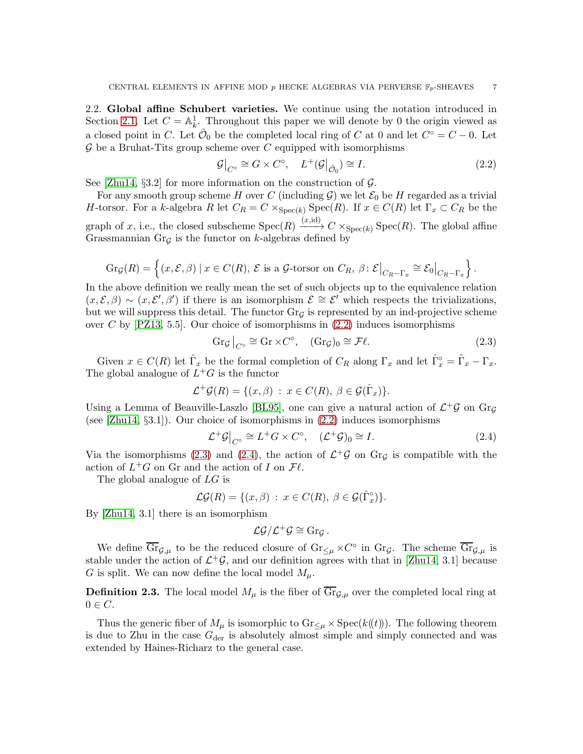## 2.2. Global affine Schubert varieties.

We continue using the notation introduced in Section 2.1. Let $C = \mathbb{A}^1_k$. Throughout this paper we will denote by 0 the origin viewed as a closed point in $C$. Let $\hat{\mathcal{O}}_0$ be the completed local ring of $C$ at 0 and let $C^\circ = C - 0$. Let $\mathcal{G}$ be a Bruhat-Tits group scheme over $C$ equipped with isomorphisms

$$\mathcal{G}\big|_{C^\circ} \cong G \times C^\circ, \quad L^+(\mathcal{G}\big|_{\hat{\mathcal{O}}_0}) \cong I. \tag{2.2}$$

See [Zhu14, §3.2] for more information on the construction of $\mathcal{G}$.

For any smooth group scheme $H$ over $C$ (including $\mathcal{G}$) we let $\mathcal{E}_0$ be $H$ regarded as a trivial $H$-torsor. For a $k$-algebra $R$ let $C_R = C \times_{\operatorname{Spec}(k)} \operatorname{Spec}(R)$. If $x \in C(R)$ let $\Gamma_x \subset C_R$ be the graph of $x$, i.e., the closed subscheme $\operatorname{Spec}(R) \xrightarrow{(x, \mathrm{id})} C \times_{\operatorname{Spec}(k)} \operatorname{Spec}(R)$. The global affine Grassmannian $\mathrm{Gr}_{\mathcal{G}}$ is the functor on $k$-algebras defined by

$$\mathrm{Gr}_{\mathcal{G}}(R) = \left\{ (x, \mathcal{E}, \beta) \mid x \in C(R),\ \mathcal{E} \text{ is a } \mathcal{G}\text{-torsor on } C_R,\ \beta \colon \mathcal{E}\big|_{C_R - \Gamma_x} \cong \mathcal{E}_0\big|_{C_R - \Gamma_x} \right\}.$$

In the above definition we really mean the set of such objects up to the equivalence relation $(x, \mathcal{E}, \beta) \sim (x, \mathcal{E}', \beta')$ if there is an isomorphism $\mathcal{E} \cong \mathcal{E}'$ which respects the trivializations, but we will suppress this detail. The functor $\mathrm{Gr}_{\mathcal{G}}$ is represented by an ind-projective scheme over $C$ by [PZ13, 5.5]. Our choice of isomorphisms in (2.2) induces isomorphisms

$$\mathrm{Gr}_{\mathcal{G}}\big|_{C^\circ} \cong \mathrm{Gr} \times C^\circ, \quad (\mathrm{Gr}_{\mathcal{G}})_0 \cong \mathcal{F}\ell. \tag{2.3}$$

Given $x \in C(R)$ let $\hat{\Gamma}_x$ be the formal completion of $C_R$ along $\Gamma_x$ and let $\hat{\Gamma}_x^\circ = \hat{\Gamma}_x - \Gamma_x$. The global analogue of $L^+G$ is the functor

$$\mathcal{L}^+\mathcal{G}(R) = \{(x, \beta) \, : \, x \in C(R),\ \beta \in \mathcal{G}(\hat{\Gamma}_x)\}.$$

Using a Lemma of Beauville-Laszlo [BL95], one can give a natural action of $\mathcal{L}^+\mathcal{G}$ on $\mathrm{Gr}_{\mathcal{G}}$ (see [Zhu14, §3.1]). Our choice of isomorphisms in (2.2) induces isomorphisms

$$\mathcal{L}^+\mathcal{G}\big|_{C^\circ} \cong L^+G \times C^\circ, \quad (\mathcal{L}^+\mathcal{G})_0 \cong I. \tag{2.4}$$

Via the isomorphisms (2.3) and (2.4), the action of $\mathcal{L}^+\mathcal{G}$ on $\mathrm{Gr}_{\mathcal{G}}$ is compatible with the action of $L^+G$ on $\mathrm{Gr}$ and the action of $I$ on $\mathcal{F}\ell$.

The global analogue of $LG$ is

$$\mathcal{L}\mathcal{G}(R) = \{(x, \beta) \, : \, x \in C(R),\ \beta \in \mathcal{G}(\hat{\Gamma}_x^\circ)\}.$$

By [Zhu14, 3.1] there is an isomorphism

$$\mathcal{L}\mathcal{G}/\mathcal{L}^+\mathcal{G} \cong \mathrm{Gr}_{\mathcal{G}}.$$

We define $\overline{\mathrm{Gr}}_{\mathcal{G},\mu}$ to be the reduced closure of $\mathrm{Gr}_{\leq \mu} \times C^\circ$ in $\mathrm{Gr}_{\mathcal{G}}$. The scheme $\overline{\mathrm{Gr}}_{\mathcal{G},\mu}$ is stable under the action of $\mathcal{L}^+\mathcal{G}$, and our definition agrees with that in [Zhu14, 3.1] because $G$ is split. We can now define the local model $M_\mu$.

**Definition 2.3.** The local model $M_\mu$ is the fiber of $\overline{\mathrm{Gr}}_{\mathcal{G},\mu}$ over the completed local ring at $0 \in C$.

Thus the generic fiber of $M_\mu$ is isomorphic to $\mathrm{Gr}_{\leq \mu} \times \operatorname{Spec}(k(\!(t)\!))$. The following theorem is due to Zhu in the case $G_{\mathrm{der}}$ is absolutely almost simple and simply connected and was extended by Haines-Richarz to the general case.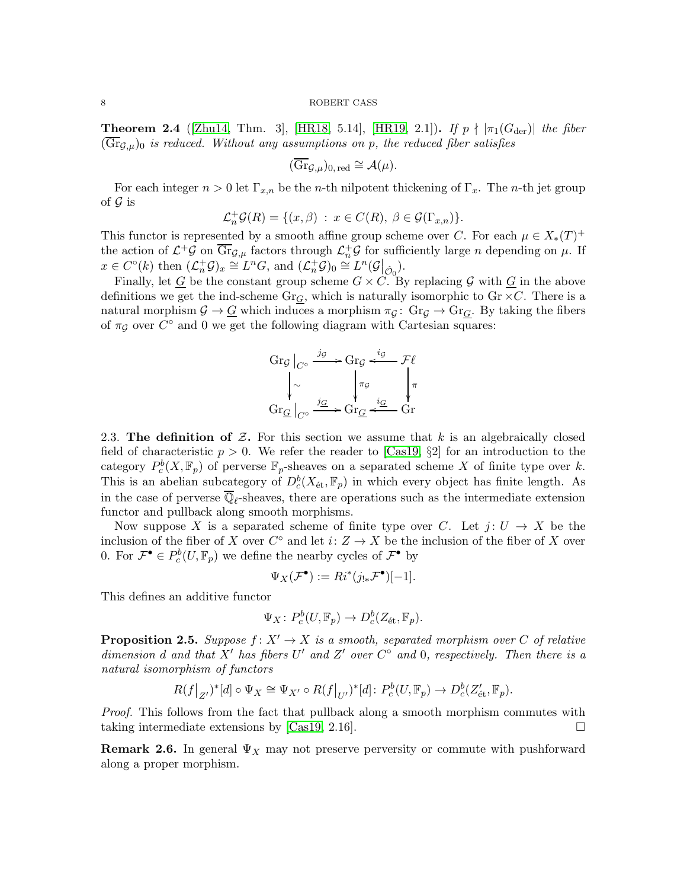**Theorem 2.4** ([Zhu14, Thm. 3], [HR18, 5.14], [HR19, 2.1]). *If $p \nmid |\pi_1(G_{\mathrm{der}})|$ the fiber $(\overline{\mathrm{Gr}}_{\mathcal{G},\mu})_0$ is reduced. Without any assumptions on $p$, the reduced fiber satisfies*

$$(\overline{\mathrm{Gr}}_{\mathcal{G},\mu})_{0,\,\mathrm{red}} \cong \mathcal{A}(\mu).$$

For each integer $n > 0$ let $\Gamma_{x,n}$ be the $n$-th nilpotent thickening of $\Gamma_x$. The $n$-th jet group of $\mathcal{G}$ is

$$\mathcal{L}_n^+\mathcal{G}(R) = \{(x, \beta) \,:\, x \in C(R),\ \beta \in \mathcal{G}(\Gamma_{x,n})\}.$$

This functor is represented by a smooth affine group scheme over $C$. For each $\mu \in X_*(T)^+$ the action of $\mathcal{L}^+\mathcal{G}$ on $\overline{\mathrm{Gr}}_{\mathcal{G},\mu}$ factors through $\mathcal{L}_n^+\mathcal{G}$ for sufficiently large $n$ depending on $\mu$. If $x \in C^\circ(k)$ then $(\mathcal{L}_n^+\mathcal{G})_x \cong L^n G$, and $(\mathcal{L}_n^+\mathcal{G})_0 \cong L^n(\mathcal{G}\big|_{\hat{\mathcal{O}}_0})$.

Finally, let $\underline{G}$ be the constant group scheme $G \times C$. By replacing $\mathcal{G}$ with $\underline{G}$ in the above definitions we get the ind-scheme $\mathrm{Gr}_{\underline{G}}$, which is naturally isomorphic to $\mathrm{Gr} \times C$. There is a natural morphism $\mathcal{G} \to \underline{G}$ which induces a morphism $\pi_{\mathcal{G}} \colon \mathrm{Gr}_{\mathcal{G}} \to \mathrm{Gr}_{\underline{G}}$. By taking the fibers of $\pi_{\mathcal{G}}$ over $C^\circ$ and $0$ we get the following diagram with Cartesian squares:

$$\begin{array}{ccccc}
\mathrm{Gr}_{\mathcal{G}}\big|_{C^\circ} & \xrightarrow{j_{\mathcal{G}}} & \mathrm{Gr}_{\mathcal{G}} & \xleftarrow{i_{\mathcal{G}}} & \mathcal{F}\ell \\
\downarrow{\scriptstyle \sim} & & \downarrow{\scriptstyle \pi_{\mathcal{G}}} & & \downarrow{\scriptstyle \pi} \\
\mathrm{Gr}_{\underline{G}}\big|_{C^\circ} & \xrightarrow{j_{\underline{G}}} & \mathrm{Gr}_{\underline{G}} & \xleftarrow{i_{\underline{G}}} & \mathrm{Gr}
\end{array}$$

**2.3. The definition of $\mathcal{Z}$.** For this section we assume that $k$ is an algebraically closed field of characteristic $p > 0$. We refer the reader to [Cas19, §2] for an introduction to the category $P_c^b(X, \mathbb{F}_p)$ of perverse $\mathbb{F}_p$-sheaves on a separated scheme $X$ of finite type over $k$. This is an abelian subcategory of $D_c^b(X_{\text{ét}}, \mathbb{F}_p)$ in which every object has finite length. As in the case of perverse $\overline{\mathbb{Q}}_\ell$-sheaves, there are operations such as the intermediate extension functor and pullback along smooth morphisms.

Now suppose $X$ is a separated scheme of finite type over $C$. Let $j \colon U \to X$ be the inclusion of the fiber of $X$ over $C^\circ$ and let $i \colon Z \to X$ be the inclusion of the fiber of $X$ over $0$. For $\mathcal{F}^\bullet \in P_c^b(U, \mathbb{F}_p)$ we define the nearby cycles of $\mathcal{F}^\bullet$ by

$$\Psi_X(\mathcal{F}^\bullet) := Ri^*(j_{!*}\mathcal{F}^\bullet)[-1].$$

This defines an additive functor

$$\Psi_X \colon P_c^b(U, \mathbb{F}_p) \to D_c^b(Z_{\text{ét}}, \mathbb{F}_p).$$

**Proposition 2.5.** *Suppose $f \colon X' \to X$ is a smooth, separated morphism over $C$ of relative dimension $d$ and that $X'$ has fibers $U'$ and $Z'$ over $C^\circ$ and $0$, respectively. Then there is a natural isomorphism of functors*

$$R(f\big|_{Z'})^*[d] \circ \Psi_X \cong \Psi_{X'} \circ R(f\big|_{U'})^*[d] \colon P_c^b(U, \mathbb{F}_p) \to D_c^b(Z'_{\text{ét}}, \mathbb{F}_p).$$

*Proof.* This follows from the fact that pullback along a smooth morphism commutes with taking intermediate extensions by [Cas19, 2.16]. $\square$

**Remark 2.6.** In general $\Psi_X$ may not preserve perversity or commute with pushforward along a proper morphism.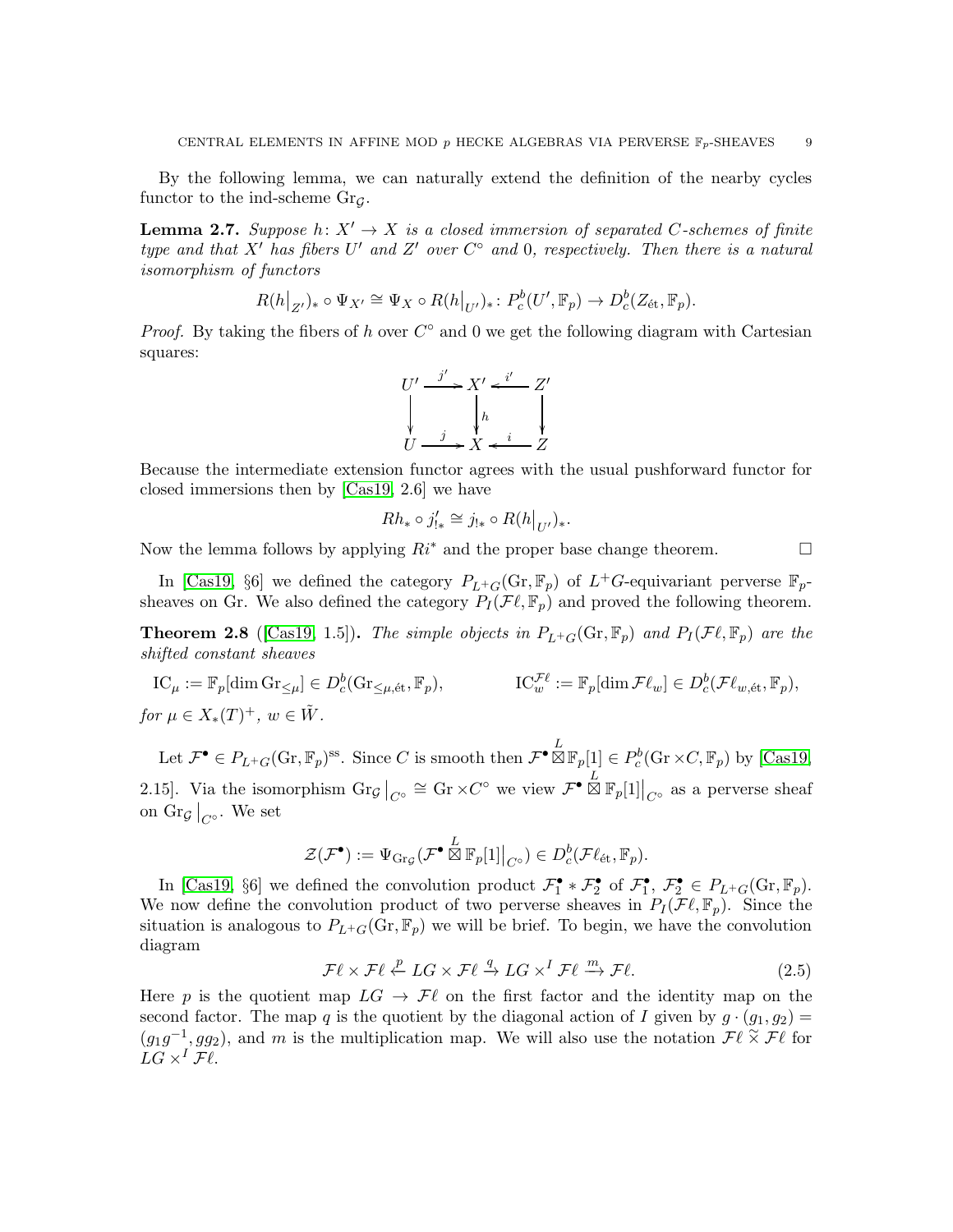By the following lemma, we can naturally extend the definition of the nearby cycles functor to the ind-scheme $\mathrm{Gr}_{\mathcal{G}}$.

**Lemma 2.7.** *Suppose $h\colon X' \to X$ is a closed immersion of separated $C$-schemes of finite type and that $X'$ has fibers $U'$ and $Z'$ over $C^\circ$ and $0$, respectively. Then there is a natural isomorphism of functors*

$$R(h\big|_{Z'})_* \circ \Psi_{X'} \cong \Psi_X \circ R(h\big|_{U'})_* \colon P_c^b(U', \mathbb{F}_p) \to D_c^b(Z_{\text{ét}}, \mathbb{F}_p).$$

*Proof.* By taking the fibers of $h$ over $C^\circ$ and $0$ we get the following diagram with Cartesian squares:

$$\begin{array}{ccccc} U' & \xrightarrow{j'} & X' & \xleftarrow{i'} & Z' \\ \downarrow & & \downarrow{\scriptstyle h} & & \downarrow \\ U & \xrightarrow{j} & X & \xleftarrow{i} & Z \end{array}$$

Because the intermediate extension functor agrees with the usual pushforward functor for closed immersions then by [Cas19, 2.6] we have

$$Rh_* \circ j'_{!*} \cong j_{!*} \circ R(h\big|_{U'})_*.$$

Now the lemma follows by applying $Ri^*$ and the proper base change theorem. $\square$

In [Cas19, §6] we defined the category $P_{L^+G}(\mathrm{Gr}, \mathbb{F}_p)$ of $L^+G$-equivariant perverse $\mathbb{F}_p$-sheaves on Gr. We also defined the category $P_I(\mathcal{F}\ell, \mathbb{F}_p)$ and proved the following theorem.

**Theorem 2.8** ([Cas19, 1.5])**.** *The simple objects in $P_{L^+G}(\mathrm{Gr}, \mathbb{F}_p)$ and $P_I(\mathcal{F}\ell, \mathbb{F}_p)$ are the shifted constant sheaves*

$$\mathrm{IC}_\mu := \mathbb{F}_p[\dim \mathrm{Gr}_{\leq \mu}] \in D_c^b(\mathrm{Gr}_{\leq\mu,\text{ét}}, \mathbb{F}_p), \qquad \mathrm{IC}_w^{\mathcal{F}\ell} := \mathbb{F}_p[\dim \mathcal{F}\ell_w] \in D_c^b(\mathcal{F}\ell_{w,\text{ét}}, \mathbb{F}_p),$$

*for $\mu \in X_*(T)^+$, $w \in \tilde{W}$.*

Let $\mathcal{F}^\bullet \in P_{L^+G}(\mathrm{Gr}, \mathbb{F}_p)^{\mathrm{ss}}$. Since $C$ is smooth then $\mathcal{F}^\bullet \overset{L}{\boxtimes} \mathbb{F}_p[1] \in P_c^b(\mathrm{Gr} \times C, \mathbb{F}_p)$ by [Cas19, 2.15]. Via the isomorphism $\mathrm{Gr}_{\mathcal{G}}\big|_{C^\circ} \cong \mathrm{Gr} \times C^\circ$ we view $\mathcal{F}^\bullet \overset{L}{\boxtimes} \mathbb{F}_p[1]\big|_{C^\circ}$ as a perverse sheaf on $\mathrm{Gr}_{\mathcal{G}}\big|_{C^\circ}$. We set

$$\mathcal{Z}(\mathcal{F}^\bullet) := \Psi_{\mathrm{Gr}_{\mathcal{G}}}(\mathcal{F}^\bullet \overset{L}{\boxtimes} \mathbb{F}_p[1]\big|_{C^\circ}) \in D_c^b(\mathcal{F}\ell_{\text{ét}}, \mathbb{F}_p).$$

In [Cas19, §6] we defined the convolution product $\mathcal{F}_1^\bullet * \mathcal{F}_2^\bullet$ of $\mathcal{F}_1^\bullet, \mathcal{F}_2^\bullet \in P_{L^+G}(\mathrm{Gr}, \mathbb{F}_p)$. We now define the convolution product of two perverse sheaves in $P_I(\mathcal{F}\ell, \mathbb{F}_p)$. Since the situation is analogous to $P_{L^+G}(\mathrm{Gr}, \mathbb{F}_p)$ we will be brief. To begin, we have the convolution diagram

$$\mathcal{F}\ell \times \mathcal{F}\ell \xleftarrow{p} LG \times \mathcal{F}\ell \xrightarrow{q} LG \times^I \mathcal{F}\ell \xrightarrow{m} \mathcal{F}\ell. \tag{2.5}$$

Here $p$ is the quotient map $LG \to \mathcal{F}\ell$ on the first factor and the identity map on the second factor. The map $q$ is the quotient by the diagonal action of $I$ given by $g \cdot (g_1, g_2) = (g_1 g^{-1}, g g_2)$, and $m$ is the multiplication map. We will also use the notation $\mathcal{F}\ell \tilde{\times} \mathcal{F}\ell$ for $LG \times^I \mathcal{F}\ell$.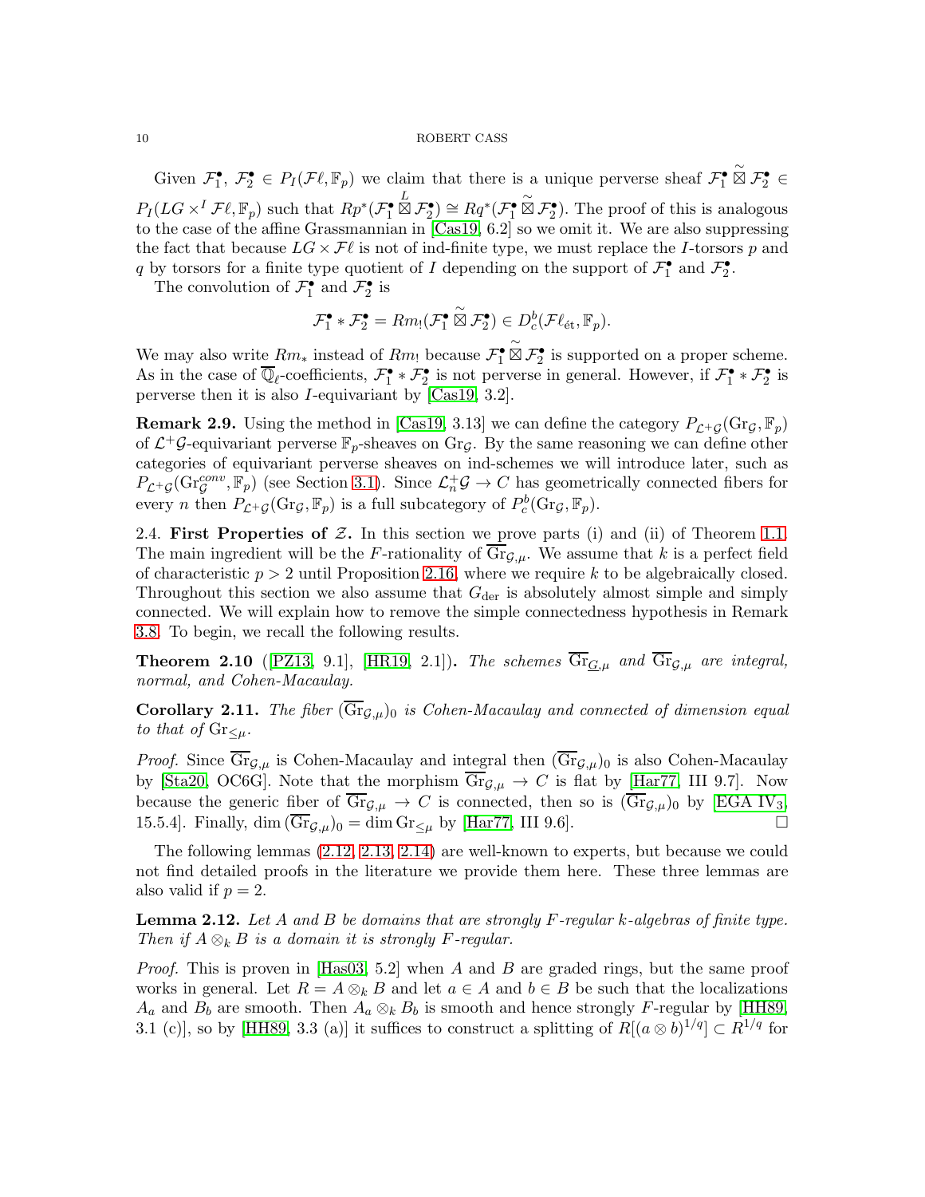Given $\mathcal{F}_1^\bullet,\ \mathcal{F}_2^\bullet \in P_I(\mathcal{F}\ell, \mathbb{F}_p)$ we claim that there is a unique perverse sheaf $\mathcal{F}_1^\bullet \mathbin{\widetilde{\boxtimes}} \mathcal{F}_2^\bullet \in P_I(LG \times^I \mathcal{F}\ell, \mathbb{F}_p)$ such that $Rp^*(\mathcal{F}_1^\bullet \overset{L}{\boxtimes} \mathcal{F}_2^\bullet) \cong Rq^*(\mathcal{F}_1^\bullet \mathbin{\widetilde{\boxtimes}} \mathcal{F}_2^\bullet)$. The proof of this is analogous to the case of the affine Grassmannian in [Cas19, 6.2] so we omit it. We are also suppressing the fact that because $LG \times \mathcal{F}\ell$ is not of ind-finite type, we must replace the $I$-torsors $p$ and $q$ by torsors for a finite type quotient of $I$ depending on the support of $\mathcal{F}_1^\bullet$ and $\mathcal{F}_2^\bullet$.

The convolution of $\mathcal{F}_1^\bullet$ and $\mathcal{F}_2^\bullet$ is

$$\mathcal{F}_1^\bullet * \mathcal{F}_2^\bullet = Rm_!(\mathcal{F}_1^\bullet \mathbin{\widetilde{\boxtimes}} \mathcal{F}_2^\bullet) \in D_c^b(\mathcal{F}\ell_{\text{ét}}, \mathbb{F}_p).$$

We may also write $Rm_*$ instead of $Rm_!$ because $\mathcal{F}_1^\bullet \mathbin{\widetilde{\boxtimes}} \mathcal{F}_2^\bullet$ is supported on a proper scheme. As in the case of $\overline{\mathbb{Q}}_\ell$-coefficients, $\mathcal{F}_1^\bullet * \mathcal{F}_2^\bullet$ is not perverse in general. However, if $\mathcal{F}_1^\bullet * \mathcal{F}_2^\bullet$ is perverse then it is also $I$-equivariant by [Cas19, 3.2].

**Remark 2.9.** Using the method in [Cas19, 3.13] we can define the category $P_{\mathcal{L}^+\mathcal{G}}(\mathrm{Gr}_\mathcal{G}, \mathbb{F}_p)$ of $\mathcal{L}^+\mathcal{G}$-equivariant perverse $\mathbb{F}_p$-sheaves on $\mathrm{Gr}_\mathcal{G}$. By the same reasoning we can define other categories of equivariant perverse sheaves on ind-schemes we will introduce later, such as $P_{\mathcal{L}^+\mathcal{G}}(\mathrm{Gr}_\mathcal{G}^{conv}, \mathbb{F}_p)$ (see Section 3.1). Since $\mathcal{L}_n^+\mathcal{G} \to C$ has geometrically connected fibers for every $n$ then $P_{\mathcal{L}^+\mathcal{G}}(\mathrm{Gr}_\mathcal{G}, \mathbb{F}_p)$ is a full subcategory of $P_c^b(\mathrm{Gr}_\mathcal{G}, \mathbb{F}_p)$.

## 2.4. First Properties of $\mathcal{Z}$.

In this section we prove parts (i) and (ii) of Theorem 1.1. The main ingredient will be the $F$-rationality of $\overline{\mathrm{Gr}}_{\mathcal{G},\mu}$. We assume that $k$ is a perfect field of characteristic $p > 2$ until Proposition 2.16, where we require $k$ to be algebraically closed. Throughout this section we also assume that $G_{\text{der}}$ is absolutely almost simple and simply connected. We will explain how to remove the simple connectedness hypothesis in Remark 3.8. To begin, we recall the following results.

**Theorem 2.10** ([PZ13, 9.1], [HR19, 2.1])**.** *The schemes $\overline{\mathrm{Gr}}_{\underline{G},\mu}$ and $\overline{\mathrm{Gr}}_{\mathcal{G},\mu}$ are integral, normal, and Cohen-Macaulay.*

**Corollary 2.11.** *The fiber $(\overline{\mathrm{Gr}}_{\mathcal{G},\mu})_0$ is Cohen-Macaulay and connected of dimension equal to that of $\mathrm{Gr}_{\leq\mu}$.*

*Proof.* Since $\overline{\mathrm{Gr}}_{\mathcal{G},\mu}$ is Cohen-Macaulay and integral then $(\overline{\mathrm{Gr}}_{\mathcal{G},\mu})_0$ is also Cohen-Macaulay by [Sta20, OC6G]. Note that the morphism $\overline{\mathrm{Gr}}_{\mathcal{G},\mu} \to C$ is flat by [Har77, III 9.7]. Now because the generic fiber of $\overline{\mathrm{Gr}}_{\mathcal{G},\mu} \to C$ is connected, then so is $(\overline{\mathrm{Gr}}_{\mathcal{G},\mu})_0$ by [EGA IV$_3$, 15.5.4]. Finally, $\dim(\overline{\mathrm{Gr}}_{\mathcal{G},\mu})_0 = \dim \mathrm{Gr}_{\leq\mu}$ by [Har77, III 9.6]. □

The following lemmas (2.12, 2.13, 2.14) are well-known to experts, but because we could not find detailed proofs in the literature we provide them here. These three lemmas are also valid if $p = 2$.

**Lemma 2.12.** *Let $A$ and $B$ be domains that are strongly $F$-regular $k$-algebras of finite type. Then if $A \otimes_k B$ is a domain it is strongly $F$-regular.*

*Proof.* This is proven in [Has03, 5.2] when $A$ and $B$ are graded rings, but the same proof works in general. Let $R = A \otimes_k B$ and let $a \in A$ and $b \in B$ be such that the localizations $A_a$ and $B_b$ are smooth. Then $A_a \otimes_k B_b$ is smooth and hence strongly $F$-regular by [HH89, 3.1 (c)], so by [HH89, 3.3 (a)] it suffices to construct a splitting of $R[(a \otimes b)^{1/q}] \subset R^{1/q}$ for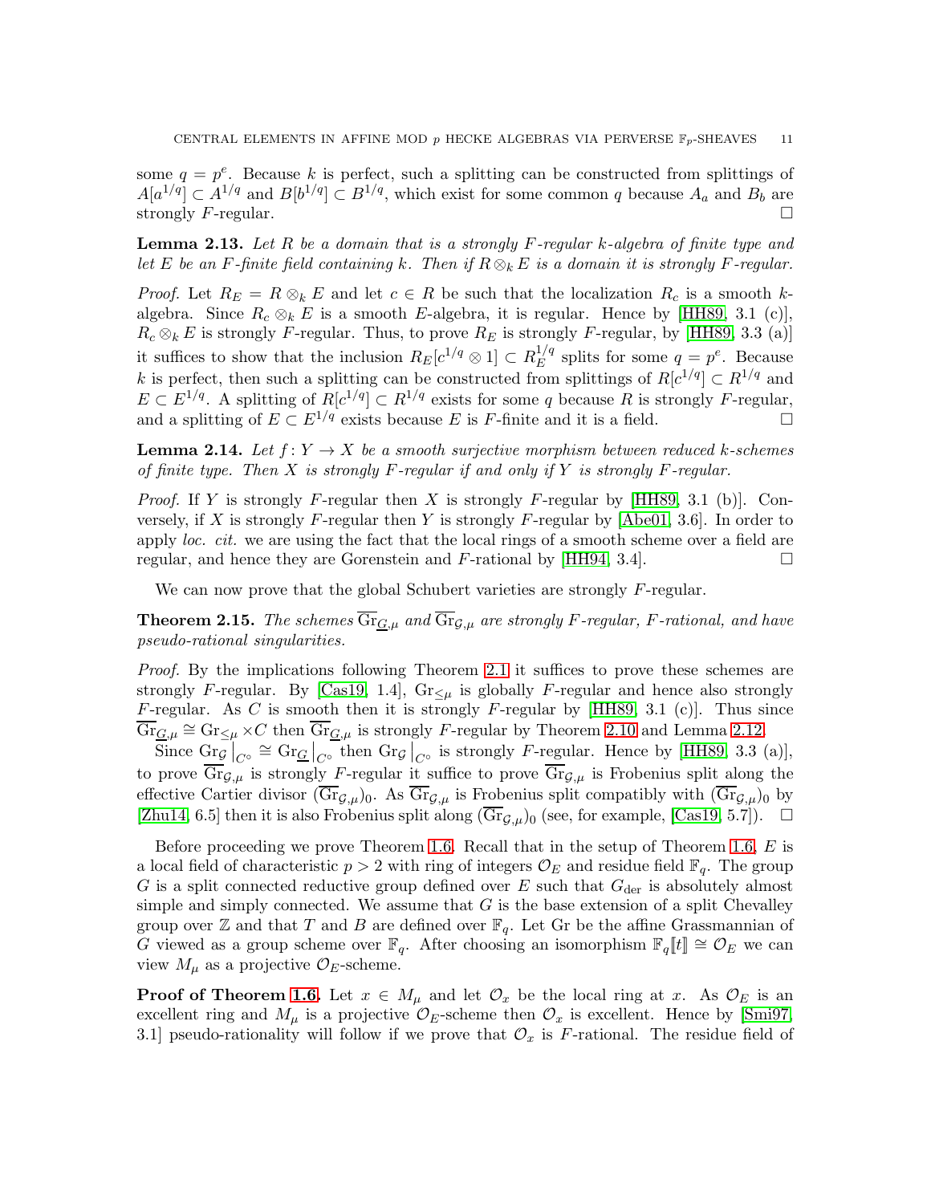some $q = p^e$. Because $k$ is perfect, such a splitting can be constructed from splittings of $A[a^{1/q}] \subset A^{1/q}$ and $B[b^{1/q}] \subset B^{1/q}$, which exist for some common $q$ because $A_a$ and $B_b$ are strongly $F$-regular. □

**Lemma 2.13.** *Let $R$ be a domain that is a strongly $F$-regular $k$-algebra of finite type and let $E$ be an $F$-finite field containing $k$. Then if $R \otimes_k E$ is a domain it is strongly $F$-regular.*

*Proof.* Let $R_E = R \otimes_k E$ and let $c \in R$ be such that the localization $R_c$ is a smooth $k$-algebra. Since $R_c \otimes_k E$ is a smooth $E$-algebra, it is regular. Hence by [HH89, 3.1 (c)], $R_c \otimes_k E$ is strongly $F$-regular. Thus, to prove $R_E$ is strongly $F$-regular, by [HH89, 3.3 (a)] it suffices to show that the inclusion $R_E[c^{1/q} \otimes 1] \subset R_E^{1/q}$ splits for some $q = p^e$. Because $k$ is perfect, then such a splitting can be constructed from splittings of $R[c^{1/q}] \subset R^{1/q}$ and $E \subset E^{1/q}$. A splitting of $R[c^{1/q}] \subset R^{1/q}$ exists for some $q$ because $R$ is strongly $F$-regular, and a splitting of $E \subset E^{1/q}$ exists because $E$ is $F$-finite and it is a field. □

**Lemma 2.14.** *Let $f \colon Y \to X$ be a smooth surjective morphism between reduced $k$-schemes of finite type. Then $X$ is strongly $F$-regular if and only if $Y$ is strongly $F$-regular.*

*Proof.* If $Y$ is strongly $F$-regular then $X$ is strongly $F$-regular by [HH89, 3.1 (b)]. Conversely, if $X$ is strongly $F$-regular then $Y$ is strongly $F$-regular by [Abe01, 3.6]. In order to apply *loc. cit.* we are using the fact that the local rings of a smooth scheme over a field are regular, and hence they are Gorenstein and $F$-rational by [HH94, 3.4]. □

We can now prove that the global Schubert varieties are strongly $F$-regular.

**Theorem 2.15.** *The schemes $\overline{\mathrm{Gr}}_{\underline{G},\mu}$ and $\overline{\mathrm{Gr}}_{\mathcal{G},\mu}$ are strongly $F$-regular, $F$-rational, and have pseudo-rational singularities.*

*Proof.* By the implications following Theorem 2.1 it suffices to prove these schemes are strongly $F$-regular. By [Cas19, 1.4], $\mathrm{Gr}_{\leq\mu}$ is globally $F$-regular and hence also strongly $F$-regular. As $C$ is smooth then it is strongly $F$-regular by [HH89, 3.1 (c)]. Thus since $\overline{\mathrm{Gr}}_{\underline{G},\mu} \cong \mathrm{Gr}_{\leq\mu} \times C$ then $\overline{\mathrm{Gr}}_{\underline{G},\mu}$ is strongly $F$-regular by Theorem 2.10 and Lemma 2.12.

Since $\mathrm{Gr}_{\mathcal{G}}\big|_{C^\circ} \cong \mathrm{Gr}_{\underline{G}}\big|_{C^\circ}$ then $\mathrm{Gr}_{\mathcal{G}}\big|_{C^\circ}$ is strongly $F$-regular. Hence by [HH89, 3.3 (a)], to prove $\overline{\mathrm{Gr}}_{\mathcal{G},\mu}$ is strongly $F$-regular it suffice to prove $\overline{\mathrm{Gr}}_{\mathcal{G},\mu}$ is Frobenius split along the effective Cartier divisor $(\overline{\mathrm{Gr}}_{\mathcal{G},\mu})_0$. As $\overline{\mathrm{Gr}}_{\mathcal{G},\mu}$ is Frobenius split compatibly with $(\overline{\mathrm{Gr}}_{\mathcal{G},\mu})_0$ by [Zhu14, 6.5] then it is also Frobenius split along $(\overline{\mathrm{Gr}}_{\mathcal{G},\mu})_0$ (see, for example, [Cas19, 5.7]). □

Before proceeding we prove Theorem 1.6. Recall that in the setup of Theorem 1.6, $E$ is a local field of characteristic $p > 2$ with ring of integers $\mathcal{O}_E$ and residue field $\mathbb{F}_q$. The group $G$ is a split connected reductive group defined over $E$ such that $G_{\mathrm{der}}$ is absolutely almost simple and simply connected. We assume that $G$ is the base extension of a split Chevalley group over $\mathbb{Z}$ and that $T$ and $B$ are defined over $\mathbb{F}_q$. Let $\mathrm{Gr}$ be the affine Grassmannian of $G$ viewed as a group scheme over $\mathbb{F}_q$. After choosing an isomorphism $\mathbb{F}_q[\![t]\!] \cong \mathcal{O}_E$ we can view $M_\mu$ as a projective $\mathcal{O}_E$-scheme.

**Proof of Theorem 1.6.** Let $x \in M_\mu$ and let $\mathcal{O}_x$ be the local ring at $x$. As $\mathcal{O}_E$ is an excellent ring and $M_\mu$ is a projective $\mathcal{O}_E$-scheme then $\mathcal{O}_x$ is excellent. Hence by [Smi97, 3.1] pseudo-rationality will follow if we prove that $\mathcal{O}_x$ is $F$-rational. The residue field of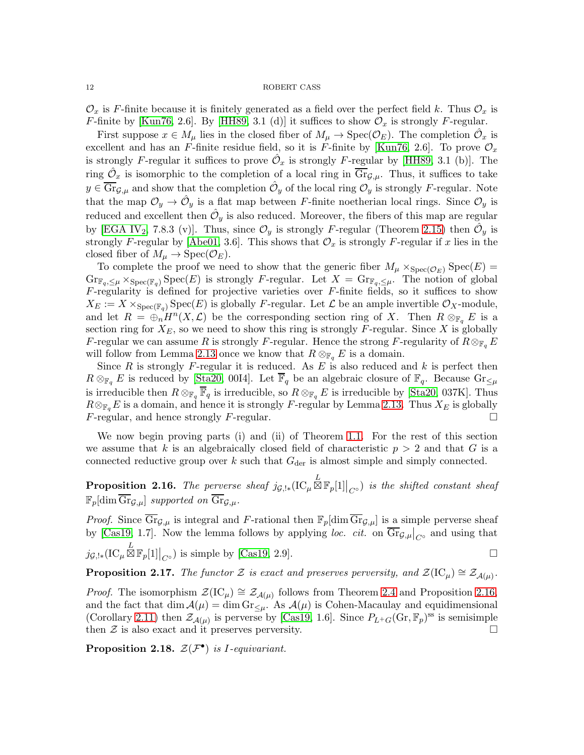$\mathcal{O}_x$ is $F$-finite because it is finitely generated as a field over the perfect field $k$. Thus $\mathcal{O}_x$ is $F$-finite by [Kun76, 2.6]. By [HH89, 3.1 (d)] it suffices to show $\mathcal{O}_x$ is strongly $F$-regular.

First suppose $x \in M_\mu$ lies in the closed fiber of $M_\mu \to \operatorname{Spec}(\mathcal{O}_E)$. The completion $\hat{\mathcal{O}}_x$ is excellent and has an $F$-finite residue field, so it is $F$-finite by [Kun76, 2.6]. To prove $\mathcal{O}_x$ is strongly $F$-regular it suffices to prove $\hat{\mathcal{O}}_x$ is strongly $F$-regular by [HH89, 3.1 (b)]. The ring $\hat{\mathcal{O}}_x$ is isomorphic to the completion of a local ring in $\overline{\mathrm{Gr}}_{\mathcal{G},\mu}$. Thus, it suffices to take $y \in \overline{\mathrm{Gr}}_{\mathcal{G},\mu}$ and show that the completion $\hat{\mathcal{O}}_y$ of the local ring $\mathcal{O}_y$ is strongly $F$-regular. Note that the map $\mathcal{O}_y \to \hat{\mathcal{O}}_y$ is a flat map between $F$-finite noetherian local rings. Since $\mathcal{O}_y$ is reduced and excellent then $\hat{\mathcal{O}}_y$ is also reduced. Moreover, the fibers of this map are regular by [EGA IV$_2$, 7.8.3 (v)]. Thus, since $\mathcal{O}_y$ is strongly $F$-regular (Theorem 2.15) then $\hat{\mathcal{O}}_y$ is strongly $F$-regular by [Abe01, 3.6]. This shows that $\mathcal{O}_x$ is strongly $F$-regular if $x$ lies in the closed fiber of $M_\mu \to \operatorname{Spec}(\mathcal{O}_E)$.

To complete the proof we need to show that the generic fiber $M_\mu \times_{\operatorname{Spec}(\mathcal{O}_E)} \operatorname{Spec}(E) = \mathrm{Gr}_{\mathbb{F}_q, \leq\mu} \times_{\operatorname{Spec}(\mathbb{F}_q)} \operatorname{Spec}(E)$ is strongly $F$-regular. Let $X = \mathrm{Gr}_{\mathbb{F}_q,\leq\mu}$. The notion of global $F$-regularity is defined for projective varieties over $F$-finite fields, so it suffices to show $X_E := X \times_{\operatorname{Spec}(\mathbb{F}_q)} \operatorname{Spec}(E)$ is globally $F$-regular. Let $\mathcal{L}$ be an ample invertible $\mathcal{O}_X$-module, and let $R = \oplus_n H^n(X, \mathcal{L})$ be the corresponding section ring of $X$. Then $R \otimes_{\mathbb{F}_q} E$ is a section ring for $X_E$, so we need to show this ring is strongly $F$-regular. Since $X$ is globally $F$-regular we can assume $R$ is strongly $F$-regular. Hence the strong $F$-regularity of $R \otimes_{\mathbb{F}_q} E$ will follow from Lemma 2.13 once we know that $R \otimes_{\mathbb{F}_q} E$ is a domain.

Since $R$ is strongly $F$-regular it is reduced. As $E$ is also reduced and $k$ is perfect then $R \otimes_{\mathbb{F}_q} E$ is reduced by [Sta20, 00I4]. Let $\overline{\mathbb{F}}_q$ be an algebraic closure of $\mathbb{F}_q$. Because $\mathrm{Gr}_{\leq\mu}$ is irreducible then $R \otimes_{\mathbb{F}_q} \overline{\mathbb{F}}_q$ is irreducible, so $R \otimes_{\mathbb{F}_q} E$ is irreducible by [Sta20, 037K]. Thus $R \otimes_{\mathbb{F}_q} E$ is a domain, and hence it is strongly $F$-regular by Lemma 2.13. Thus $X_E$ is globally $F$-regular, and hence strongly $F$-regular. $\square$

We now begin proving parts (i) and (ii) of Theorem 1.1. For the rest of this section we assume that $k$ is an algebraically closed field of characteristic $p > 2$ and that $G$ is a connected reductive group over $k$ such that $G_{\mathrm{der}}$ is almost simple and simply connected.

**Proposition 2.16.** *The perverse sheaf* $j_{\mathcal{G},!*}(\mathrm{IC}_\mu \overset{L}{\boxtimes} \mathbb{F}_p[1]\big|_{C^\circ})$ *is the shifted constant sheaf* $\mathbb{F}_p[\dim \overline{\mathrm{Gr}}_{\mathcal{G},\mu}]$ *supported on* $\overline{\mathrm{Gr}}_{\mathcal{G},\mu}$.

*Proof.* Since $\overline{\mathrm{Gr}}_{\mathcal{G},\mu}$ is integral and $F$-rational then $\mathbb{F}_p[\dim \overline{\mathrm{Gr}}_{\mathcal{G},\mu}]$ is a simple perverse sheaf by [Cas19, 1.7]. Now the lemma follows by applying *loc. cit.* on $\overline{\mathrm{Gr}}_{\mathcal{G},\mu}\big|_{C^\circ}$ and using that $j_{\mathcal{G},!*}(\mathrm{IC}_\mu \overset{L}{\boxtimes} \mathbb{F}_p[1]\big|_{C^\circ})$ is simple by [Cas19, 2.9]. $\square$

**Proposition 2.17.** *The functor* $\mathcal{Z}$ *is exact and preserves perversity, and* $\mathcal{Z}(\mathrm{IC}_\mu) \cong \mathcal{Z}_{\mathcal{A}(\mu)}$.

*Proof.* The isomorphism $\mathcal{Z}(\mathrm{IC}_\mu) \cong \mathcal{Z}_{\mathcal{A}(\mu)}$ follows from Theorem 2.4 and Proposition 2.16, and the fact that $\dim \mathcal{A}(\mu) = \dim \mathrm{Gr}_{\leq\mu}$. As $\mathcal{A}(\mu)$ is Cohen-Macaulay and equidimensional (Corollary 2.11) then $\mathcal{Z}_{\mathcal{A}(\mu)}$ is perverse by [Cas19, 1.6]. Since $P_{L^+G}(\mathrm{Gr}, \mathbb{F}_p)^{\mathrm{ss}}$ is semisimple then $\mathcal{Z}$ is also exact and it preserves perversity. $\square$

**Proposition 2.18.** $\mathcal{Z}(\mathcal{F}^\bullet)$ *is* $I$*-equivariant.*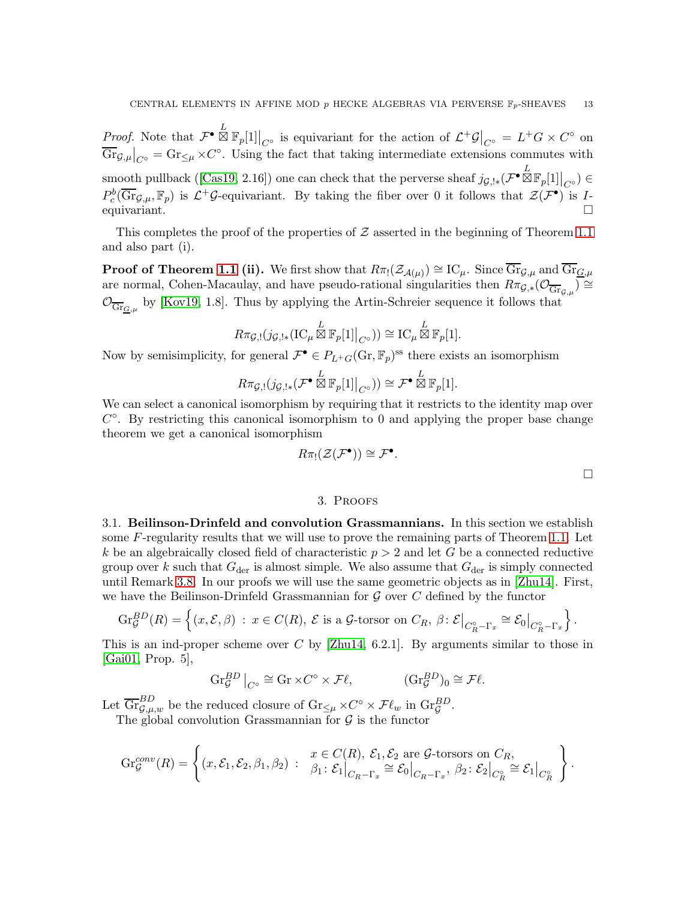*Proof.* Note that $\mathcal{F}^\bullet \overset{L}{\boxtimes} \mathbb{F}_p[1]\big|_{C^\circ}$ is equivariant for the action of $\mathcal{L}^+\mathcal{G}\big|_{C^\circ} = L^+G \times C^\circ$ on $\overline{\mathrm{Gr}}_{\mathcal{G},\mu}\big|_{C^\circ} = \mathrm{Gr}_{\leq\mu} \times C^\circ$. Using the fact that taking intermediate extensions commutes with smooth pullback ([Cas19, 2.16]) one can check that the perverse sheaf $j_{\mathcal{G},!*}(\mathcal{F}^\bullet \overset{L}{\boxtimes} \mathbb{F}_p[1]\big|_{C^\circ}) \in P_c^b(\overline{\mathrm{Gr}}_{\mathcal{G},\mu}, \mathbb{F}_p)$ is $\mathcal{L}^+\mathcal{G}$-equivariant. By taking the fiber over 0 it follows that $\mathcal{Z}(\mathcal{F}^\bullet)$ is $I$-equivariant. □

This completes the proof of the properties of $\mathcal{Z}$ asserted in the beginning of Theorem 1.1 and also part (i).

**Proof of Theorem 1.1 (ii).** We first show that $R\pi_!(\mathcal{Z}_{\mathcal{A}(\mu)}) \cong \mathrm{IC}_\mu$. Since $\overline{\mathrm{Gr}}_{\mathcal{G},\mu}$ and $\overline{\mathrm{Gr}}_{\underline{G},\mu}$ are normal, Cohen-Macaulay, and have pseudo-rational singularities then $R\pi_{\mathcal{G},*}(\mathcal{O}_{\overline{\mathrm{Gr}}_{\mathcal{G},\mu}}) \cong \mathcal{O}_{\overline{\mathrm{Gr}}_{\underline{G},\mu}}$ by [Kov19, 1.8]. Thus by applying the Artin-Schreier sequence it follows that

$$R\pi_{\mathcal{G},!}(j_{\mathcal{G},!*}(\mathrm{IC}_\mu \overset{L}{\boxtimes} \mathbb{F}_p[1]\big|_{C^\circ})) \cong \mathrm{IC}_\mu \overset{L}{\boxtimes} \mathbb{F}_p[1].$$

Now by semisimplicity, for general $\mathcal{F}^\bullet \in P_{L^+G}(\mathrm{Gr}, \mathbb{F}_p)^{\mathrm{ss}}$ there exists an isomorphism

$$R\pi_{\mathcal{G},!}(j_{\mathcal{G},!*}(\mathcal{F}^\bullet \overset{L}{\boxtimes} \mathbb{F}_p[1]\big|_{C^\circ})) \cong \mathcal{F}^\bullet \overset{L}{\boxtimes} \mathbb{F}_p[1].$$

We can select a canonical isomorphism by requiring that it restricts to the identity map over $C^\circ$. By restricting this canonical isomorphism to 0 and applying the proper base change theorem we get a canonical isomorphism

$$R\pi_!(\mathcal{Z}(\mathcal{F}^\bullet)) \cong \mathcal{F}^\bullet.$$

□

## 3. Proofs

**3.1. Beilinson-Drinfeld and convolution Grassmannians.** In this section we establish some $F$-regularity results that we will use to prove the remaining parts of Theorem 1.1. Let $k$ be an algebraically closed field of characteristic $p > 2$ and let $G$ be a connected reductive group over $k$ such that $G_{\mathrm{der}}$ is almost simple. We also assume that $G_{\mathrm{der}}$ is simply connected until Remark 3.8. In our proofs we will use the same geometric objects as in [Zhu14]. First, we have the Beilinson-Drinfeld Grassmannian for $\mathcal{G}$ over $C$ defined by the functor

$$\mathrm{Gr}_{\mathcal{G}}^{BD}(R) = \left\{(x, \mathcal{E}, \beta) \ : \ x \in C(R),\, \mathcal{E} \text{ is a } \mathcal{G}\text{-torsor on } C_R,\, \beta\colon \mathcal{E}|_{C_R^\circ - \Gamma_x} \cong \mathcal{E}_0|_{C_R^\circ - \Gamma_x}\right\}.$$

This is an ind-proper scheme over $C$ by [Zhu14, 6.2.1]. By arguments similar to those in [Gai01, Prop. 5],

$$\mathrm{Gr}_{\mathcal{G}}^{BD}\big|_{C^\circ} \cong \mathrm{Gr} \times C^\circ \times \mathcal{F}\ell, \qquad (\mathrm{Gr}_{\mathcal{G}}^{BD})_0 \cong \mathcal{F}\ell.$$

Let $\overline{\mathrm{Gr}}_{\mathcal{G},\mu,w}^{BD}$ be the reduced closure of $\mathrm{Gr}_{\leq\mu} \times C^\circ \times \mathcal{F}\ell_w$ in $\mathrm{Gr}_{\mathcal{G}}^{BD}$.

The global convolution Grassmannian for $\mathcal{G}$ is the functor

$$\mathrm{Gr}_{\mathcal{G}}^{conv}(R) = \left\{(x, \mathcal{E}_1, \mathcal{E}_2, \beta_1, \beta_2) \ : \ \begin{array}{l} x \in C(R),\, \mathcal{E}_1, \mathcal{E}_2 \text{ are } \mathcal{G}\text{-torsors on } C_R, \\ \beta_1\colon \mathcal{E}_1|_{C_R - \Gamma_x} \cong \mathcal{E}_0|_{C_R - \Gamma_x},\ \beta_2\colon \mathcal{E}_2|_{C_R^\circ} \cong \mathcal{E}_1|_{C_R^\circ} \end{array}\right\}.$$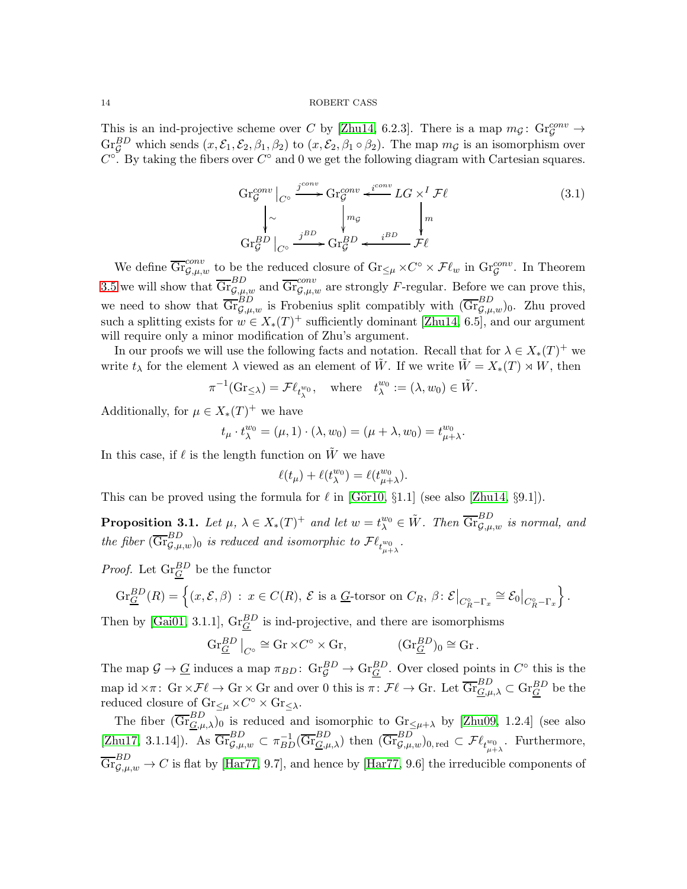This is an ind-projective scheme over $C$ by [Zhu14, 6.2.3]. There is a map $m_{\mathcal{G}} \colon \mathrm{Gr}_{\mathcal{G}}^{conv} \to \mathrm{Gr}_{\mathcal{G}}^{BD}$ which sends $(x, \mathcal{E}_1, \mathcal{E}_2, \beta_1, \beta_2)$ to $(x, \mathcal{E}_2, \beta_1 \circ \beta_2)$. The map $m_{\mathcal{G}}$ is an isomorphism over $C^\circ$. By taking the fibers over $C^\circ$ and 0 we get the following diagram with Cartesian squares.

$$
\begin{array}{ccccc}
\mathrm{Gr}_{\mathcal{G}}^{conv}\big|_{C^\circ} & \xrightarrow{j^{conv}} & \mathrm{Gr}_{\mathcal{G}}^{conv} & \xleftarrow{i^{conv}} & LG \times^I \mathcal{F}\ell \\
\downarrow \wr & & \downarrow m_{\mathcal{G}} & & \downarrow m \\
\mathrm{Gr}_{\mathcal{G}}^{BD}\big|_{C^\circ} & \xrightarrow{j^{BD}} & \mathrm{Gr}_{\mathcal{G}}^{BD} & \xleftarrow{i^{BD}} & \mathcal{F}\ell
\end{array}
\tag{3.1}
$$

We define $\overline{\mathrm{Gr}}_{\mathcal{G},\mu,w}^{conv}$ to be the reduced closure of $\mathrm{Gr}_{\leq \mu} \times C^\circ \times \mathcal{F}\ell_w$ in $\mathrm{Gr}_{\mathcal{G}}^{conv}$. In Theorem 3.5 we will show that $\overline{\mathrm{Gr}}_{\mathcal{G},\mu,w}^{BD}$ and $\overline{\mathrm{Gr}}_{\mathcal{G},\mu,w}^{conv}$ are strongly $F$-regular. Before we can prove this, we need to show that $\overline{\mathrm{Gr}}_{\mathcal{G},\mu,w}^{BD}$ is Frobenius split compatibly with $(\overline{\mathrm{Gr}}_{\mathcal{G},\mu,w}^{BD})_0$. Zhu proved such a splitting exists for $w \in X_*(T)^+$ sufficiently dominant [Zhu14, 6.5], and our argument will require only a minor modification of Zhu's argument.

In our proofs we will use the following facts and notation. Recall that for $\lambda \in X_*(T)^+$ we write $t_\lambda$ for the element $\lambda$ viewed as an element of $\tilde{W}$. If we write $\tilde{W} = X_*(T) \rtimes W$, then

$$\pi^{-1}(\mathrm{Gr}_{\leq \lambda}) = \mathcal{F}\ell_{t_\lambda^{w_0}}, \quad \text{where} \quad t_\lambda^{w_0} := (\lambda, w_0) \in \tilde{W}.$$

Additionally, for $\mu \in X_*(T)^+$ we have

$$t_\mu \cdot t_\lambda^{w_0} = (\mu, 1) \cdot (\lambda, w_0) = (\mu + \lambda, w_0) = t_{\mu+\lambda}^{w_0}.$$

In this case, if $\ell$ is the length function on $\tilde{W}$ we have

$$\ell(t_\mu) + \ell(t_\lambda^{w_0}) = \ell(t_{\mu+\lambda}^{w_0}).$$

This can be proved using the formula for $\ell$ in [Gör10, §1.1] (see also [Zhu14, §9.1]).

**Proposition 3.1.** *Let $\mu, \lambda \in X_*(T)^+$ and let $w = t_\lambda^{w_0} \in \tilde{W}$. Then $\overline{\mathrm{Gr}}_{\mathcal{G},\mu,w}^{BD}$ is normal, and the fiber $(\overline{\mathrm{Gr}}_{\mathcal{G},\mu,w}^{BD})_0$ is reduced and isomorphic to $\mathcal{F}\ell_{t_{\mu+\lambda}^{w_0}}$.*

*Proof.* Let $\mathrm{Gr}_{\underline{G}}^{BD}$ be the functor

$$\mathrm{Gr}_{\underline{G}}^{BD}(R) = \left\{ (x, \mathcal{E}, \beta) \;:\; x \in C(R),\ \mathcal{E} \text{ is a } \underline{G}\text{-torsor on } C_R,\ \beta \colon \mathcal{E}\big|_{C_R^\circ - \Gamma_x} \cong \mathcal{E}_0\big|_{C_R^\circ - \Gamma_x} \right\}.$$

Then by [Gai01, 3.1.1], $\mathrm{Gr}_{\underline{G}}^{BD}$ is ind-projective, and there are isomorphisms

$$\mathrm{Gr}_{\underline{G}}^{BD}\big|_{C^\circ} \cong \mathrm{Gr} \times C^\circ \times \mathrm{Gr}, \qquad (\mathrm{Gr}_{\underline{G}}^{BD})_0 \cong \mathrm{Gr}.$$

The map $\mathcal{G} \to \underline{G}$ induces a map $\pi_{BD} \colon \mathrm{Gr}_{\mathcal{G}}^{BD} \to \mathrm{Gr}_{\underline{G}}^{BD}$. Over closed points in $C^\circ$ this is the map $\mathrm{id} \times \pi \colon \mathrm{Gr} \times \mathcal{F}\ell \to \mathrm{Gr} \times \mathrm{Gr}$ and over 0 this is $\pi \colon \mathcal{F}\ell \to \mathrm{Gr}$. Let $\overline{\mathrm{Gr}}_{\underline{G},\mu,\lambda}^{BD} \subset \mathrm{Gr}_{\underline{G}}^{BD}$ be the reduced closure of $\mathrm{Gr}_{\leq \mu} \times C^\circ \times \mathrm{Gr}_{\leq \lambda}$.

The fiber $(\overline{\mathrm{Gr}}_{\underline{G},\mu,\lambda}^{BD})_0$ is reduced and isomorphic to $\mathrm{Gr}_{\leq \mu+\lambda}$ by [Zhu09, 1.2.4] (see also [Zhu17, 3.1.14]). As $\overline{\mathrm{Gr}}_{\mathcal{G},\mu,w}^{BD} \subset \pi_{BD}^{-1}(\overline{\mathrm{Gr}}_{\underline{G},\mu,\lambda}^{BD})$ then $(\overline{\mathrm{Gr}}_{\mathcal{G},\mu,w}^{BD})_{0,\mathrm{red}} \subset \mathcal{F}\ell_{t_{\mu+\lambda}^{w_0}}$. Furthermore, $\overline{\mathrm{Gr}}_{\mathcal{G},\mu,w}^{BD} \to C$ is flat by [Har77, 9.7], and hence by [Har77, 9.6] the irreducible components of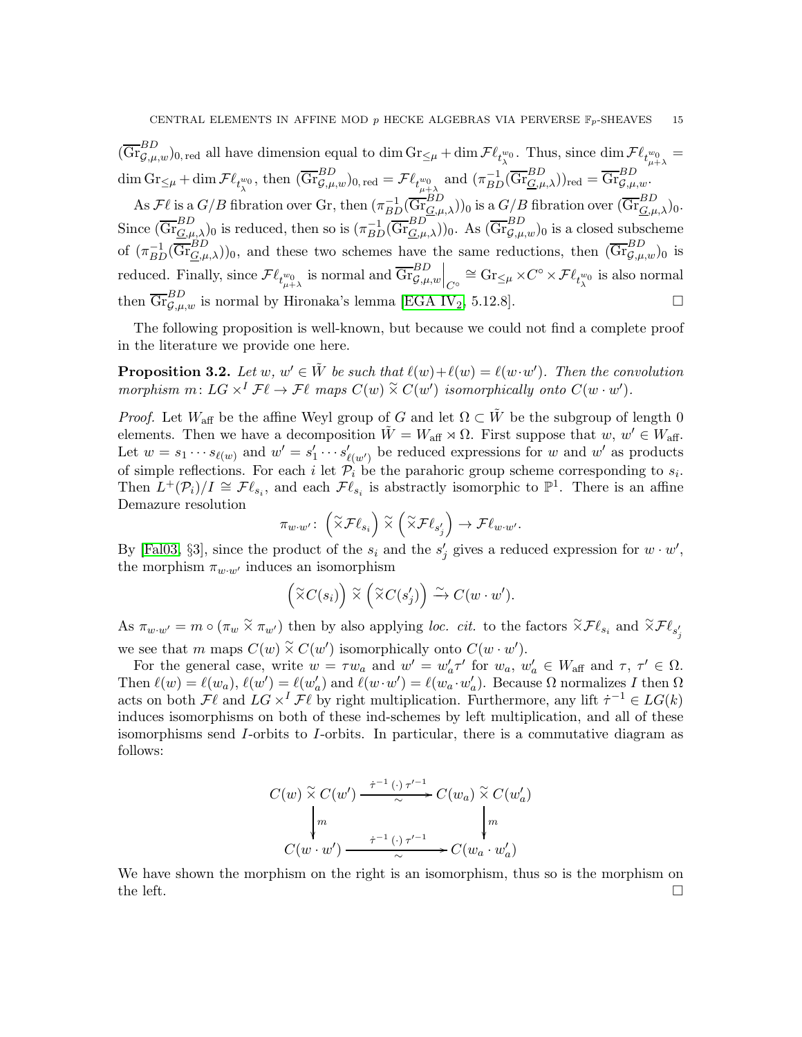$(\overline{\mathrm{Gr}}^{BD}_{\mathcal{G},\mu,w})_{0,\mathrm{red}}$ all have dimension equal to $\dim \mathrm{Gr}_{\leq\mu} + \dim \mathcal{F}\ell_{t^{w_0}_{\lambda}}$. Thus, since $\dim \mathcal{F}\ell_{t^{w_0}_{\mu+\lambda}} = \dim \mathrm{Gr}_{\leq\mu} + \dim \mathcal{F}\ell_{t^{w_0}_{\lambda}}$, then $(\overline{\mathrm{Gr}}^{BD}_{\mathcal{G},\mu,w})_{0,\mathrm{red}} = \mathcal{F}\ell_{t^{w_0}_{\mu+\lambda}}$ and $(\pi^{-1}_{BD}(\overline{\mathrm{Gr}}^{BD}_{\underline{G},\mu,\lambda}))_{\mathrm{red}} = \overline{\mathrm{Gr}}^{BD}_{\mathcal{G},\mu,w}$.

As $\mathcal{F}\ell$ is a $G/B$ fibration over $\mathrm{Gr}$, then $(\pi^{-1}_{BD}(\overline{\mathrm{Gr}}^{BD}_{\underline{G},\mu,\lambda}))_0$ is a $G/B$ fibration over $(\overline{\mathrm{Gr}}^{BD}_{\underline{G},\mu,\lambda})_0$. Since $(\overline{\mathrm{Gr}}^{BD}_{\underline{G},\mu,\lambda})_0$ is reduced, then so is $(\pi^{-1}_{BD}(\overline{\mathrm{Gr}}^{BD}_{\underline{G},\mu,\lambda}))_0$. As $(\overline{\mathrm{Gr}}^{BD}_{\mathcal{G},\mu,w})_0$ is a closed subscheme of $(\pi^{-1}_{BD}(\overline{\mathrm{Gr}}^{BD}_{\underline{G},\mu,\lambda}))_0$, and these two schemes have the same reductions, then $(\overline{\mathrm{Gr}}^{BD}_{\mathcal{G},\mu,w})_0$ is reduced. Finally, since $\mathcal{F}\ell_{t^{w_0}_{\mu+\lambda}}$ is normal and $\overline{\mathrm{Gr}}^{BD}_{\mathcal{G},\mu,w}\Big|_{C^\circ} \cong \mathrm{Gr}_{\leq\mu} \times C^\circ \times \mathcal{F}\ell_{t^{w_0}_{\lambda}}$ is also normal then $\overline{\mathrm{Gr}}^{BD}_{\mathcal{G},\mu,w}$ is normal by Hironaka's lemma [EGA IV$_2$, 5.12.8]. □

The following proposition is well-known, but because we could not find a complete proof in the literature we provide one here.

**Proposition 3.2.** *Let $w$, $w' \in \tilde{W}$ be such that $\ell(w)+\ell(w) = \ell(w\cdot w')$. Then the convolution morphism $m\colon LG \times^I \mathcal{F}\ell \to \mathcal{F}\ell$ maps $C(w) \,\widetilde{\times}\, C(w')$ isomorphically onto $C(w\cdot w')$.*

*Proof.* Let $W_{\mathrm{aff}}$ be the affine Weyl group of $G$ and let $\Omega \subset \tilde{W}$ be the subgroup of length 0 elements. Then we have a decomposition $\tilde{W} = W_{\mathrm{aff}} \rtimes \Omega$. First suppose that $w$, $w' \in W_{\mathrm{aff}}$. Let $w = s_1 \cdots s_{\ell(w)}$ and $w' = s'_1 \cdots s'_{\ell(w')}$ be reduced expressions for $w$ and $w'$ as products of simple reflections. For each $i$ let $\mathcal{P}_i$ be the parahoric group scheme corresponding to $s_i$. Then $L^+(\mathcal{P}_i)/I \cong \mathcal{F}\ell_{s_i}$, and each $\mathcal{F}\ell_{s_i}$ is abstractly isomorphic to $\mathbb{P}^1$. There is an affine Demazure resolution

$$\pi_{w\cdot w'}\colon \left(\widetilde{\times}\mathcal{F}\ell_{s_i}\right) \widetilde{\times} \left(\widetilde{\times}\mathcal{F}\ell_{s'_j}\right) \to \mathcal{F}\ell_{w\cdot w'}.$$

By [Fal03, §3], since the product of the $s_i$ and the $s'_j$ gives a reduced expression for $w\cdot w'$, the morphism $\pi_{w\cdot w'}$ induces an isomorphism

$$\left(\widetilde{\times}C(s_i)\right) \widetilde{\times} \left(\widetilde{\times}C(s'_j)\right) \xrightarrow{\sim} C(w\cdot w').$$

As $\pi_{w\cdot w'} = m \circ (\pi_w \,\widetilde{\times}\, \pi_{w'})$ then by also applying *loc. cit.* to the factors $\widetilde{\times}\mathcal{F}\ell_{s_i}$ and $\widetilde{\times}\mathcal{F}\ell_{s'_j}$ we see that $m$ maps $C(w) \,\widetilde{\times}\, C(w')$ isomorphically onto $C(w\cdot w')$.

For the general case, write $w = \tau w_a$ and $w' = w'_a\tau'$ for $w_a$, $w'_a \in W_{\mathrm{aff}}$ and $\tau$, $\tau' \in \Omega$. Then $\ell(w) = \ell(w_a)$, $\ell(w') = \ell(w'_a)$ and $\ell(w\cdot w') = \ell(w_a\cdot w'_a)$. Because $\Omega$ normalizes $I$ then $\Omega$ acts on both $\mathcal{F}\ell$ and $LG \times^I \mathcal{F}\ell$ by right multiplication. Furthermore, any lift $\dot{\tau}^{-1} \in LG(k)$ induces isomorphisms on both of these ind-schemes by left multiplication, and all of these isomorphisms send $I$-orbits to $I$-orbits. In particular, there is a commutative diagram as follows:

$$\begin{array}{ccc}
C(w) \,\widetilde{\times}\, C(w') & \xrightarrow[\sim]{\dot{\tau}^{-1}\,(\cdot)\,\tau'^{-1}} & C(w_a) \,\widetilde{\times}\, C(w'_a) \\
\Big\downarrow m & & \Big\downarrow m \\
C(w\cdot w') & \xrightarrow[\sim]{\dot{\tau}^{-1}\,(\cdot)\,\tau'^{-1}} & C(w_a\cdot w'_a)
\end{array}$$

We have shown the morphism on the right is an isomorphism, thus so is the morphism on the left. □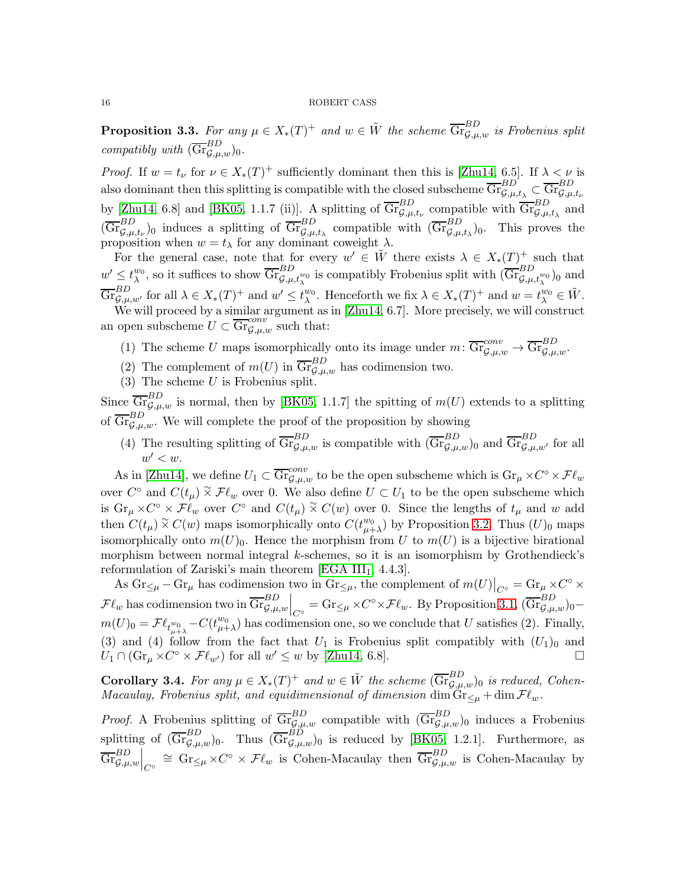**Proposition 3.3.** *For any $\mu \in X_*(T)^+$ and $w \in \tilde{W}$ the scheme $\overline{\mathrm{Gr}}^{BD}_{\mathcal{G},\mu,w}$ is Frobenius split compatibly with $(\overline{\mathrm{Gr}}^{BD}_{\mathcal{G},\mu,w})_0$.*

*Proof.* If $w = t_\nu$ for $\nu \in X_*(T)^+$ sufficiently dominant then this is [Zhu14, 6.5]. If $\lambda < \nu$ is also dominant then this splitting is compatible with the closed subscheme $\overline{\mathrm{Gr}}^{BD}_{\mathcal{G},\mu,t_\lambda} \subset \overline{\mathrm{Gr}}^{BD}_{\mathcal{G},\mu,t_\nu}$ by [Zhu14, 6.8] and [BK05, 1.1.7 (ii)]. A splitting of $\overline{\mathrm{Gr}}^{BD}_{\mathcal{G},\mu,t_\nu}$ compatible with $\overline{\mathrm{Gr}}^{BD}_{\mathcal{G},\mu,t_\lambda}$ and $(\overline{\mathrm{Gr}}^{BD}_{\mathcal{G},\mu,t_\nu})_0$ induces a splitting of $\overline{\mathrm{Gr}}^{BD}_{\mathcal{G},\mu,t_\lambda}$ compatible with $(\overline{\mathrm{Gr}}^{BD}_{\mathcal{G},\mu,t_\lambda})_0$. This proves the proposition when $w = t_\lambda$ for any dominant coweight $\lambda$.

For the general case, note that for every $w' \in \tilde{W}$ there exists $\lambda \in X_*(T)^+$ such that $w' \leq t_\lambda^{w_0}$, so it suffices to show $\overline{\mathrm{Gr}}^{BD}_{\mathcal{G},\mu,t_\lambda^{w_0}}$ is compatibly Frobenius split with $(\overline{\mathrm{Gr}}^{BD}_{\mathcal{G},\mu,t_\lambda^{w_0}})_0$ and $\overline{\mathrm{Gr}}^{BD}_{\mathcal{G},\mu,w'}$ for all $\lambda \in X_*(T)^+$ and $w' \leq t_\lambda^{w_0}$. Henceforth we fix $\lambda \in X_*(T)^+$ and $w = t_\lambda^{w_0} \in \tilde{W}$.

We will proceed by a similar argument as in [Zhu14, 6.7]. More precisely, we will construct an open subscheme $U \subset \overline{\mathrm{Gr}}^{conv}_{\mathcal{G},\mu,w}$ such that:

1. The scheme $U$ maps isomorphically onto its image under $m \colon \overline{\mathrm{Gr}}^{conv}_{\mathcal{G},\mu,w} \to \overline{\mathrm{Gr}}^{BD}_{\mathcal{G},\mu,w}$.
2. The complement of $m(U)$ in $\overline{\mathrm{Gr}}^{BD}_{\mathcal{G},\mu,w}$ has codimension two.
3. The scheme $U$ is Frobenius split.

Since $\overline{\mathrm{Gr}}^{BD}_{\mathcal{G},\mu,w}$ is normal, then by [BK05, 1.1.7] the spitting of $m(U)$ extends to a splitting of $\overline{\mathrm{Gr}}^{BD}_{\mathcal{G},\mu,w}$. We will complete the proof of the proposition by showing

4. The resulting splitting of $\overline{\mathrm{Gr}}^{BD}_{\mathcal{G},\mu,w}$ is compatible with $(\overline{\mathrm{Gr}}^{BD}_{\mathcal{G},\mu,w})_0$ and $\overline{\mathrm{Gr}}^{BD}_{\mathcal{G},\mu,w'}$ for all $w' < w$.

As in [Zhu14], we define $U_1 \subset \overline{\mathrm{Gr}}^{conv}_{\mathcal{G},\mu,w}$ to be the open subscheme which is $\mathrm{Gr}_\mu \times C^\circ \times \mathcal{F}\ell_w$ over $C^\circ$ and $C(t_\mu) \tilde{\times} \mathcal{F}\ell_w$ over 0. We also define $U \subset U_1$ to be the open subscheme which is $\mathrm{Gr}_\mu \times C^\circ \times \mathcal{F}\ell_w$ over $C^\circ$ and $C(t_\mu) \tilde{\times} C(w)$ over 0. Since the lengths of $t_\mu$ and $w$ add then $C(t_\mu) \tilde{\times} C(w)$ maps isomorphically onto $C(t^{w_0}_{\mu+\lambda})$ by Proposition 3.2. Thus $(U)_0$ maps isomorphically onto $m(U)_0$. Hence the morphism from $U$ to $m(U)$ is a bijective birational morphism between normal integral $k$-schemes, so it is an isomorphism by Grothendieck's reformulation of Zariski's main theorem [EGA $\mathrm{III}_1$, 4.4.3].

As $\mathrm{Gr}_{\leq\mu} - \mathrm{Gr}_\mu$ has codimension two in $\mathrm{Gr}_{\leq\mu}$, the complement of $m(U)\big|_{C^\circ} = \mathrm{Gr}_\mu \times C^\circ \times \mathcal{F}\ell_w$ has codimension two in $\overline{\mathrm{Gr}}^{BD}_{\mathcal{G},\mu,w}\Big|_{C^\circ} = \mathrm{Gr}_{\leq\mu} \times C^\circ \times \mathcal{F}\ell_w$. By Proposition 3.1, $(\overline{\mathrm{Gr}}^{BD}_{\mathcal{G},\mu,w})_0 - m(U)_0 = \mathcal{F}\ell_{t^{w_0}_{\mu+\lambda}} - C(t^{w_0}_{\mu+\lambda})$ has codimension one, so we conclude that $U$ satisfies (2). Finally, (3) and (4) follow from the fact that $U_1$ is Frobenius split compatibly with $(U_1)_0$ and $U_1 \cap (\mathrm{Gr}_\mu \times C^\circ \times \mathcal{F}\ell_{w'})$ for all $w' \leq w$ by [Zhu14, 6.8]. $\square$

**Corollary 3.4.** *For any $\mu \in X_*(T)^+$ and $w \in \tilde{W}$ the scheme $(\overline{\mathrm{Gr}}^{BD}_{\mathcal{G},\mu,w})_0$ is reduced, Cohen-Macaulay, Frobenius split, and equidimensional of dimension $\dim \mathrm{Gr}_{\leq\mu} + \dim \mathcal{F}\ell_w$.*

*Proof.* A Frobenius splitting of $\overline{\mathrm{Gr}}^{BD}_{\mathcal{G},\mu,w}$ compatible with $(\overline{\mathrm{Gr}}^{BD}_{\mathcal{G},\mu,w})_0$ induces a Frobenius splitting of $(\overline{\mathrm{Gr}}^{BD}_{\mathcal{G},\mu,w})_0$. Thus $(\overline{\mathrm{Gr}}^{BD}_{\mathcal{G},\mu,w})_0$ is reduced by [BK05, 1.2.1]. Furthermore, as $\overline{\mathrm{Gr}}^{BD}_{\mathcal{G},\mu,w}\Big|_{C^\circ} \cong \mathrm{Gr}_{\leq\mu} \times C^\circ \times \mathcal{F}\ell_w$ is Cohen-Macaulay then $\overline{\mathrm{Gr}}^{BD}_{\mathcal{G},\mu,w}$ is Cohen-Macaulay by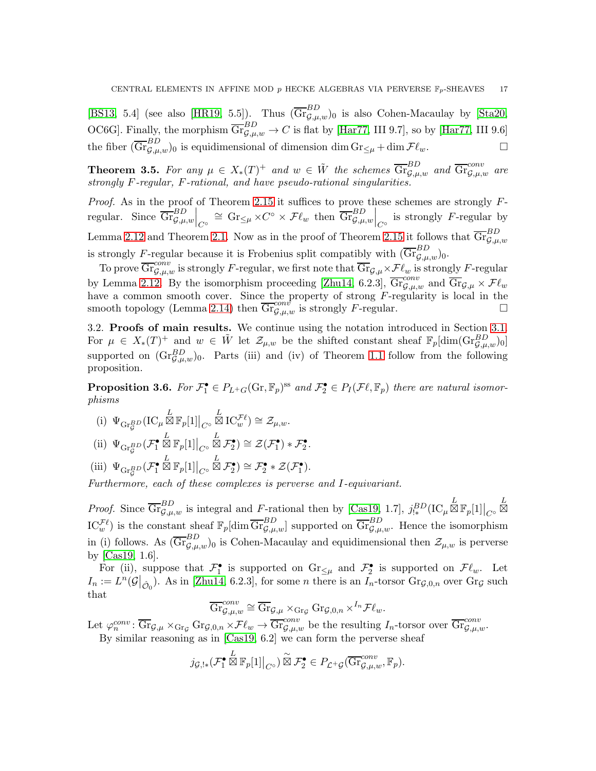[BS13, 5.4] (see also [HR19, 5.5]). Thus $(\overline{\mathrm{Gr}}^{BD}_{\mathcal{G},\mu,w})_0$ is also Cohen-Macaulay by [Sta20, OC6G]. Finally, the morphism $\overline{\mathrm{Gr}}^{BD}_{\mathcal{G},\mu,w} \to C$ is flat by [Har77, III 9.7], so by [Har77, III 9.6] the fiber $(\overline{\mathrm{Gr}}^{BD}_{\mathcal{G},\mu,w})_0$ is equidimensional of dimension $\dim \mathrm{Gr}_{\leq \mu} + \dim \mathcal{F}\ell_w$. □

**Theorem 3.5.** *For any $\mu \in X_*(T)^+$ and $w \in \tilde{W}$ the schemes $\overline{\mathrm{Gr}}^{BD}_{\mathcal{G},\mu,w}$ and $\overline{\mathrm{Gr}}^{conv}_{\mathcal{G},\mu,w}$ are strongly $F$-regular, $F$-rational, and have pseudo-rational singularities.*

*Proof.* As in the proof of Theorem 2.15 it suffices to prove these schemes are strongly $F$-regular. Since $\overline{\mathrm{Gr}}^{BD}_{\mathcal{G},\mu,w}\big|_{C^\circ} \cong \mathrm{Gr}_{\leq\mu} \times C^\circ \times \mathcal{F}\ell_w$ then $\overline{\mathrm{Gr}}^{BD}_{\mathcal{G},\mu,w}\big|_{C^\circ}$ is strongly $F$-regular by Lemma 2.12 and Theorem 2.1. Now as in the proof of Theorem 2.15 it follows that $\overline{\mathrm{Gr}}^{BD}_{\mathcal{G},\mu,w}$ is strongly $F$-regular because it is Frobenius split compatibly with $(\overline{\mathrm{Gr}}^{BD}_{\mathcal{G},\mu,w})_0$.

To prove $\overline{\mathrm{Gr}}^{conv}_{\mathcal{G},\mu,w}$ is strongly $F$-regular, we first note that $\overline{\mathrm{Gr}}_{\mathcal{G},\mu} \times \mathcal{F}\ell_w$ is strongly $F$-regular by Lemma 2.12. By the isomorphism proceeding [Zhu14, 6.2.3], $\overline{\mathrm{Gr}}^{conv}_{\mathcal{G},\mu,w}$ and $\overline{\mathrm{Gr}}_{\mathcal{G},\mu} \times \mathcal{F}\ell_w$ have a common smooth cover. Since the property of strong $F$-regularity is local in the smooth topology (Lemma 2.14) then $\overline{\mathrm{Gr}}^{conv}_{\mathcal{G},\mu,w}$ is strongly $F$-regular. □

## 3.2. Proofs of main results.

We continue using the notation introduced in Section 3.1. For $\mu \in X_*(T)^+$ and $w \in \tilde{W}$ let $\mathcal{Z}_{\mu,w}$ be the shifted constant sheaf $\mathbb{F}_p[\dim(\mathrm{Gr}^{BD}_{\mathcal{G},\mu,w})_0]$ supported on $(\mathrm{Gr}^{BD}_{\mathcal{G},\mu,w})_0$. Parts (iii) and (iv) of Theorem 1.1 follow from the following proposition.

**Proposition 3.6.** *For $\mathcal{F}_1^\bullet \in P_{L^+G}(\mathrm{Gr}, \mathbb{F}_p)^{\mathrm{ss}}$ and $\mathcal{F}_2^\bullet \in P_I(\mathcal{F}\ell, \mathbb{F}_p)$ there are natural isomorphisms*

(i) $\Psi_{\mathrm{Gr}^{BD}_{\mathcal{G}}}(\mathrm{IC}_\mu \overset{L}{\boxtimes} \mathbb{F}_p[1]\big|_{C^\circ} \overset{L}{\boxtimes} \mathrm{IC}^{\mathcal{F}\ell}_w) \cong \mathcal{Z}_{\mu,w}$.

(ii) $\Psi_{\mathrm{Gr}^{BD}_{\mathcal{G}}}(\mathcal{F}_1^\bullet \overset{L}{\boxtimes} \mathbb{F}_p[1]\big|_{C^\circ} \overset{L}{\boxtimes} \mathcal{F}_2^\bullet) \cong \mathcal{Z}(\mathcal{F}_1^\bullet) * \mathcal{F}_2^\bullet$.

(iii) $\Psi_{\mathrm{Gr}^{BD}_{\mathcal{G}}}(\mathcal{F}_1^\bullet \overset{L}{\boxtimes} \mathbb{F}_p[1]\big|_{C^\circ} \overset{L}{\boxtimes} \mathcal{F}_2^\bullet) \cong \mathcal{F}_2^\bullet * \mathcal{Z}(\mathcal{F}_1^\bullet)$.

*Furthermore, each of these complexes is perverse and $I$-equivariant.*

*Proof.* Since $\overline{\mathrm{Gr}}^{BD}_{\mathcal{G},\mu,w}$ is integral and $F$-rational then by [Cas19, 1.7], $j^{BD}_{!*}(\mathrm{IC}_\mu \overset{L}{\boxtimes} \mathbb{F}_p[1]\big|_{C^\circ} \overset{L}{\boxtimes} \mathrm{IC}^{\mathcal{F}\ell}_w)$ is the constant sheaf $\mathbb{F}_p[\dim \overline{\mathrm{Gr}}^{BD}_{\mathcal{G},\mu,w}]$ supported on $\overline{\mathrm{Gr}}^{BD}_{\mathcal{G},\mu,w}$. Hence the isomorphism in (i) follows. As $(\overline{\mathrm{Gr}}^{BD}_{\mathcal{G},\mu,w})_0$ is Cohen-Macaulay and equidimensional then $\mathcal{Z}_{\mu,w}$ is perverse by [Cas19, 1.6].

For (ii), suppose that $\mathcal{F}_1^\bullet$ is supported on $\mathrm{Gr}_{\leq\mu}$ and $\mathcal{F}_2^\bullet$ is supported on $\mathcal{F}\ell_w$. Let $I_n := L^n(\mathcal{G}\big|_{\hat{\mathcal{O}}_0})$. As in [Zhu14, 6.2.3], for some $n$ there is an $I_n$-torsor $\mathrm{Gr}_{\mathcal{G},0,n}$ over $\mathrm{Gr}_{\mathcal{G}}$ such that

$$\overline{\mathrm{Gr}}^{conv}_{\mathcal{G},\mu,w} \cong \overline{\mathrm{Gr}}_{\mathcal{G},\mu} \times_{\mathrm{Gr}_{\mathcal{G}}} \mathrm{Gr}_{\mathcal{G},0,n} \times^{I_n} \mathcal{F}\ell_w.$$

Let $\varphi^{conv}_n \colon \overline{\mathrm{Gr}}_{\mathcal{G},\mu} \times_{\mathrm{Gr}_{\mathcal{G}}} \mathrm{Gr}_{\mathcal{G},0,n} \times \mathcal{F}\ell_w \to \overline{\mathrm{Gr}}^{conv}_{\mathcal{G},\mu,w}$ be the resulting $I_n$-torsor over $\overline{\mathrm{Gr}}^{conv}_{\mathcal{G},\mu,w}$.

By similar reasoning as in [Cas19, 6.2] we can form the perverse sheaf

$$j_{\mathcal{G},!*}(\mathcal{F}_1^\bullet \overset{L}{\boxtimes} \mathbb{F}_p[1]\big|_{C^\circ}) \mathbin{\tilde{\boxtimes}} \mathcal{F}_2^\bullet \in P_{\mathcal{L}^+\mathcal{G}}(\overline{\mathrm{Gr}}^{conv}_{\mathcal{G},\mu,w}, \mathbb{F}_p).$$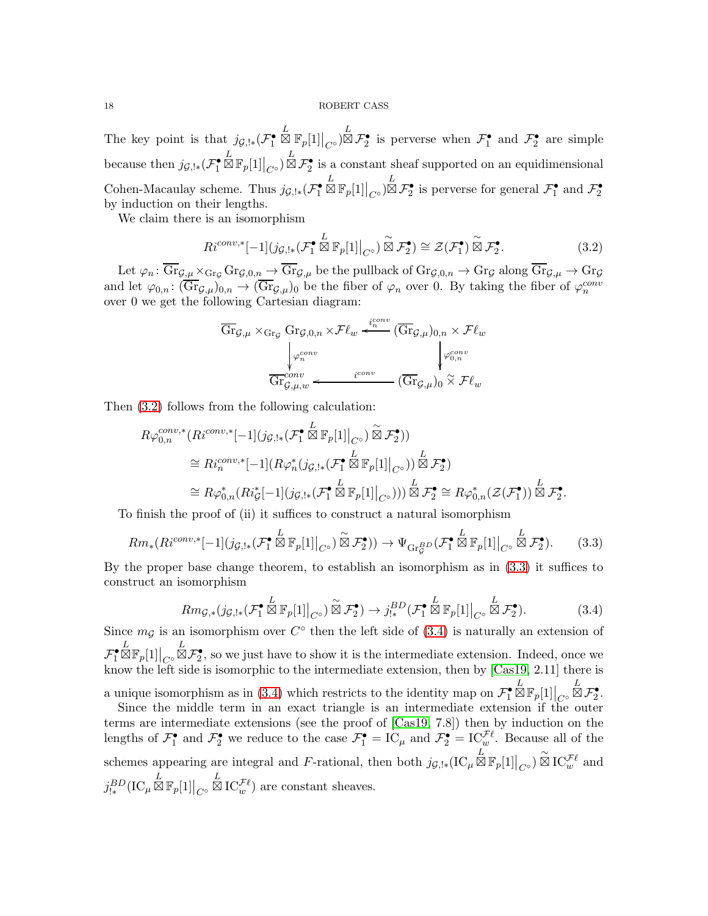The key point is that $j_{\mathcal{G},!*}(\mathcal{F}_1^\bullet \overset{L}{\boxtimes} \mathbb{F}_p[1]\big|_{C^\circ}) \overset{L}{\boxtimes} \mathcal{F}_2^\bullet$ is perverse when $\mathcal{F}_1^\bullet$ and $\mathcal{F}_2^\bullet$ are simple because then $j_{\mathcal{G},!*}(\mathcal{F}_1^\bullet \overset{L}{\boxtimes} \mathbb{F}_p[1]\big|_{C^\circ}) \overset{L}{\boxtimes} \mathcal{F}_2^\bullet$ is a constant sheaf supported on an equidimensional Cohen-Macaulay scheme. Thus $j_{\mathcal{G},!*}(\mathcal{F}_1^\bullet \overset{L}{\boxtimes} \mathbb{F}_p[1]\big|_{C^\circ}) \overset{L}{\boxtimes} \mathcal{F}_2^\bullet$ is perverse for general $\mathcal{F}_1^\bullet$ and $\mathcal{F}_2^\bullet$ by induction on their lengths.

We claim there is an isomorphism

$$Ri^{conv,*}[-1](j_{\mathcal{G},!*}(\mathcal{F}_1^\bullet \overset{L}{\boxtimes} \mathbb{F}_p[1]\big|_{C^\circ}) \mathbin{\widetilde{\boxtimes}} \mathcal{F}_2^\bullet) \cong \mathcal{Z}(\mathcal{F}_1^\bullet) \mathbin{\widetilde{\boxtimes}} \mathcal{F}_2^\bullet. \tag{3.2}$$

Let $\varphi_n \colon \overline{\mathrm{Gr}}_{\mathcal{G},\mu} \times_{\mathrm{Gr}_\mathcal{G}} \mathrm{Gr}_{\mathcal{G},0,n} \to \overline{\mathrm{Gr}}_{\mathcal{G},\mu}$ be the pullback of $\mathrm{Gr}_{\mathcal{G},0,n} \to \mathrm{Gr}_\mathcal{G}$ along $\overline{\mathrm{Gr}}_{\mathcal{G},\mu} \to \mathrm{Gr}_\mathcal{G}$ and let $\varphi_{0,n} \colon (\overline{\mathrm{Gr}}_{\mathcal{G},\mu})_{0,n} \to (\overline{\mathrm{Gr}}_{\mathcal{G},\mu})_0$ be the fiber of $\varphi_n$ over 0. By taking the fiber of $\varphi_n^{conv}$ over 0 we get the following Cartesian diagram:

$$\begin{array}{ccc}
\overline{\mathrm{Gr}}_{\mathcal{G},\mu} \times_{\mathrm{Gr}_\mathcal{G}} \mathrm{Gr}_{\mathcal{G},0,n} \times \mathcal{F}\ell_w & \xleftarrow{i_n^{conv}} & (\overline{\mathrm{Gr}}_{\mathcal{G},\mu})_{0,n} \times \mathcal{F}\ell_w \\
\Big\downarrow \varphi_n^{conv} & & \Big\downarrow \varphi_{0,n}^{conv} \\
\overline{\mathrm{Gr}}_{\mathcal{G},\mu,w}^{conv} & \xleftarrow{i^{conv}} & (\overline{\mathrm{Gr}}_{\mathcal{G},\mu})_0 \mathbin{\widetilde{\times}} \mathcal{F}\ell_w
\end{array}$$

Then (3.2) follows from the following calculation:

$$\begin{aligned}
&R\varphi_{0,n}^{conv,*}(Ri^{conv,*}[-1](j_{\mathcal{G},!*}(\mathcal{F}_1^\bullet \overset{L}{\boxtimes} \mathbb{F}_p[1]\big|_{C^\circ}) \mathbin{\widetilde{\boxtimes}} \mathcal{F}_2^\bullet)) \\
&\quad \cong Ri_n^{conv,*}[-1](R\varphi_n^*(j_{\mathcal{G},!*}(\mathcal{F}_1^\bullet \overset{L}{\boxtimes} \mathbb{F}_p[1]\big|_{C^\circ})) \overset{L}{\boxtimes} \mathcal{F}_2^\bullet) \\
&\quad \cong R\varphi_{0,n}^*(Ri_\mathcal{G}^*[-1](j_{\mathcal{G},!*}(\mathcal{F}_1^\bullet \overset{L}{\boxtimes} \mathbb{F}_p[1]\big|_{C^\circ}))) \overset{L}{\boxtimes} \mathcal{F}_2^\bullet \cong R\varphi_{0,n}^*(\mathcal{Z}(\mathcal{F}_1^\bullet)) \overset{L}{\boxtimes} \mathcal{F}_2^\bullet.
\end{aligned}$$

To finish the proof of (ii) it suffices to construct a natural isomorphism

$$Rm_*(Ri^{conv,*}[-1](j_{\mathcal{G},!*}(\mathcal{F}_1^\bullet \overset{L}{\boxtimes} \mathbb{F}_p[1]\big|_{C^\circ}) \mathbin{\widetilde{\boxtimes}} \mathcal{F}_2^\bullet)) \to \Psi_{\mathrm{Gr}_\mathcal{G}^{BD}}(\mathcal{F}_1^\bullet \overset{L}{\boxtimes} \mathbb{F}_p[1]\big|_{C^\circ} \overset{L}{\boxtimes} \mathcal{F}_2^\bullet). \tag{3.3}$$

By the proper base change theorem, to establish an isomorphism as in (3.3) it suffices to construct an isomorphism

$$Rm_{\mathcal{G},*}(j_{\mathcal{G},!*}(\mathcal{F}_1^\bullet \overset{L}{\boxtimes} \mathbb{F}_p[1]\big|_{C^\circ}) \mathbin{\widetilde{\boxtimes}} \mathcal{F}_2^\bullet) \to j_{!*}^{BD}(\mathcal{F}_1^\bullet \overset{L}{\boxtimes} \mathbb{F}_p[1]\big|_{C^\circ} \overset{L}{\boxtimes} \mathcal{F}_2^\bullet). \tag{3.4}$$

Since $m_\mathcal{G}$ is an isomorphism over $C^\circ$ then the left side of (3.4) is naturally an extension of $\mathcal{F}_1^\bullet \overset{L}{\boxtimes} \mathbb{F}_p[1]\big|_{C^\circ} \overset{L}{\boxtimes} \mathcal{F}_2^\bullet$, so we just have to show it is the intermediate extension. Indeed, once we know the left side is isomorphic to the intermediate extension, then by [Cas19, 2.11] there is a unique isomorphism as in (3.4) which restricts to the identity map on $\mathcal{F}_1^\bullet \overset{L}{\boxtimes} \mathbb{F}_p[1]\big|_{C^\circ} \overset{L}{\boxtimes} \mathcal{F}_2^\bullet$.

Since the middle term in an exact triangle is an intermediate extension if the outer terms are intermediate extensions (see the proof of [Cas19, 7.8]) then by induction on the lengths of $\mathcal{F}_1^\bullet$ and $\mathcal{F}_2^\bullet$ we reduce to the case $\mathcal{F}_1^\bullet = \mathrm{IC}_\mu$ and $\mathcal{F}_2^\bullet = \mathrm{IC}_w^{\mathcal{F}\ell}$. Because all of the schemes appearing are integral and $F$-rational, then both $j_{\mathcal{G},!*}(\mathrm{IC}_\mu \overset{L}{\boxtimes} \mathbb{F}_p[1]\big|_{C^\circ}) \mathbin{\widetilde{\boxtimes}} \mathrm{IC}_w^{\mathcal{F}\ell}$ and $j_{!*}^{BD}(\mathrm{IC}_\mu \overset{L}{\boxtimes} \mathbb{F}_p[1]\big|_{C^\circ} \overset{L}{\boxtimes} \mathrm{IC}_w^{\mathcal{F}\ell})$ are constant sheaves.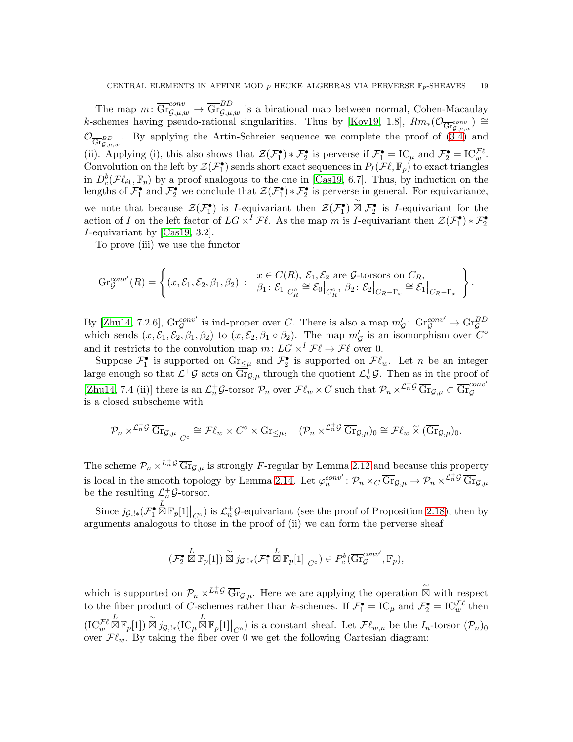The map $m\colon \overline{\mathrm{Gr}}^{conv}_{\mathcal{G},\mu,w} \to \overline{\mathrm{Gr}}^{BD}_{\mathcal{G},\mu,w}$ is a birational map between normal, Cohen-Macaulay $k$-schemes having pseudo-rational singularities. Thus by [Kov19, 1.8], $Rm_*(\mathcal{O}_{\overline{\mathrm{Gr}}^{conv}_{\mathcal{G},\mu,w}}) \cong \mathcal{O}_{\overline{\mathrm{Gr}}^{BD}_{\mathcal{G},\mu,w}}$. By applying the Artin-Schreier sequence we complete the proof of (3.4) and (ii). Applying (i), this also shows that $\mathcal{Z}(\mathcal{F}_1^\bullet) * \mathcal{F}_2^\bullet$ is perverse if $\mathcal{F}_1^\bullet = \mathrm{IC}_\mu$ and $\mathcal{F}_2^\bullet = \mathrm{IC}_w^{\mathcal{F}\ell}$. Convolution on the left by $\mathcal{Z}(\mathcal{F}_1^\bullet)$ sends short exact sequences in $P_I(\mathcal{F}\ell, \mathbb{F}_p)$ to exact triangles in $D_c^b(\mathcal{F}\ell_{\text{ét}}, \mathbb{F}_p)$ by a proof analogous to the one in [Cas19, 6.7]. Thus, by induction on the lengths of $\mathcal{F}_1^\bullet$ and $\mathcal{F}_2^\bullet$ we conclude that $\mathcal{Z}(\mathcal{F}_1^\bullet) * \mathcal{F}_2^\bullet$ is perverse in general. For equivariance, we note that because $\mathcal{Z}(\mathcal{F}_1^\bullet)$ is $I$-equivariant then $\mathcal{Z}(\mathcal{F}_1^\bullet) \mathbin{\widetilde{\boxtimes}} \mathcal{F}_2^\bullet$ is $I$-equivariant for the action of $I$ on the left factor of $LG \times^I \mathcal{F}\ell$. As the map $m$ is $I$-equivariant then $\mathcal{Z}(\mathcal{F}_1^\bullet) * \mathcal{F}_2^\bullet$ $I$-equivariant by [Cas19, 3.2].

To prove (iii) we use the functor

$$\mathrm{Gr}_{\mathcal{G}}^{conv'}(R) = \left\{ (x, \mathcal{E}_1, \mathcal{E}_2, \beta_1, \beta_2) \ : \ \begin{array}{l} x \in C(R),\ \mathcal{E}_1, \mathcal{E}_2 \text{ are } \mathcal{G}\text{-torsors on } C_R, \\ \beta_1 \colon \mathcal{E}_1\big|_{C_R^\circ} \cong \mathcal{E}_0\big|_{C_R^\circ},\ \beta_2 \colon \mathcal{E}_2\big|_{C_R - \Gamma_x} \cong \mathcal{E}_1\big|_{C_R - \Gamma_x} \end{array} \right\}.$$

By [Zhu14, 7.2.6], $\mathrm{Gr}_{\mathcal{G}}^{conv'}$ is ind-proper over $C$. There is also a map $m'_{\mathcal{G}} \colon \mathrm{Gr}_{\mathcal{G}}^{conv'} \to \mathrm{Gr}_{\mathcal{G}}^{BD}$ which sends $(x, \mathcal{E}_1, \mathcal{E}_2, \beta_1, \beta_2)$ to $(x, \mathcal{E}_2, \beta_1 \circ \beta_2)$. The map $m'_{\mathcal{G}}$ is an isomorphism over $C^\circ$ and it restricts to the convolution map $m \colon LG \times^I \mathcal{F}\ell \to \mathcal{F}\ell$ over 0.

Suppose $\mathcal{F}_1^\bullet$ is supported on $\mathrm{Gr}_{\leq \mu}$ and $\mathcal{F}_2^\bullet$ is supported on $\mathcal{F}\ell_w$. Let $n$ be an integer large enough so that $\mathcal{L}^+\mathcal{G}$ acts on $\overline{\mathrm{Gr}}_{\mathcal{G},\mu}$ through the quotient $\mathcal{L}_n^+\mathcal{G}$. Then as in the proof of [Zhu14, 7.4 (ii)] there is an $\mathcal{L}_n^+\mathcal{G}$-torsor $\mathcal{P}_n$ over $\mathcal{F}\ell_w \times C$ such that $\mathcal{P}_n \times^{\mathcal{L}_n^+\mathcal{G}} \overline{\mathrm{Gr}}_{\mathcal{G},\mu} \subset \overline{\mathrm{Gr}}_{\mathcal{G}}^{conv'}$ is a closed subscheme with

$$\mathcal{P}_n \times^{\mathcal{L}_n^+\mathcal{G}} \overline{\mathrm{Gr}}_{\mathcal{G},\mu}\Big|_{C^\circ} \cong \mathcal{F}\ell_w \times C^\circ \times \mathrm{Gr}_{\leq \mu}, \quad (\mathcal{P}_n \times^{\mathcal{L}_n^+\mathcal{G}} \overline{\mathrm{Gr}}_{\mathcal{G},\mu})_0 \cong \mathcal{F}\ell_w \mathbin{\widetilde{\times}} (\overline{\mathrm{Gr}}_{\mathcal{G},\mu})_0.$$

The scheme $\mathcal{P}_n \times^{L_n^+\mathcal{G}} \overline{\mathrm{Gr}}_{\mathcal{G},\mu}$ is strongly $F$-regular by Lemma 2.12 and because this property is local in the smooth topology by Lemma 2.14. Let $\varphi_n^{conv'} \colon \mathcal{P}_n \times_C \overline{\mathrm{Gr}}_{\mathcal{G},\mu} \to \mathcal{P}_n \times^{\mathcal{L}_n^+\mathcal{G}} \overline{\mathrm{Gr}}_{\mathcal{G},\mu}$ be the resulting $\mathcal{L}_n^+\mathcal{G}$-torsor.

Since $j_{\mathcal{G},!*}(\mathcal{F}_1^\bullet \overset{L}{\boxtimes} \mathbb{F}_p[1]\big|_{C^\circ})$ is $\mathcal{L}_n^+\mathcal{G}$-equivariant (see the proof of Proposition 2.18), then by arguments analogous to those in the proof of (ii) we can form the perverse sheaf

$$(\mathcal{F}_2^\bullet \overset{L}{\boxtimes} \mathbb{F}_p[1]) \mathbin{\widetilde{\boxtimes}} j_{\mathcal{G},!*}(\mathcal{F}_1^\bullet \overset{L}{\boxtimes} \mathbb{F}_p[1]\big|_{C^\circ}) \in P_c^b(\overline{\mathrm{Gr}}_{\mathcal{G}}^{conv'}, \mathbb{F}_p),$$

which is supported on $\mathcal{P}_n \times^{L_n^+\mathcal{G}} \overline{\mathrm{Gr}}_{\mathcal{G},\mu}$. Here we are applying the operation $\mathbin{\widetilde{\boxtimes}}$ with respect to the fiber product of $C$-schemes rather than $k$-schemes. If $\mathcal{F}_1^\bullet = \mathrm{IC}_\mu$ and $\mathcal{F}_2^\bullet = \mathrm{IC}_w^{\mathcal{F}\ell}$ then $(\mathrm{IC}_w^{\mathcal{F}\ell} \overset{L}{\boxtimes} \mathbb{F}_p[1]) \mathbin{\widetilde{\boxtimes}} j_{\mathcal{G},!*}(\mathrm{IC}_\mu \overset{L}{\boxtimes} \mathbb{F}_p[1]\big|_{C^\circ})$ is a constant sheaf. Let $\mathcal{F}\ell_{w,n}$ be the $I_n$-torsor $(\mathcal{P}_n)_0$ over $\mathcal{F}\ell_w$. By taking the fiber over 0 we get the following Cartesian diagram: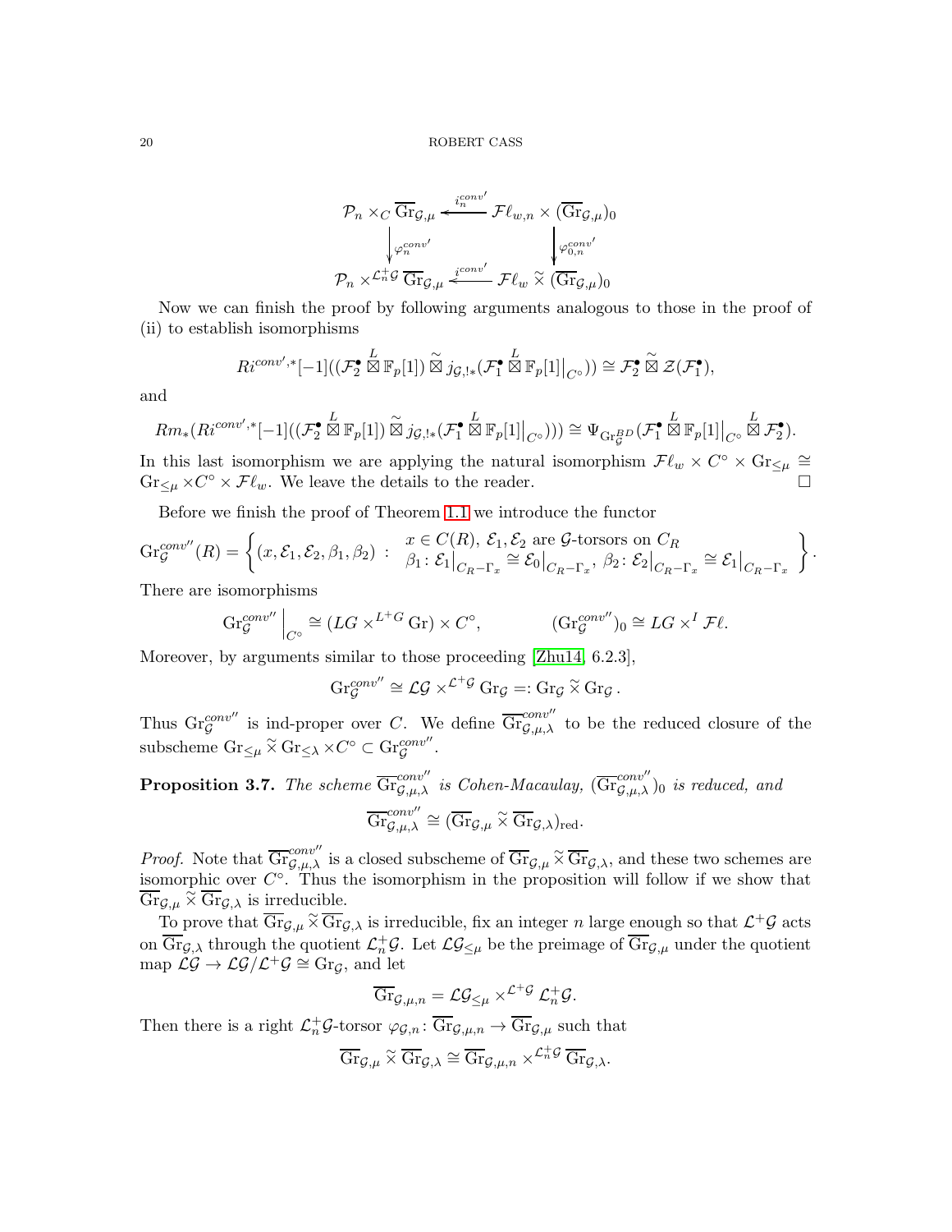$$
\begin{array}{ccc}
\mathcal{P}_n \times_C \overline{\mathrm{Gr}}_{\mathcal{G},\mu} & \xleftarrow{i_n^{conv'}} & \mathcal{F}\ell_{w,n} \times (\overline{\mathrm{Gr}}_{\mathcal{G},\mu})_0 \\
\Big\downarrow \varphi_n^{conv'} & & \Big\downarrow \varphi_{0,n}^{conv'} \\
\mathcal{P}_n \times^{\mathcal{L}_n^+\mathcal{G}} \overline{\mathrm{Gr}}_{\mathcal{G},\mu} & \xleftarrow{i^{conv'}} & \mathcal{F}\ell_w \,\widetilde{\times}\, (\overline{\mathrm{Gr}}_{\mathcal{G},\mu})_0
\end{array}
$$

Now we can finish the proof by following arguments analogous to those in the proof of (ii) to establish isomorphisms

$$
Ri^{conv',*}[-1]((\mathcal{F}_2^\bullet \overset{L}{\boxtimes} \mathbb{F}_p[1]) \,\widetilde{\boxtimes}\, j_{\mathcal{G},!*}(\mathcal{F}_1^\bullet \overset{L}{\boxtimes} \mathbb{F}_p[1]\big|_{C^\circ})) \cong \mathcal{F}_2^\bullet \,\widetilde{\boxtimes}\, \mathcal{Z}(\mathcal{F}_1^\bullet),
$$

and

$$
Rm_*(Ri^{conv',*}[-1]((\mathcal{F}_2^\bullet \overset{L}{\boxtimes} \mathbb{F}_p[1]) \,\widetilde{\boxtimes}\, j_{\mathcal{G},!*}(\mathcal{F}_1^\bullet \overset{L}{\boxtimes} \mathbb{F}_p[1]\big|_{C^\circ}))) \cong \Psi_{\mathrm{Gr}_{\mathcal{G}}^{BD}}(\mathcal{F}_1^\bullet \overset{L}{\boxtimes} \mathbb{F}_p[1]\big|_{C^\circ} \overset{L}{\boxtimes} \mathcal{F}_2^\bullet).
$$

In this last isomorphism we are applying the natural isomorphism $\mathcal{F}\ell_w \times C^\circ \times \mathrm{Gr}_{\leq \mu} \cong \mathrm{Gr}_{\leq \mu} \times C^\circ \times \mathcal{F}\ell_w$. We leave the details to the reader. □

Before we finish the proof of Theorem 1.1 we introduce the functor

$$
\mathrm{Gr}_{\mathcal{G}}^{conv''}(R) = \left\{ (x, \mathcal{E}_1, \mathcal{E}_2, \beta_1, \beta_2) \; : \; \begin{array}{l} x \in C(R),\ \mathcal{E}_1, \mathcal{E}_2 \text{ are } \mathcal{G}\text{-torsors on } C_R \\ \beta_1 \colon \mathcal{E}_1\big|_{C_R - \Gamma_x} \cong \mathcal{E}_0\big|_{C_R - \Gamma_x},\ \beta_2 \colon \mathcal{E}_2\big|_{C_R - \Gamma_x} \cong \mathcal{E}_1\big|_{C_R - \Gamma_x} \end{array} \right\}.
$$

There are isomorphisms

$$
\mathrm{Gr}_{\mathcal{G}}^{conv''}\Big|_{C^\circ} \cong (LG \times^{L^+G} \mathrm{Gr}) \times C^\circ, \qquad (\mathrm{Gr}_{\mathcal{G}}^{conv''})_0 \cong LG \times^{I} \mathcal{F}\ell.
$$

Moreover, by arguments similar to those proceeding [Zhu14, 6.2.3],

$$
\mathrm{Gr}_{\mathcal{G}}^{conv''} \cong \mathcal{L}\mathcal{G} \times^{\mathcal{L}^+\mathcal{G}} \mathrm{Gr}_{\mathcal{G}} =: \mathrm{Gr}_{\mathcal{G}} \,\widetilde{\times}\, \mathrm{Gr}_{\mathcal{G}}.
$$

Thus $\mathrm{Gr}_{\mathcal{G}}^{conv''}$ is ind-proper over $C$. We define $\overline{\mathrm{Gr}}_{\mathcal{G},\mu,\lambda}^{conv''}$ to be the reduced closure of the subscheme $\mathrm{Gr}_{\leq \mu} \,\widetilde{\times}\, \mathrm{Gr}_{\leq \lambda} \times C^\circ \subset \mathrm{Gr}_{\mathcal{G}}^{conv''}$.

**Proposition 3.7.** *The scheme $\overline{\mathrm{Gr}}_{\mathcal{G},\mu,\lambda}^{conv''}$ is Cohen-Macaulay, $(\overline{\mathrm{Gr}}_{\mathcal{G},\mu,\lambda}^{conv''})_0$ is reduced, and*

$$
\overline{\mathrm{Gr}}_{\mathcal{G},\mu,\lambda}^{conv''} \cong (\overline{\mathrm{Gr}}_{\mathcal{G},\mu} \,\widetilde{\times}\, \overline{\mathrm{Gr}}_{\mathcal{G},\lambda})_{\mathrm{red}}.
$$

*Proof.* Note that $\overline{\mathrm{Gr}}_{\mathcal{G},\mu,\lambda}^{conv''}$ is a closed subscheme of $\overline{\mathrm{Gr}}_{\mathcal{G},\mu} \,\widetilde{\times}\, \overline{\mathrm{Gr}}_{\mathcal{G},\lambda}$, and these two schemes are isomorphic over $C^\circ$. Thus the isomorphism in the proposition will follow if we show that $\overline{\mathrm{Gr}}_{\mathcal{G},\mu} \,\widetilde{\times}\, \overline{\mathrm{Gr}}_{\mathcal{G},\lambda}$ is irreducible.

To prove that $\overline{\mathrm{Gr}}_{\mathcal{G},\mu} \,\widetilde{\times}\, \overline{\mathrm{Gr}}_{\mathcal{G},\lambda}$ is irreducible, fix an integer $n$ large enough so that $\mathcal{L}^+\mathcal{G}$ acts on $\overline{\mathrm{Gr}}_{\mathcal{G},\lambda}$ through the quotient $\mathcal{L}_n^+\mathcal{G}$. Let $\mathcal{L}\mathcal{G}_{\leq \mu}$ be the preimage of $\overline{\mathrm{Gr}}_{\mathcal{G},\mu}$ under the quotient map $\mathcal{L}\mathcal{G} \to \mathcal{L}\mathcal{G}/\mathcal{L}^+\mathcal{G} \cong \mathrm{Gr}_{\mathcal{G}}$, and let

$$
\overline{\mathrm{Gr}}_{\mathcal{G},\mu,n} = \mathcal{L}\mathcal{G}_{\leq \mu} \times^{\mathcal{L}^+\mathcal{G}} \mathcal{L}_n^+\mathcal{G}.
$$

Then there is a right $\mathcal{L}_n^+\mathcal{G}$-torsor $\varphi_{\mathcal{G},n} \colon \overline{\mathrm{Gr}}_{\mathcal{G},\mu,n} \to \overline{\mathrm{Gr}}_{\mathcal{G},\mu}$ such that

$$
\overline{\mathrm{Gr}}_{\mathcal{G},\mu} \,\widetilde{\times}\, \overline{\mathrm{Gr}}_{\mathcal{G},\lambda} \cong \overline{\mathrm{Gr}}_{\mathcal{G},\mu,n} \times^{\mathcal{L}_n^+\mathcal{G}} \overline{\mathrm{Gr}}_{\mathcal{G},\lambda}.
$$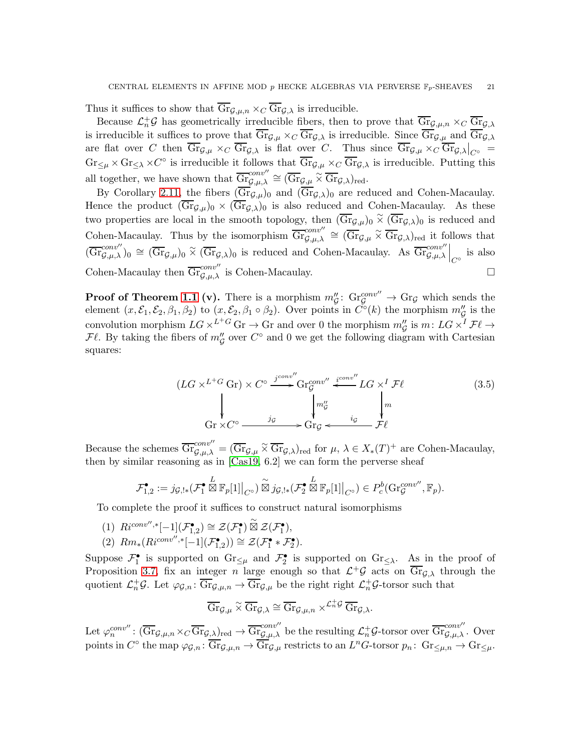Thus it suffices to show that $\overline{\mathrm{Gr}}_{\mathcal{G},\mu,n} \times_C \overline{\mathrm{Gr}}_{\mathcal{G},\lambda}$ is irreducible.

Because $\mathcal{L}_n^+\mathcal{G}$ has geometrically irreducible fibers, then to prove that $\overline{\mathrm{Gr}}_{\mathcal{G},\mu,n} \times_C \overline{\mathrm{Gr}}_{\mathcal{G},\lambda}$ is irreducible it suffices to prove that $\overline{\mathrm{Gr}}_{\mathcal{G},\mu} \times_C \overline{\mathrm{Gr}}_{\mathcal{G},\lambda}$ is irreducible. Since $\overline{\mathrm{Gr}}_{\mathcal{G},\mu}$ and $\overline{\mathrm{Gr}}_{\mathcal{G},\lambda}$ are flat over $C$ then $\overline{\mathrm{Gr}}_{\mathcal{G},\mu} \times_C \overline{\mathrm{Gr}}_{\mathcal{G},\lambda}$ is flat over $C$. Thus since $\overline{\mathrm{Gr}}_{\mathcal{G},\mu} \times_C \overline{\mathrm{Gr}}_{\mathcal{G},\lambda}\big|_{C^\circ} = \mathrm{Gr}_{\leq \mu} \times \mathrm{Gr}_{\leq \lambda} \times C^\circ$ is irreducible it follows that $\overline{\mathrm{Gr}}_{\mathcal{G},\mu} \times_C \overline{\mathrm{Gr}}_{\mathcal{G},\lambda}$ is irreducible. Putting this all together, we have shown that $\overline{\mathrm{Gr}}^{conv''}_{\mathcal{G},\mu,\lambda} \cong (\overline{\mathrm{Gr}}_{\mathcal{G},\mu} \,\widetilde{\times}\, \overline{\mathrm{Gr}}_{\mathcal{G},\lambda})_{\mathrm{red}}$.

By Corollary 2.11, the fibers $(\overline{\mathrm{Gr}}_{\mathcal{G},\mu})_0$ and $(\overline{\mathrm{Gr}}_{\mathcal{G},\lambda})_0$ are reduced and Cohen-Macaulay. Hence the product $(\overline{\mathrm{Gr}}_{\mathcal{G},\mu})_0 \times (\overline{\mathrm{Gr}}_{\mathcal{G},\lambda})_0$ is also reduced and Cohen-Macaulay. As these two properties are local in the smooth topology, then $(\overline{\mathrm{Gr}}_{\mathcal{G},\mu})_0 \,\widetilde{\times}\, (\overline{\mathrm{Gr}}_{\mathcal{G},\lambda})_0$ is reduced and Cohen-Macaulay. Thus by the isomorphism $\overline{\mathrm{Gr}}^{conv''}_{\mathcal{G},\mu,\lambda} \cong (\overline{\mathrm{Gr}}_{\mathcal{G},\mu} \,\widetilde{\times}\, \overline{\mathrm{Gr}}_{\mathcal{G},\lambda})_{\mathrm{red}}$ it follows that $(\overline{\mathrm{Gr}}^{conv''}_{\mathcal{G},\mu,\lambda})_0 \cong (\overline{\mathrm{Gr}}_{\mathcal{G},\mu})_0 \,\widetilde{\times}\, (\overline{\mathrm{Gr}}_{\mathcal{G},\lambda})_0$ is reduced and Cohen-Macaulay. As $\overline{\mathrm{Gr}}^{conv''}_{\mathcal{G},\mu,\lambda}\big|_{C^\circ}$ is also Cohen-Macaulay then $\overline{\mathrm{Gr}}^{conv''}_{\mathcal{G},\mu,\lambda}$ is Cohen-Macaulay. $\square$

**Proof of Theorem 1.1 (v).** There is a morphism $m''_{\mathcal{G}} \colon \mathrm{Gr}^{conv''}_{\mathcal{G}} \to \mathrm{Gr}_{\mathcal{G}}$ which sends the element $(x, \mathcal{E}_1, \mathcal{E}_2, \beta_1, \beta_2)$ to $(x, \mathcal{E}_2, \beta_1 \circ \beta_2)$. Over points in $C^\circ(k)$ the morphism $m''_{\mathcal{G}}$ is the convolution morphism $LG \times^{L^+G} \mathrm{Gr} \to \mathrm{Gr}$ and over 0 the morphism $m''_{\mathcal{G}}$ is $m \colon LG \times^I \mathcal{F}\ell \to \mathcal{F}\ell$. By taking the fibers of $m''_{\mathcal{G}}$ over $C^\circ$ and 0 we get the following diagram with Cartesian squares:

$$\begin{array}{ccccc}
(LG \times^{L^+G} \mathrm{Gr}) \times C^\circ & \xrightarrow{j^{conv''}} & \mathrm{Gr}^{conv''}_{\mathcal{G}} & \xleftarrow{i^{conv''}} & LG \times^I \mathcal{F}\ell \\
\big\downarrow & & \big\downarrow m''_{\mathcal{G}} & & \big\downarrow m \\
\mathrm{Gr} \times C^\circ & \xrightarrow{j_{\mathcal{G}}} & \mathrm{Gr}_{\mathcal{G}} & \xleftarrow{i_{\mathcal{G}}} & \mathcal{F}\ell
\end{array} \tag{3.5}$$

Because the schemes $\overline{\mathrm{Gr}}^{conv''}_{\mathcal{G},\mu,\lambda} = (\overline{\mathrm{Gr}}_{\mathcal{G},\mu} \,\widetilde{\times}\, \overline{\mathrm{Gr}}_{\mathcal{G},\lambda})_{\mathrm{red}}$ for $\mu, \lambda \in X_*(T)^+$ are Cohen-Macaulay, then by similar reasoning as in [Cas19, 6.2] we can form the perverse sheaf

$$\mathcal{F}^\bullet_{1,2} := j_{\mathcal{G},!*}(\mathcal{F}^\bullet_1 \overset{L}{\boxtimes} \mathbb{F}_p[1]\big|_{C^\circ}) \,\widetilde{\boxtimes}\, j_{\mathcal{G},!*}(\mathcal{F}^\bullet_2 \overset{L}{\boxtimes} \mathbb{F}_p[1]\big|_{C^\circ}) \in P^b_c(\mathrm{Gr}^{conv''}_{\mathcal{G}}, \mathbb{F}_p).$$

To complete the proof it suffices to construct natural isomorphisms

(1) $Ri^{conv'',*}[-1](\mathcal{F}^\bullet_{1,2}) \cong \mathcal{Z}(\mathcal{F}^\bullet_1) \,\widetilde{\boxtimes}\, \mathcal{Z}(\mathcal{F}^\bullet_1)$,

(2) $Rm_*(Ri^{conv'',*}[-1](\mathcal{F}^\bullet_{1,2})) \cong \mathcal{Z}(\mathcal{F}^\bullet_1 * \mathcal{F}^\bullet_2)$.

Suppose $\mathcal{F}^\bullet_1$ is supported on $\mathrm{Gr}_{\leq \mu}$ and $\mathcal{F}^\bullet_2$ is supported on $\mathrm{Gr}_{\leq \lambda}$. As in the proof of Proposition 3.7, fix an integer $n$ large enough so that $\mathcal{L}^+\mathcal{G}$ acts on $\overline{\mathrm{Gr}}_{\mathcal{G},\lambda}$ through the quotient $\mathcal{L}^+_n\mathcal{G}$. Let $\varphi_{\mathcal{G},n} \colon \overline{\mathrm{Gr}}_{\mathcal{G},\mu,n} \to \overline{\mathrm{Gr}}_{\mathcal{G},\mu}$ be the right right $\mathcal{L}^+_n\mathcal{G}$-torsor such that

$$\overline{\mathrm{Gr}}_{\mathcal{G},\mu} \,\widetilde{\times}\, \overline{\mathrm{Gr}}_{\mathcal{G},\lambda} \cong \overline{\mathrm{Gr}}_{\mathcal{G},\mu,n} \times^{\mathcal{L}^+_n\mathcal{G}} \overline{\mathrm{Gr}}_{\mathcal{G},\lambda}.$$

Let $\varphi^{conv''}_n \colon (\overline{\mathrm{Gr}}_{\mathcal{G},\mu,n} \times_C \overline{\mathrm{Gr}}_{\mathcal{G},\lambda})_{\mathrm{red}} \to \overline{\mathrm{Gr}}^{conv''}_{\mathcal{G},\mu,\lambda}$ be the resulting $\mathcal{L}^+_n\mathcal{G}$-torsor over $\overline{\mathrm{Gr}}^{conv''}_{\mathcal{G},\mu,\lambda}$. Over points in $C^\circ$ the map $\varphi_{\mathcal{G},n} \colon \overline{\mathrm{Gr}}_{\mathcal{G},\mu,n} \to \overline{\mathrm{Gr}}_{\mathcal{G},\mu}$ restricts to an $L^nG$-torsor $p_n \colon \mathrm{Gr}_{\leq \mu,n} \to \mathrm{Gr}_{\leq \mu}$.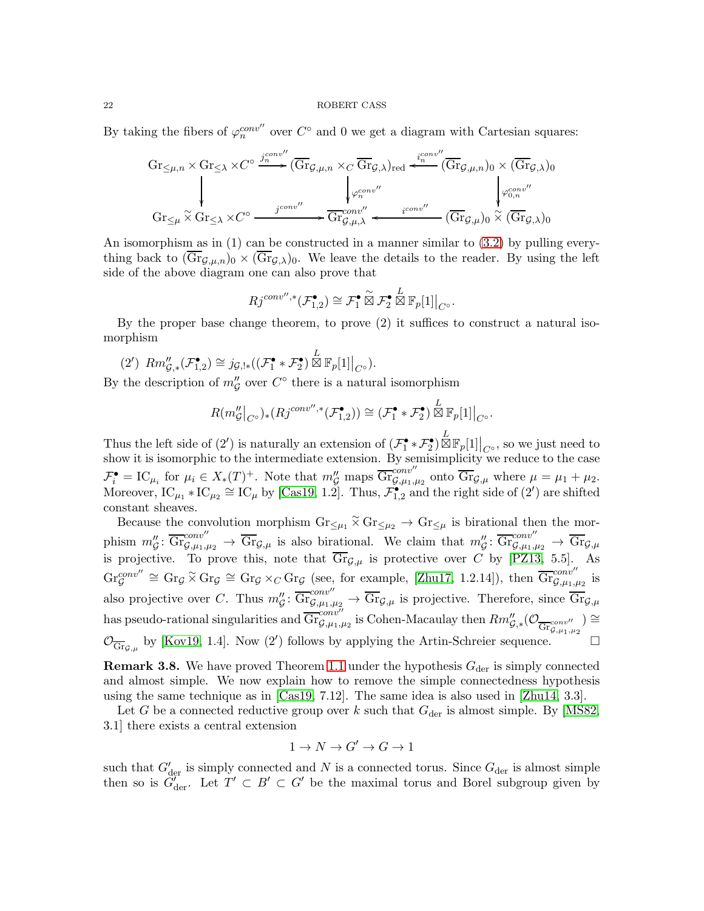By taking the fibers of $\varphi_n^{conv''}$ over $C^\circ$ and 0 we get a diagram with Cartesian squares:

$$\begin{array}{ccccc}
\mathrm{Gr}_{\leq \mu, n} \times \mathrm{Gr}_{\leq \lambda} \times C^\circ & \xrightarrow{j_n^{conv''}} & (\overline{\mathrm{Gr}}_{\mathcal{G},\mu,n} \times_C \overline{\mathrm{Gr}}_{\mathcal{G},\lambda})_{\mathrm{red}} & \xleftarrow{i_n^{conv''}} & (\overline{\mathrm{Gr}}_{\mathcal{G},\mu,n})_0 \times (\overline{\mathrm{Gr}}_{\mathcal{G},\lambda})_0 \\
\downarrow & & \downarrow{\scriptstyle \varphi_n^{conv''}} & & \downarrow{\scriptstyle \varphi_{0,n}^{conv''}} \\
\mathrm{Gr}_{\leq \mu} \tilde{\times} \mathrm{Gr}_{\leq \lambda} \times C^\circ & \xrightarrow{j^{conv''}} & \overline{\mathrm{Gr}}^{conv''}_{\mathcal{G},\mu,\lambda} & \xleftarrow{i^{conv''}} & (\overline{\mathrm{Gr}}_{\mathcal{G},\mu})_0 \tilde{\times} (\overline{\mathrm{Gr}}_{\mathcal{G},\lambda})_0
\end{array}$$

An isomorphism as in (1) can be constructed in a manner similar to (3.2) by pulling everything back to $(\overline{\mathrm{Gr}}_{\mathcal{G},\mu,n})_0 \times (\overline{\mathrm{Gr}}_{\mathcal{G},\lambda})_0$. We leave the details to the reader. By using the left side of the above diagram one can also prove that

$$Rj^{conv'',*}(\mathcal{F}^\bullet_{1,2}) \cong \mathcal{F}^\bullet_1 \mathbin{\tilde{\boxtimes}} \mathcal{F}^\bullet_2 \overset{L}{\boxtimes} \mathbb{F}_p[1]\big|_{C^\circ}.$$

By the proper base change theorem, to prove (2) it suffices to construct a natural isomorphism

$(2')$ $Rm''_{\mathcal{G},*}(\mathcal{F}^\bullet_{1,2}) \cong j_{\mathcal{G},!*}((\mathcal{F}^\bullet_1 * \mathcal{F}^\bullet_2) \overset{L}{\boxtimes} \mathbb{F}_p[1]\big|_{C^\circ})$.

By the description of $m''_{\mathcal{G}}$ over $C^\circ$ there is a natural isomorphism

$$R(m''_{\mathcal{G}}\big|_{C^\circ})_*(Rj^{conv'',*}(\mathcal{F}^\bullet_{1,2})) \cong (\mathcal{F}^\bullet_1 * \mathcal{F}^\bullet_2) \overset{L}{\boxtimes} \mathbb{F}_p[1]\big|_{C^\circ}.$$

Thus the left side of $(2')$ is naturally an extension of $(\mathcal{F}^\bullet_1 * \mathcal{F}^\bullet_2) \overset{L}{\boxtimes} \mathbb{F}_p[1]\big|_{C^\circ}$, so we just need to show it is isomorphic to the intermediate extension. By semisimplicity we reduce to the case $\mathcal{F}^\bullet_i = \mathrm{IC}_{\mu_i}$ for $\mu_i \in X_*(T)^+$. Note that $m''_{\mathcal{G}}$ maps $\overline{\mathrm{Gr}}^{conv''}_{\mathcal{G},\mu_1,\mu_2}$ onto $\overline{\mathrm{Gr}}_{\mathcal{G},\mu}$ where $\mu = \mu_1 + \mu_2$. Moreover, $\mathrm{IC}_{\mu_1} * \mathrm{IC}_{\mu_2} \cong \mathrm{IC}_\mu$ by [Cas19, 1.2]. Thus, $\mathcal{F}^\bullet_{1,2}$ and the right side of $(2')$ are shifted constant sheaves.

Because the convolution morphism $\mathrm{Gr}_{\leq \mu_1} \tilde{\times} \mathrm{Gr}_{\leq \mu_2} \to \mathrm{Gr}_{\leq \mu}$ is birational then the morphism $m''_{\mathcal{G}} \colon \overline{\mathrm{Gr}}^{conv''}_{\mathcal{G},\mu_1,\mu_2} \to \overline{\mathrm{Gr}}_{\mathcal{G},\mu}$ is also birational. We claim that $m''_{\mathcal{G}} \colon \overline{\mathrm{Gr}}^{conv''}_{\mathcal{G},\mu_1,\mu_2} \to \overline{\mathrm{Gr}}_{\mathcal{G},\mu}$ is projective. To prove this, note that $\overline{\mathrm{Gr}}_{\mathcal{G},\mu}$ is protective over $C$ by [PZ13, 5.5]. As $\mathrm{Gr}^{conv''}_{\mathcal{G}} \cong \mathrm{Gr}_{\mathcal{G}} \tilde{\times} \mathrm{Gr}_{\mathcal{G}} \cong \mathrm{Gr}_{\mathcal{G}} \times_C \mathrm{Gr}_{\mathcal{G}}$ (see, for example, [Zhu17, 1.2.14]), then $\overline{\mathrm{Gr}}^{conv''}_{\mathcal{G},\mu_1,\mu_2}$ is also projective over $C$. Thus $m''_{\mathcal{G}} \colon \overline{\mathrm{Gr}}^{conv''}_{\mathcal{G},\mu_1,\mu_2} \to \overline{\mathrm{Gr}}_{\mathcal{G},\mu}$ is projective. Therefore, since $\overline{\mathrm{Gr}}_{\mathcal{G},\mu}$ has pseudo-rational singularities and $\overline{\mathrm{Gr}}^{conv''}_{\mathcal{G},\mu_1,\mu_2}$ is Cohen-Macaulay then $Rm''_{\mathcal{G},*}(\mathcal{O}_{\overline{\mathrm{Gr}}^{conv''}_{\mathcal{G},\mu_1,\mu_2}}) \cong \mathcal{O}_{\overline{\mathrm{Gr}}_{\mathcal{G},\mu}}$ by [Kov19, 1.4]. Now $(2')$ follows by applying the Artin-Schreier sequence. $\square$

**Remark 3.8.** We have proved Theorem 1.1 under the hypothesis $G_{\mathrm{der}}$ is simply connected and almost simple. We now explain how to remove the simple connectedness hypothesis using the same technique as in [Cas19, 7.12]. The same idea is also used in [Zhu14, 3.3].

Let $G$ be a connected reductive group over $k$ such that $G_{\mathrm{der}}$ is almost simple. By [MS82, 3.1] there exists a central extension

$$1 \to N \to G' \to G \to 1$$

such that $G'_{\mathrm{der}}$ is simply connected and $N$ is a connected torus. Since $G_{\mathrm{der}}$ is almost simple then so is $G'_{\mathrm{der}}$. Let $T' \subset B' \subset G'$ be the maximal torus and Borel subgroup given by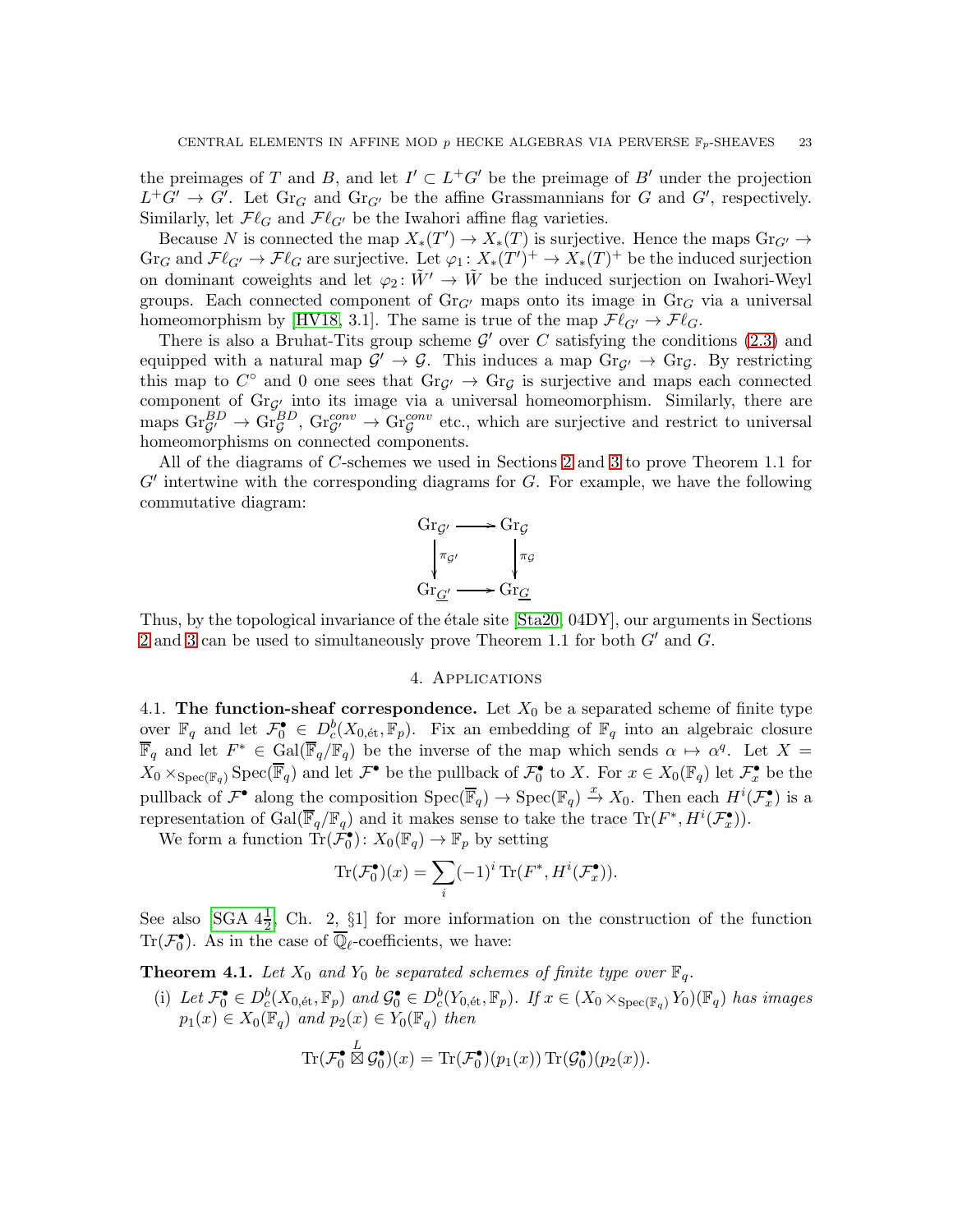the preimages of $T$ and $B$, and let $I' \subset L^+G'$ be the preimage of $B'$ under the projection $L^+G' \to G'$. Let $\mathrm{Gr}_G$ and $\mathrm{Gr}_{G'}$ be the affine Grassmannians for $G$ and $G'$, respectively. Similarly, let $\mathcal{F}\ell_G$ and $\mathcal{F}\ell_{G'}$ be the Iwahori affine flag varieties.

Because $N$ is connected the map $X_*(T') \to X_*(T)$ is surjective. Hence the maps $\mathrm{Gr}_{G'} \to \mathrm{Gr}_G$ and $\mathcal{F}\ell_{G'} \to \mathcal{F}\ell_G$ are surjective. Let $\varphi_1 \colon X_*(T')^+ \to X_*(T)^+$ be the induced surjection on dominant coweights and let $\varphi_2 \colon \tilde{W}' \to \tilde{W}$ be the induced surjection on Iwahori-Weyl groups. Each connected component of $\mathrm{Gr}_{G'}$ maps onto its image in $\mathrm{Gr}_G$ via a universal homeomorphism by [HV18, 3.1]. The same is true of the map $\mathcal{F}\ell_{G'} \to \mathcal{F}\ell_G$.

There is also a Bruhat-Tits group scheme $\mathcal{G}'$ over $C$ satisfying the conditions (2.3) and equipped with a natural map $\mathcal{G}' \to \mathcal{G}$. This induces a map $\mathrm{Gr}_{\mathcal{G}'} \to \mathrm{Gr}_{\mathcal{G}}$. By restricting this map to $C^\circ$ and $0$ one sees that $\mathrm{Gr}_{\mathcal{G}'} \to \mathrm{Gr}_{\mathcal{G}}$ is surjective and maps each connected component of $\mathrm{Gr}_{\mathcal{G}'}$ into its image via a universal homeomorphism. Similarly, there are maps $\mathrm{Gr}_{\mathcal{G}'}^{BD} \to \mathrm{Gr}_{\mathcal{G}}^{BD}$, $\mathrm{Gr}_{\mathcal{G}'}^{conv} \to \mathrm{Gr}_{\mathcal{G}}^{conv}$ etc., which are surjective and restrict to universal homeomorphisms on connected components.

All of the diagrams of $C$-schemes we used in Sections 2 and 3 to prove Theorem 1.1 for $G'$ intertwine with the corresponding diagrams for $G$. For example, we have the following commutative diagram:

$$\begin{array}{ccc} \mathrm{Gr}_{\mathcal{G}'} & \longrightarrow & \mathrm{Gr}_{\mathcal{G}} \\ \downarrow{\scriptstyle \pi_{\mathcal{G}'}} & & \downarrow{\scriptstyle \pi_{\mathcal{G}}} \\ \mathrm{Gr}_{\underline{G'}} & \longrightarrow & \mathrm{Gr}_{\underline{G}} \end{array}$$

Thus, by the topological invariance of the étale site [Sta20, 04DY], our arguments in Sections 2 and 3 can be used to simultaneously prove Theorem 1.1 for both $G'$ and $G$.

## 4. Applications

**4.1. The function-sheaf correspondence.** Let $X_0$ be a separated scheme of finite type over $\mathbb{F}_q$ and let $\mathcal{F}_0^\bullet \in D_c^b(X_{0,\text{ét}}, \mathbb{F}_p)$. Fix an embedding of $\mathbb{F}_q$ into an algebraic closure $\overline{\mathbb{F}}_q$ and let $F^* \in \mathrm{Gal}(\overline{\mathbb{F}}_q/\mathbb{F}_q)$ be the inverse of the map which sends $\alpha \mapsto \alpha^q$. Let $X = X_0 \times_{\mathrm{Spec}(\mathbb{F}_q)} \mathrm{Spec}(\overline{\mathbb{F}}_q)$ and let $\mathcal{F}^\bullet$ be the pullback of $\mathcal{F}_0^\bullet$ to $X$. For $x \in X_0(\mathbb{F}_q)$ let $\mathcal{F}_x^\bullet$ be the pullback of $\mathcal{F}^\bullet$ along the composition $\mathrm{Spec}(\overline{\mathbb{F}}_q) \to \mathrm{Spec}(\mathbb{F}_q) \xrightarrow{x} X_0$. Then each $H^i(\mathcal{F}_x^\bullet)$ is a representation of $\mathrm{Gal}(\overline{\mathbb{F}}_q/\mathbb{F}_q)$ and it makes sense to take the trace $\mathrm{Tr}(F^*, H^i(\mathcal{F}_x^\bullet))$.

We form a function $\mathrm{Tr}(\mathcal{F}_0^\bullet) \colon X_0(\mathbb{F}_q) \to \mathbb{F}_p$ by setting

$$\mathrm{Tr}(\mathcal{F}_0^\bullet)(x) = \sum_i (-1)^i \, \mathrm{Tr}(F^*, H^i(\mathcal{F}_x^\bullet)).$$

See also [SGA $4\frac{1}{2}$, Ch. 2, §1] for more information on the construction of the function $\mathrm{Tr}(\mathcal{F}_0^\bullet)$. As in the case of $\overline{\mathbb{Q}}_\ell$-coefficients, we have:

**Theorem 4.1.** *Let $X_0$ and $Y_0$ be separated schemes of finite type over $\mathbb{F}_q$.*

(i) *Let $\mathcal{F}_0^\bullet \in D_c^b(X_{0,\text{ét}}, \mathbb{F}_p)$ and $\mathcal{G}_0^\bullet \in D_c^b(Y_{0,\text{ét}}, \mathbb{F}_p)$. If $x \in (X_0 \times_{\mathrm{Spec}(\mathbb{F}_q)} Y_0)(\mathbb{F}_q)$ has images $p_1(x) \in X_0(\mathbb{F}_q)$ and $p_2(x) \in Y_0(\mathbb{F}_q)$ then*

$$\mathrm{Tr}(\mathcal{F}_0^\bullet \overset{L}{\boxtimes} \mathcal{G}_0^\bullet)(x) = \mathrm{Tr}(\mathcal{F}_0^\bullet)(p_1(x)) \, \mathrm{Tr}(\mathcal{G}_0^\bullet)(p_2(x)).$$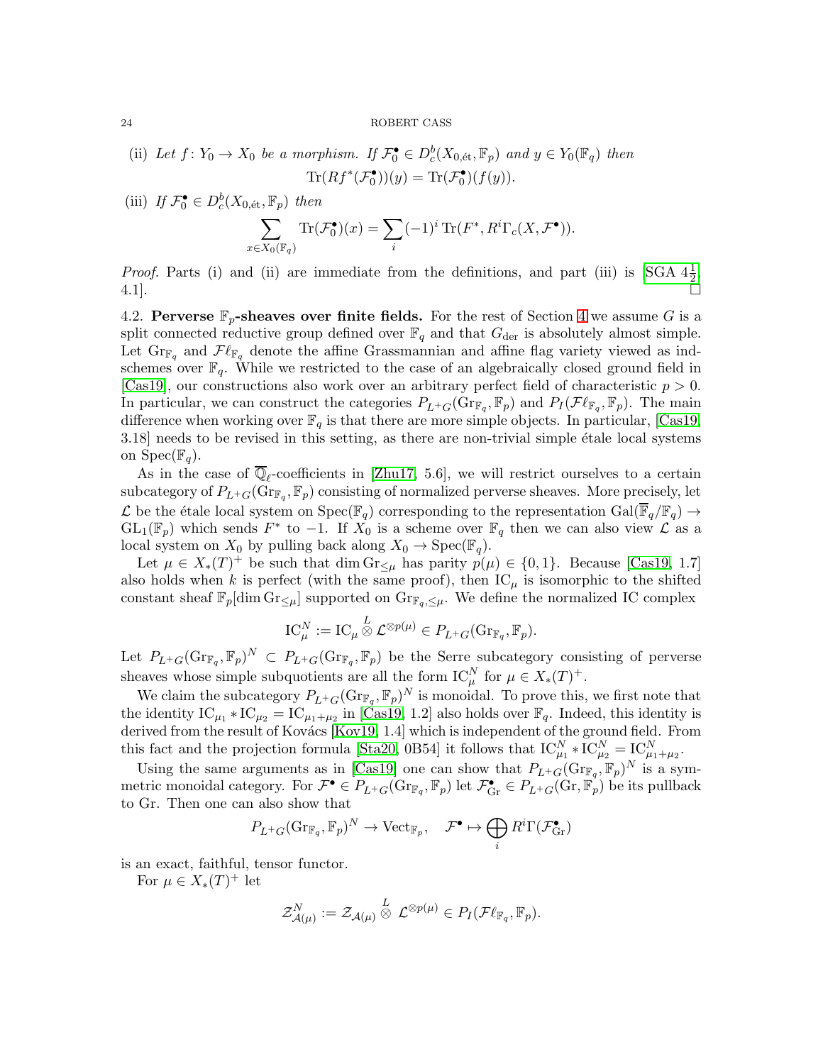(ii) *Let $f\colon Y_0 \to X_0$ be a morphism. If $\mathcal{F}_0^\bullet \in D_c^b(X_{0,\text{ét}}, \mathbb{F}_p)$ and $y \in Y_0(\mathbb{F}_q)$ then*

$$\operatorname{Tr}(Rf^*(\mathcal{F}_0^\bullet))(y) = \operatorname{Tr}(\mathcal{F}_0^\bullet)(f(y)).$$

(iii) *If $\mathcal{F}_0^\bullet \in D_c^b(X_{0,\text{ét}}, \mathbb{F}_p)$ then*

$$\sum_{x \in X_0(\mathbb{F}_q)} \operatorname{Tr}(\mathcal{F}_0^\bullet)(x) = \sum_i (-1)^i \operatorname{Tr}(F^*, R^i\Gamma_c(X, \mathcal{F}^\bullet)).$$

*Proof.* Parts (i) and (ii) are immediate from the definitions, and part (iii) is [SGA $4\frac{1}{2}$, 4.1]. □

4.2. **Perverse $\mathbb{F}_p$-sheaves over finite fields.** For the rest of Section 4 we assume $G$ is a split connected reductive group defined over $\mathbb{F}_q$ and that $G_{\text{der}}$ is absolutely almost simple. Let $\operatorname{Gr}_{\mathbb{F}_q}$ and $\mathcal{F}\ell_{\mathbb{F}_q}$ denote the affine Grassmannian and affine flag variety viewed as ind-schemes over $\mathbb{F}_q$. While we restricted to the case of an algebraically closed ground field in [Cas19], our constructions also work over an arbitrary perfect field of characteristic $p > 0$. In particular, we can construct the categories $P_{L^+G}(\operatorname{Gr}_{\mathbb{F}_q}, \mathbb{F}_p)$ and $P_I(\mathcal{F}\ell_{\mathbb{F}_q}, \mathbb{F}_p)$. The main difference when working over $\mathbb{F}_q$ is that there are more simple objects. In particular, [Cas19, 3.18] needs to be revised in this setting, as there are non-trivial simple étale local systems on $\operatorname{Spec}(\mathbb{F}_q)$.

As in the case of $\overline{\mathbb{Q}}_\ell$-coefficients in [Zhu17, 5.6], we will restrict ourselves to a certain subcategory of $P_{L^+G}(\operatorname{Gr}_{\mathbb{F}_q}, \mathbb{F}_p)$ consisting of normalized perverse sheaves. More precisely, let $\mathcal{L}$ be the étale local system on $\operatorname{Spec}(\mathbb{F}_q)$ corresponding to the representation $\operatorname{Gal}(\overline{\mathbb{F}}_q/\mathbb{F}_q) \to \operatorname{GL}_1(\mathbb{F}_p)$ which sends $F^*$ to $-1$. If $X_0$ is a scheme over $\mathbb{F}_q$ then we can also view $\mathcal{L}$ as a local system on $X_0$ by pulling back along $X_0 \to \operatorname{Spec}(\mathbb{F}_q)$.

Let $\mu \in X_*(T)^+$ be such that $\dim \operatorname{Gr}_{\leq \mu}$ has parity $p(\mu) \in \{0, 1\}$. Because [Cas19, 1.7] also holds when $k$ is perfect (with the same proof), then $\mathrm{IC}_\mu$ is isomorphic to the shifted constant sheaf $\mathbb{F}_p[\dim \operatorname{Gr}_{\leq \mu}]$ supported on $\operatorname{Gr}_{\mathbb{F}_q, \leq \mu}$. We define the normalized IC complex

$$\mathrm{IC}_\mu^N := \mathrm{IC}_\mu \overset{L}{\otimes} \mathcal{L}^{\otimes p(\mu)} \in P_{L^+G}(\operatorname{Gr}_{\mathbb{F}_q}, \mathbb{F}_p).$$

Let $P_{L^+G}(\operatorname{Gr}_{\mathbb{F}_q}, \mathbb{F}_p)^N \subset P_{L^+G}(\operatorname{Gr}_{\mathbb{F}_q}, \mathbb{F}_p)$ be the Serre subcategory consisting of perverse sheaves whose simple subquotients are all the form $\mathrm{IC}_\mu^N$ for $\mu \in X_*(T)^+$.

We claim the subcategory $P_{L^+G}(\operatorname{Gr}_{\mathbb{F}_q}, \mathbb{F}_p)^N$ is monoidal. To prove this, we first note that the identity $\mathrm{IC}_{\mu_1} * \mathrm{IC}_{\mu_2} = \mathrm{IC}_{\mu_1 + \mu_2}$ in [Cas19, 1.2] also holds over $\mathbb{F}_q$. Indeed, this identity is derived from the result of Kovács [Kov19, 1.4] which is independent of the ground field. From this fact and the projection formula [Sta20, 0B54] it follows that $\mathrm{IC}_{\mu_1}^N * \mathrm{IC}_{\mu_2}^N = \mathrm{IC}_{\mu_1+\mu_2}^N$.

Using the same arguments as in [Cas19] one can show that $P_{L^+G}(\operatorname{Gr}_{\mathbb{F}_q}, \mathbb{F}_p)^N$ is a symmetric monoidal category. For $\mathcal{F}^\bullet \in P_{L^+G}(\operatorname{Gr}_{\mathbb{F}_q}, \mathbb{F}_p)$ let $\mathcal{F}_{\operatorname{Gr}}^\bullet \in P_{L^+G}(\operatorname{Gr}, \mathbb{F}_p)$ be its pullback to $\operatorname{Gr}$. Then one can also show that

$$P_{L^+G}(\operatorname{Gr}_{\mathbb{F}_q}, \mathbb{F}_p)^N \to \operatorname{Vect}_{\mathbb{F}_p}, \quad \mathcal{F}^\bullet \mapsto \bigoplus_i R^i\Gamma(\mathcal{F}_{\operatorname{Gr}}^\bullet)$$

is an exact, faithful, tensor functor.

For $\mu \in X_*(T)^+$ let

$$\mathcal{Z}_{\mathcal{A}(\mu)}^N := \mathcal{Z}_{\mathcal{A}(\mu)} \overset{L}{\otimes} \mathcal{L}^{\otimes p(\mu)} \in P_I(\mathcal{F}\ell_{\mathbb{F}_q}, \mathbb{F}_p).$$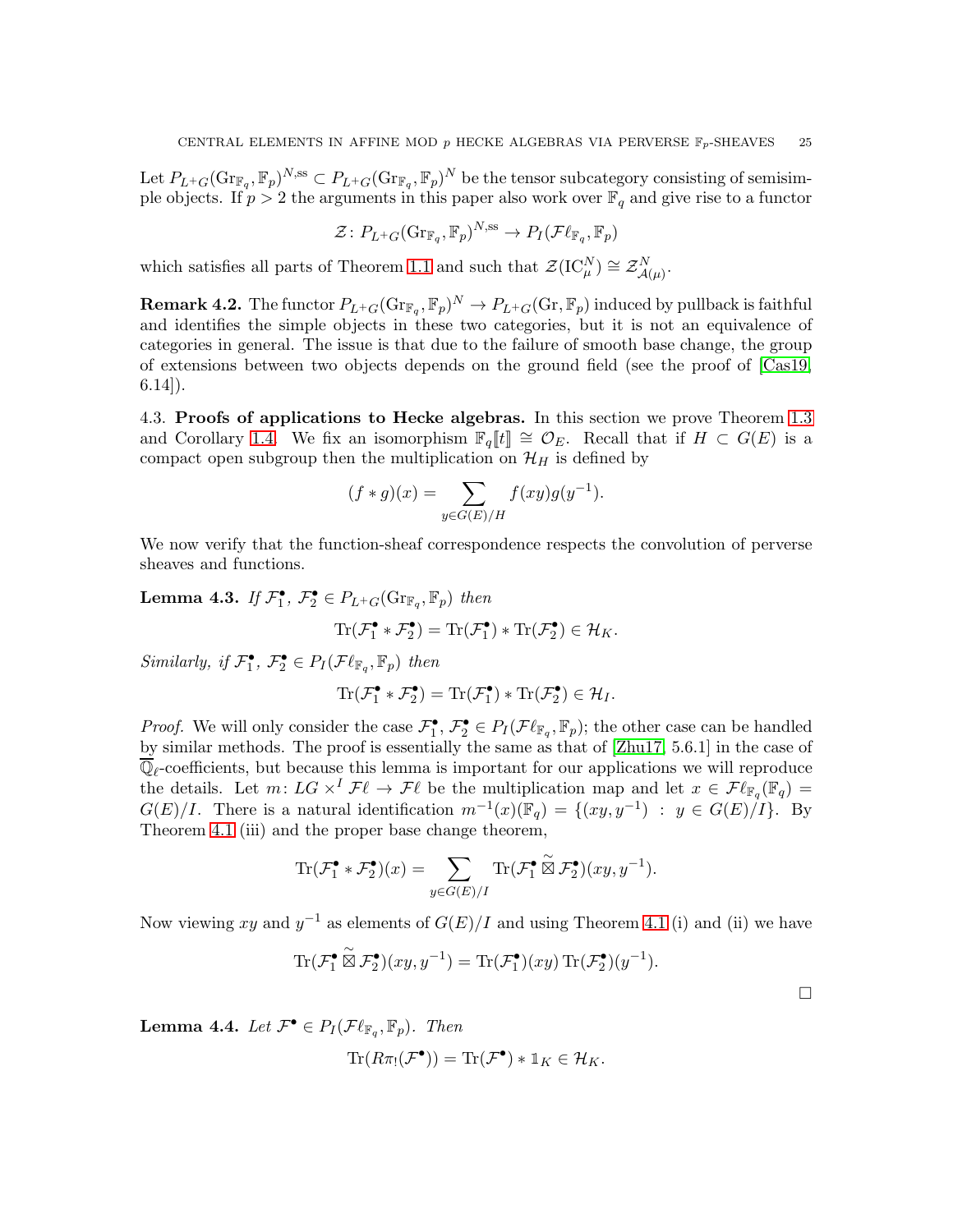Let $P_{L^+G}(\mathrm{Gr}_{\mathbb{F}_q}, \mathbb{F}_p)^{N,\mathrm{ss}} \subset P_{L^+G}(\mathrm{Gr}_{\mathbb{F}_q}, \mathbb{F}_p)^N$ be the tensor subcategory consisting of semisimple objects. If $p > 2$ the arguments in this paper also work over $\mathbb{F}_q$ and give rise to a functor

$$\mathcal{Z} \colon P_{L^+G}(\mathrm{Gr}_{\mathbb{F}_q}, \mathbb{F}_p)^{N,\mathrm{ss}} \to P_I(\mathcal{F}\ell_{\mathbb{F}_q}, \mathbb{F}_p)$$

which satisfies all parts of Theorem 1.1 and such that $\mathcal{Z}(\mathrm{IC}_\mu^N) \cong \mathcal{Z}_{\mathcal{A}(\mu)}^N$.

**Remark 4.2.** The functor $P_{L^+G}(\mathrm{Gr}_{\mathbb{F}_q}, \mathbb{F}_p)^N \to P_{L^+G}(\mathrm{Gr}, \mathbb{F}_p)$ induced by pullback is faithful and identifies the simple objects in these two categories, but it is not an equivalence of categories in general. The issue is that due to the failure of smooth base change, the group of extensions between two objects depends on the ground field (see the proof of [Cas19, 6.14]).

### 4.3. Proofs of applications to Hecke algebras.

In this section we prove Theorem 1.3 and Corollary 1.4. We fix an isomorphism $\mathbb{F}_q[\![t]\!] \cong \mathcal{O}_E$. Recall that if $H \subset G(E)$ is a compact open subgroup then the multiplication on $\mathcal{H}_H$ is defined by

$$(f * g)(x) = \sum_{y \in G(E)/H} f(xy) g(y^{-1}).$$

We now verify that the function-sheaf correspondence respects the convolution of perverse sheaves and functions.

**Lemma 4.3.** *If $\mathcal{F}_1^\bullet$, $\mathcal{F}_2^\bullet \in P_{L^+G}(\mathrm{Gr}_{\mathbb{F}_q}, \mathbb{F}_p)$ then*

$$\mathrm{Tr}(\mathcal{F}_1^\bullet * \mathcal{F}_2^\bullet) = \mathrm{Tr}(\mathcal{F}_1^\bullet) * \mathrm{Tr}(\mathcal{F}_2^\bullet) \in \mathcal{H}_K.$$

*Similarly, if $\mathcal{F}_1^\bullet$, $\mathcal{F}_2^\bullet \in P_I(\mathcal{F}\ell_{\mathbb{F}_q}, \mathbb{F}_p)$ then*

$$\mathrm{Tr}(\mathcal{F}_1^\bullet * \mathcal{F}_2^\bullet) = \mathrm{Tr}(\mathcal{F}_1^\bullet) * \mathrm{Tr}(\mathcal{F}_2^\bullet) \in \mathcal{H}_I.$$

*Proof.* We will only consider the case $\mathcal{F}_1^\bullet$, $\mathcal{F}_2^\bullet \in P_I(\mathcal{F}\ell_{\mathbb{F}_q}, \mathbb{F}_p)$; the other case can be handled by similar methods. The proof is essentially the same as that of [Zhu17, 5.6.1] in the case of $\overline{\mathbb{Q}}_\ell$-coefficients, but because this lemma is important for our applications we will reproduce the details. Let $m \colon LG \times^I \mathcal{F}\ell \to \mathcal{F}\ell$ be the multiplication map and let $x \in \mathcal{F}\ell_{\mathbb{F}_q}(\mathbb{F}_q) = G(E)/I$. There is a natural identification $m^{-1}(x)(\mathbb{F}_q) = \{(xy, y^{-1}) \,:\, y \in G(E)/I\}$. By Theorem 4.1 (iii) and the proper base change theorem,

$$\mathrm{Tr}(\mathcal{F}_1^\bullet * \mathcal{F}_2^\bullet)(x) = \sum_{y \in G(E)/I} \mathrm{Tr}(\mathcal{F}_1^\bullet \,\widetilde{\boxtimes}\, \mathcal{F}_2^\bullet)(xy, y^{-1}).$$

Now viewing $xy$ and $y^{-1}$ as elements of $G(E)/I$ and using Theorem 4.1 (i) and (ii) we have

$$\mathrm{Tr}(\mathcal{F}_1^\bullet \,\widetilde{\boxtimes}\, \mathcal{F}_2^\bullet)(xy, y^{-1}) = \mathrm{Tr}(\mathcal{F}_1^\bullet)(xy)\,\mathrm{Tr}(\mathcal{F}_2^\bullet)(y^{-1}).$$

$\square$

**Lemma 4.4.** *Let $\mathcal{F}^\bullet \in P_I(\mathcal{F}\ell_{\mathbb{F}_q}, \mathbb{F}_p)$. Then*

$$\mathrm{Tr}(R\pi_!(\mathcal{F}^\bullet)) = \mathrm{Tr}(\mathcal{F}^\bullet) * \mathbb{1}_K \in \mathcal{H}_K.$$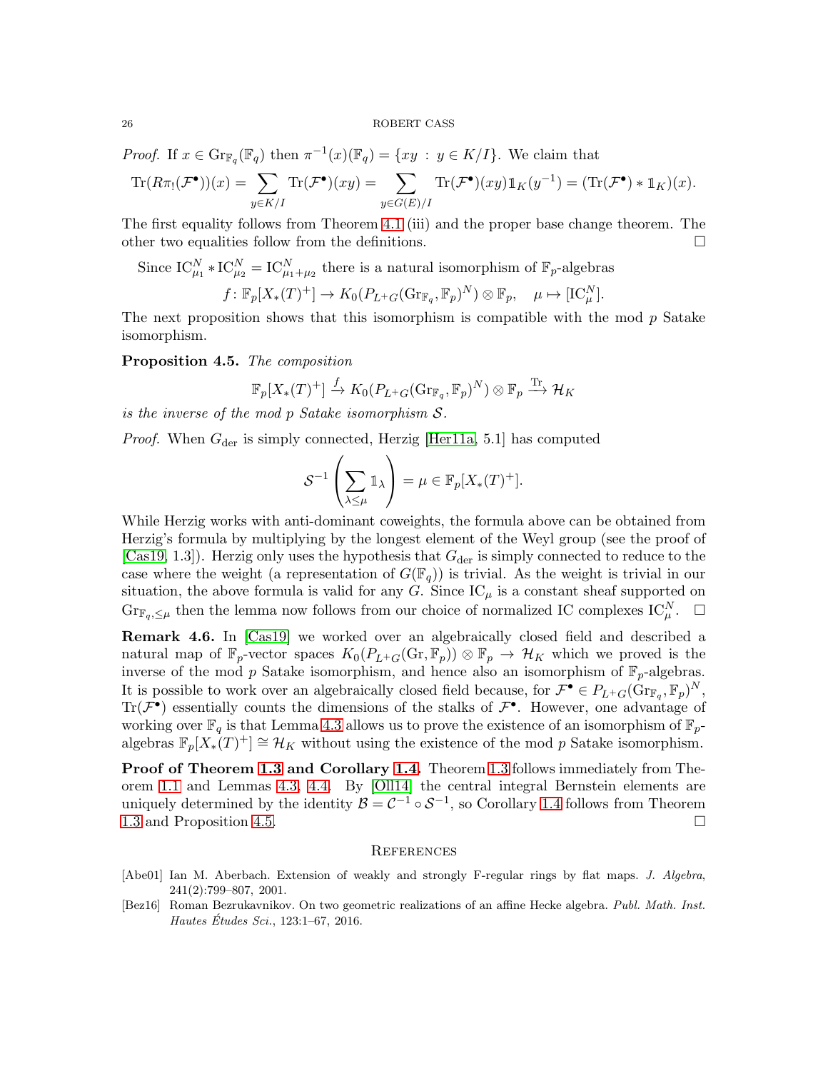*Proof.* If $x \in \mathrm{Gr}_{\mathbb{F}_q}(\mathbb{F}_q)$ then $\pi^{-1}(x)(\mathbb{F}_q) = \{xy \,:\, y \in K/I\}$. We claim that

$$\mathrm{Tr}(R\pi_!(\mathcal{F}^\bullet))(x) = \sum_{y \in K/I} \mathrm{Tr}(\mathcal{F}^\bullet)(xy) = \sum_{y \in G(E)/I} \mathrm{Tr}(\mathcal{F}^\bullet)(xy)\mathbb{1}_K(y^{-1}) = (\mathrm{Tr}(\mathcal{F}^\bullet) * \mathbb{1}_K)(x).$$

The first equality follows from Theorem 4.1 (iii) and the proper base change theorem. The other two equalities follow from the definitions. $\square$

Since $\mathrm{IC}^N_{\mu_1} * \mathrm{IC}^N_{\mu_2} = \mathrm{IC}^N_{\mu_1+\mu_2}$ there is a natural isomorphism of $\mathbb{F}_p$-algebras

$$f \colon \mathbb{F}_p[X_*(T)^+] \to K_0(P_{L^+G}(\mathrm{Gr}_{\mathbb{F}_q}, \mathbb{F}_p)^N) \otimes \mathbb{F}_p, \quad \mu \mapsto [\mathrm{IC}^N_\mu].$$

The next proposition shows that this isomorphism is compatible with the mod $p$ Satake isomorphism.

**Proposition 4.5.** *The composition*

$$\mathbb{F}_p[X_*(T)^+] \xrightarrow{f} K_0(P_{L^+G}(\mathrm{Gr}_{\mathbb{F}_q}, \mathbb{F}_p)^N) \otimes \mathbb{F}_p \xrightarrow{\mathrm{Tr}} \mathcal{H}_K$$

*is the inverse of the mod $p$ Satake isomorphism $\mathcal{S}$.*

*Proof.* When $G_{\mathrm{der}}$ is simply connected, Herzig [Her11a, 5.1] has computed

$$\mathcal{S}^{-1}\left(\sum_{\lambda \leq \mu} \mathbb{1}_\lambda\right) = \mu \in \mathbb{F}_p[X_*(T)^+].$$

While Herzig works with anti-dominant coweights, the formula above can be obtained from Herzig's formula by multiplying by the longest element of the Weyl group (see the proof of [Cas19, 1.3]). Herzig only uses the hypothesis that $G_{\mathrm{der}}$ is simply connected to reduce to the case where the weight (a representation of $G(\mathbb{F}_q)$) is trivial. As the weight is trivial in our situation, the above formula is valid for any $G$. Since $\mathrm{IC}_\mu$ is a constant sheaf supported on $\mathrm{Gr}_{\mathbb{F}_q, \leq \mu}$ then the lemma now follows from our choice of normalized IC complexes $\mathrm{IC}^N_\mu$. $\square$

**Remark 4.6.** In [Cas19] we worked over an algebraically closed field and described a natural map of $\mathbb{F}_p$-vector spaces $K_0(P_{L^+G}(\mathrm{Gr}, \mathbb{F}_p)) \otimes \mathbb{F}_p \to \mathcal{H}_K$ which we proved is the inverse of the mod $p$ Satake isomorphism, and hence also an isomorphism of $\mathbb{F}_p$-algebras. It is possible to work over an algebraically closed field because, for $\mathcal{F}^\bullet \in P_{L^+G}(\mathrm{Gr}_{\mathbb{F}_q}, \mathbb{F}_p)^N$, $\mathrm{Tr}(\mathcal{F}^\bullet)$ essentially counts the dimensions of the stalks of $\mathcal{F}^\bullet$. However, one advantage of working over $\mathbb{F}_q$ is that Lemma 4.3 allows us to prove the existence of an isomorphism of $\mathbb{F}_p$-algebras $\mathbb{F}_p[X_*(T)^+] \cong \mathcal{H}_K$ without using the existence of the mod $p$ Satake isomorphism.

**Proof of Theorem 1.3 and Corollary 1.4.** Theorem 1.3 follows immediately from Theorem 1.1 and Lemmas 4.3, 4.4. By [Oll14] the central integral Bernstein elements are uniquely determined by the identity $\mathcal{B} = \mathcal{C}^{-1} \circ \mathcal{S}^{-1}$, so Corollary 1.4 follows from Theorem 1.3 and Proposition 4.5. $\square$

## References

[Abe01] Ian M. Aberbach. Extension of weakly and strongly F-regular rings by flat maps. *J. Algebra*, 241(2):799–807, 2001.

[Bez16] Roman Bezrukavnikov. On two geometric realizations of an affine Hecke algebra. *Publ. Math. Inst. Hautes Études Sci.*, 123:1–67, 2016.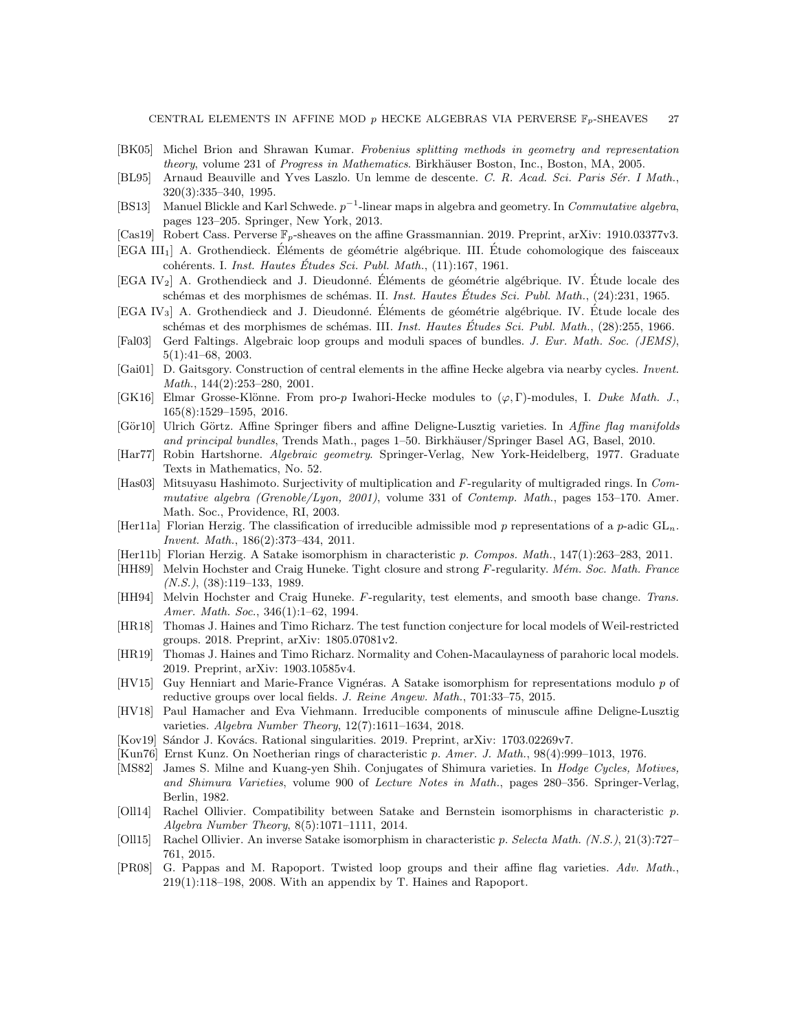- [BK05] Michel Brion and Shrawan Kumar. *Frobenius splitting methods in geometry and representation theory*, volume 231 of *Progress in Mathematics*. Birkhäuser Boston, Inc., Boston, MA, 2005.
- [BL95] Arnaud Beauville and Yves Laszlo. Un lemme de descente. *C. R. Acad. Sci. Paris Sér. I Math.*, 320(3):335–340, 1995.
- [BS13] Manuel Blickle and Karl Schwede. $p^{-1}$-linear maps in algebra and geometry. In *Commutative algebra*, pages 123–205. Springer, New York, 2013.
- [Cas19] Robert Cass. Perverse $\mathbb{F}_p$-sheaves on the affine Grassmannian. 2019. Preprint, arXiv: 1910.03377v3.
- [EGA III$_1$] A. Grothendieck. Éléments de géométrie algébrique. III. Étude cohomologique des faisceaux cohérents. I. *Inst. Hautes Études Sci. Publ. Math.*, (11):167, 1961.
- [EGA IV$_2$] A. Grothendieck and J. Dieudonné. Éléments de géométrie algébrique. IV. Étude locale des schémas et des morphismes de schémas. II. *Inst. Hautes Études Sci. Publ. Math.*, (24):231, 1965.
- [EGA IV$_3$] A. Grothendieck and J. Dieudonné. Éléments de géométrie algébrique. IV. Étude locale des schémas et des morphismes de schémas. III. *Inst. Hautes Études Sci. Publ. Math.*, (28):255, 1966.
- [Fal03] Gerd Faltings. Algebraic loop groups and moduli spaces of bundles. *J. Eur. Math. Soc. (JEMS)*, 5(1):41–68, 2003.
- [Gai01] D. Gaitsgory. Construction of central elements in the affine Hecke algebra via nearby cycles. *Invent. Math.*, 144(2):253–280, 2001.
- [GK16] Elmar Grosse-Klönne. From pro-$p$ Iwahori-Hecke modules to $(\varphi, \Gamma)$-modules, I. *Duke Math. J.*, 165(8):1529–1595, 2016.
- [Gör10] Ulrich Görtz. Affine Springer fibers and affine Deligne-Lusztig varieties. In *Affine flag manifolds and principal bundles*, Trends Math., pages 1–50. Birkhäuser/Springer Basel AG, Basel, 2010.
- [Har77] Robin Hartshorne. *Algebraic geometry*. Springer-Verlag, New York-Heidelberg, 1977. Graduate Texts in Mathematics, No. 52.
- [Has03] Mitsuyasu Hashimoto. Surjectivity of multiplication and $F$-regularity of multigraded rings. In *Commutative algebra (Grenoble/Lyon, 2001)*, volume 331 of *Contemp. Math.*, pages 153–170. Amer. Math. Soc., Providence, RI, 2003.
- [Her11a] Florian Herzig. The classification of irreducible admissible mod $p$ representations of a $p$-adic $\mathrm{GL}_n$. *Invent. Math.*, 186(2):373–434, 2011.
- [Her11b] Florian Herzig. A Satake isomorphism in characteristic $p$. *Compos. Math.*, 147(1):263–283, 2011.
- [HH89] Melvin Hochster and Craig Huneke. Tight closure and strong $F$-regularity. *Mém. Soc. Math. France (N.S.)*, (38):119–133, 1989.
- [HH94] Melvin Hochster and Craig Huneke. $F$-regularity, test elements, and smooth base change. *Trans. Amer. Math. Soc.*, 346(1):1–62, 1994.
- [HR18] Thomas J. Haines and Timo Richarz. The test function conjecture for local models of Weil-restricted groups. 2018. Preprint, arXiv: 1805.07081v2.
- [HR19] Thomas J. Haines and Timo Richarz. Normality and Cohen-Macaulayness of parahoric local models. 2019. Preprint, arXiv: 1903.10585v4.
- [HV15] Guy Henniart and Marie-France Vignéras. A Satake isomorphism for representations modulo $p$ of reductive groups over local fields. *J. Reine Angew. Math.*, 701:33–75, 2015.
- [HV18] Paul Hamacher and Eva Viehmann. Irreducible components of minuscule affine Deligne-Lusztig varieties. *Algebra Number Theory*, 12(7):1611–1634, 2018.
- [Kov19] Sándor J. Kovács. Rational singularities. 2019. Preprint, arXiv: 1703.02269v7.
- [Kun76] Ernst Kunz. On Noetherian rings of characteristic $p$. *Amer. J. Math.*, 98(4):999–1013, 1976.
- [MS82] James S. Milne and Kuang-yen Shih. Conjugates of Shimura varieties. In *Hodge Cycles, Motives, and Shimura Varieties*, volume 900 of *Lecture Notes in Math.*, pages 280–356. Springer-Verlag, Berlin, 1982.
- [Oll14] Rachel Ollivier. Compatibility between Satake and Bernstein isomorphisms in characteristic $p$. *Algebra Number Theory*, 8(5):1071–1111, 2014.
- [Oll15] Rachel Ollivier. An inverse Satake isomorphism in characteristic $p$. *Selecta Math. (N.S.)*, 21(3):727–761, 2015.
- [PR08] G. Pappas and M. Rapoport. Twisted loop groups and their affine flag varieties. *Adv. Math.*, 219(1):118–198, 2008. With an appendix by T. Haines and Rapoport.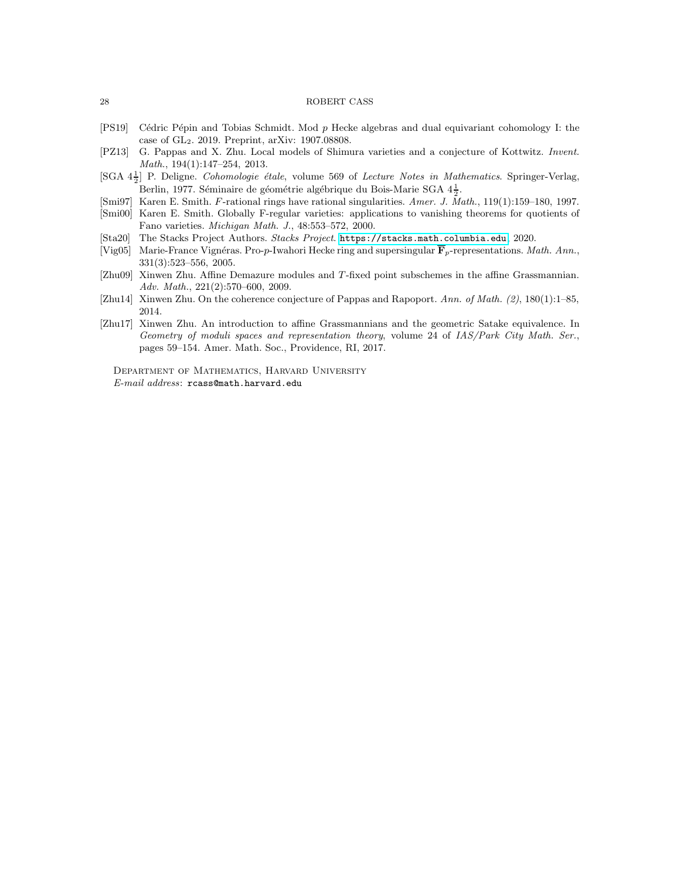[PS19] Cédric Pépin and Tobias Schmidt. Mod $p$ Hecke algebras and dual equivariant cohomology I: the case of $\mathrm{GL}_2$. 2019. Preprint, arXiv: 1907.08808.

[PZ13] G. Pappas and X. Zhu. Local models of Shimura varieties and a conjecture of Kottwitz. *Invent. Math.*, 194(1):147–254, 2013.

[SGA $4\frac{1}{2}$] P. Deligne. *Cohomologie étale*, volume 569 of *Lecture Notes in Mathematics*. Springer-Verlag, Berlin, 1977. Séminaire de géométrie algébrique du Bois-Marie SGA $4\frac{1}{2}$.

[Smi97] Karen E. Smith. $F$-rational rings have rational singularities. *Amer. J. Math.*, 119(1):159–180, 1997.

[Smi00] Karen E. Smith. Globally F-regular varieties: applications to vanishing theorems for quotients of Fano varieties. *Michigan Math. J.*, 48:553–572, 2000.

[Sta20] The Stacks Project Authors. *Stacks Project*. https://stacks.math.columbia.edu, 2020.

[Vig05] Marie-France Vignéras. Pro-$p$-Iwahori Hecke ring and supersingular $\overline{\mathbf{F}}_p$-representations. *Math. Ann.*, 331(3):523–556, 2005.

[Zhu09] Xinwen Zhu. Affine Demazure modules and $T$-fixed point subschemes in the affine Grassmannian. *Adv. Math.*, 221(2):570–600, 2009.

[Zhu14] Xinwen Zhu. On the coherence conjecture of Pappas and Rapoport. *Ann. of Math. (2)*, 180(1):1–85, 2014.

[Zhu17] Xinwen Zhu. An introduction to affine Grassmannians and the geometric Satake equivalence. In *Geometry of moduli spaces and representation theory*, volume 24 of *IAS/Park City Math. Ser.*, pages 59–154. Amer. Math. Soc., Providence, RI, 2017.

Department of Mathematics, Harvard University
*E-mail address*: rcass@math.harvard.edu